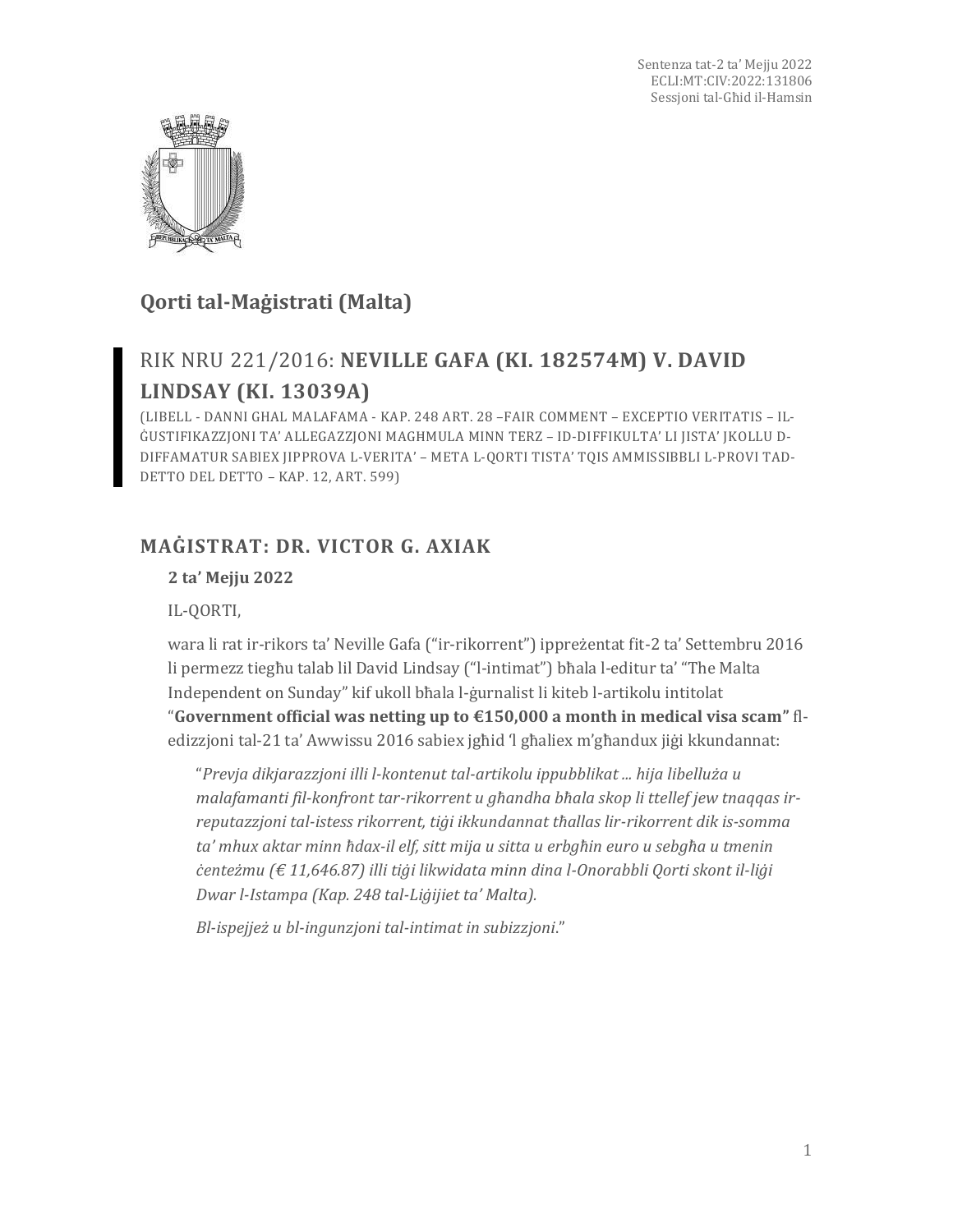## Qorti tal-Maġistrati (Malta)

## RIK NRU 221/2016: **NEVILLE GAFA (KI. 182574M) V. DAVID LINDSAY (KI. 13039A)**

(LIBELL - DANNI GHAL MALAFAMA - KAP. 248 ART. 28 –FAIR COMMENT – EXCEPTIO VERITATIS – IL-ĠUSTIFIKAZZJONI TA' ALLEGAZZJONI MAGĦMULA MINN TERZ – ID-DIFFIKULTA' LI JISTA' JKOLLU D-DIFFAMATUR SABIEX JIPPROVA L-VERITA' – META L-QORTI TISTA' TQIS AMMISSIBBLI L-PROVI TAD-DETTO DEL DETTO – KAP. 12, ART. 599)

## MAĠISTRAT: DR. VICTOR G. AXIAK

**2 ta' Mejju 2022**

IL-QORTI,

wara li rat ir-rikors ta' Neville Gafa ("ir-rikorrent") ippreżentat fit-2 ta' Settembru 2016 li permezz tiegħu talab lil David Lindsay ("l-intimat") bħala l-editur ta' "The Malta Independent on Sunday" kif ukoll bħala l-ġurnalist li kiteb l-artikolu intitolat "**Government official was netting up to €150,000 a month in medical visa scam**" fl-edizzjoni tal-21 ta' Awwissu 2016 sabiex jgħid 'l għaliex m'għandux jiġi kkundannat:

> "*Prevja dikjarazzjoni illi l-kontenut tal-artikolu ippubblikat ... hija libelluża u malafamanti fil-konfront tar-rikorrent u għandha bħala skop li ttellef jew tnaqqas ir-reputazzjoni tal-istess rikorrent, tiġi ikkundannat tħallas lir-rikorrent dik is-somma ta' mhux aktar minn ħdax-il elf, sitt mija u sitta u erbgħin euro u sebgħa u tmenin ċenteżmu (€ 11,646.87) illi tiġi likwidata minn dina l-Onorabbli Qorti skont il-liġi Dwar l-Istampa (Kap. 248 tal-Liġijiet ta' Malta).*
>
> *Bl-ispejjeż u bl-ingunzjoni tal-intimat in subizzjoni*."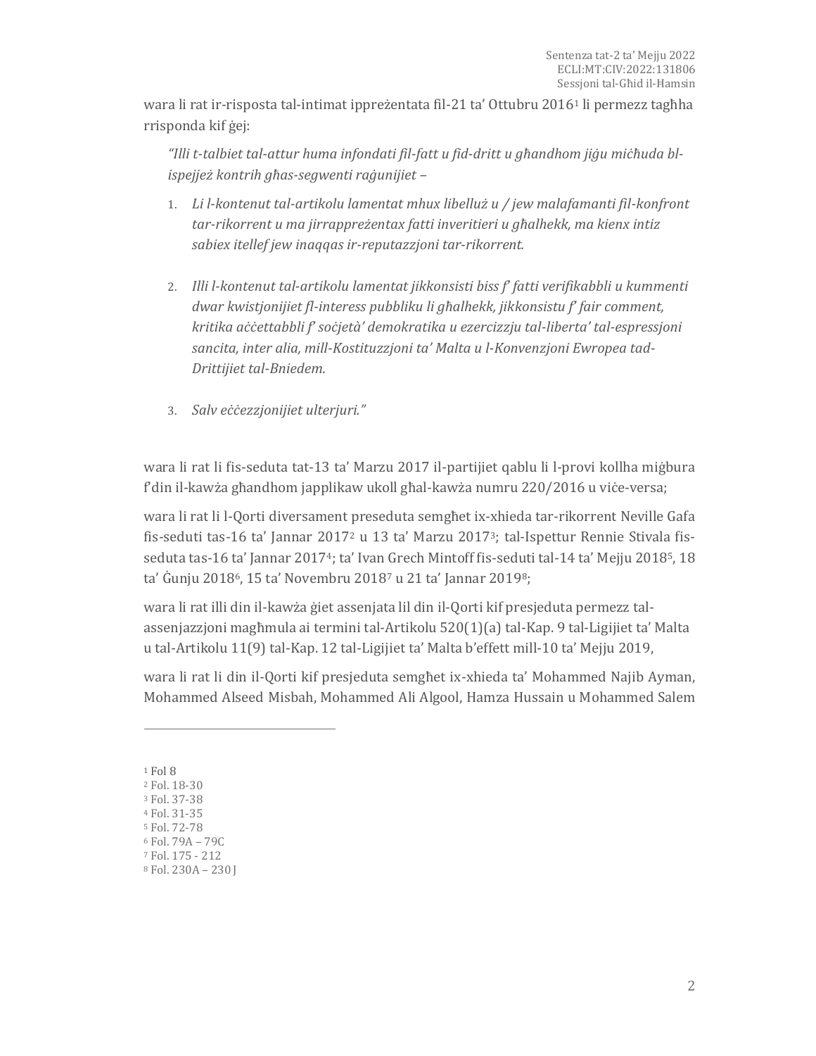wara li rat ir-risposta tal-intimat ippreżentata fil-21 ta' Ottubru 2016[1] li permezz tagħha rrisponda kif ġej:

> *"Illi t-talbiet tal-attur huma infondati fil-fatt u fid-dritt u għandhom jiġu miċħuda bl-ispejjeż kontrih għas-segwenti raġunijiet –*
>
> 1. *Li l-kontenut tal-artikolu lamentat mhux libelluż u / jew malafamanti fil-konfront tar-rikorrent u ma jirrappreżentax fatti inveritieri u għalhekk, ma kienx intiż sabiex itellef jew inaqqas ir-reputazzjoni tar-rikorrent.*
>
> 2. *Illi l-kontenut tal-artikolu lamentat jikkonsisti biss f' fatti verifikabbli u kummenti dwar kwistjonijiet fl-interess pubbliku li għalhekk, jikkonsistu f' fair comment, kritika aċċettabbli f' soċjetà' demokratika u ezercizzju tal-liberta' tal-espressjoni sancita, inter alia, mill-Kostituzzjoni ta' Malta u l-Konvenzjoni Ewropea tad-Drittijiet tal-Bniedem.*
>
> 3. *Salv eċċezzjonijiet ulterjuri."*

wara li rat li fis-seduta tat-13 ta' Marzu 2017 il-partijiet qablu li l-provi kollha miġbura f'din il-kawża għandhom japplikaw ukoll għal-kawża numru 220/2016 u viċe-versa;

wara li rat li l-Qorti diversament preseduta semgħet ix-xhieda tar-rikorrent Neville Gafa fis-seduti tas-16 ta' Jannar 2017[2] u 13 ta' Marzu 2017[3]; tal-Ispettur Rennie Stivala fis-seduta tas-16 ta' Jannar 2017[4]; ta' Ivan Grech Mintoff fis-seduti tal-14 ta' Mejju 2018[5], 18 ta' Ġunju 2018[6], 15 ta' Novembru 2018[7] u 21 ta' Jannar 2019[8];

wara li rat illi din il-kawża ġiet assenjata lil din il-Qorti kif presjeduta permezz tal-assenjazzjoni magħmula ai termini tal-Artikolu 520(1)(a) tal-Kap. 9 tal-Ligijiet ta' Malta u tal-Artikolu 11(9) tal-Kap. 12 tal-Ligijiet ta' Malta b'effett mill-10 ta' Mejju 2019,

wara li rat li din il-Qorti kif presjeduta semgħet ix-xhieda ta' Mohammed Najib Ayman, Mohammed Alseed Misbah, Mohammed Ali Algool, Hamza Hussain u Mohammed Salem

---

[1] Fol 8
[2] Fol. 18-30
[3] Fol. 37-38
[4] Fol. 31-35
[5] Fol. 72-78
[6] Fol. 79A – 79C
[7] Fol. 175 - 212
[8] Fol. 230A – 230J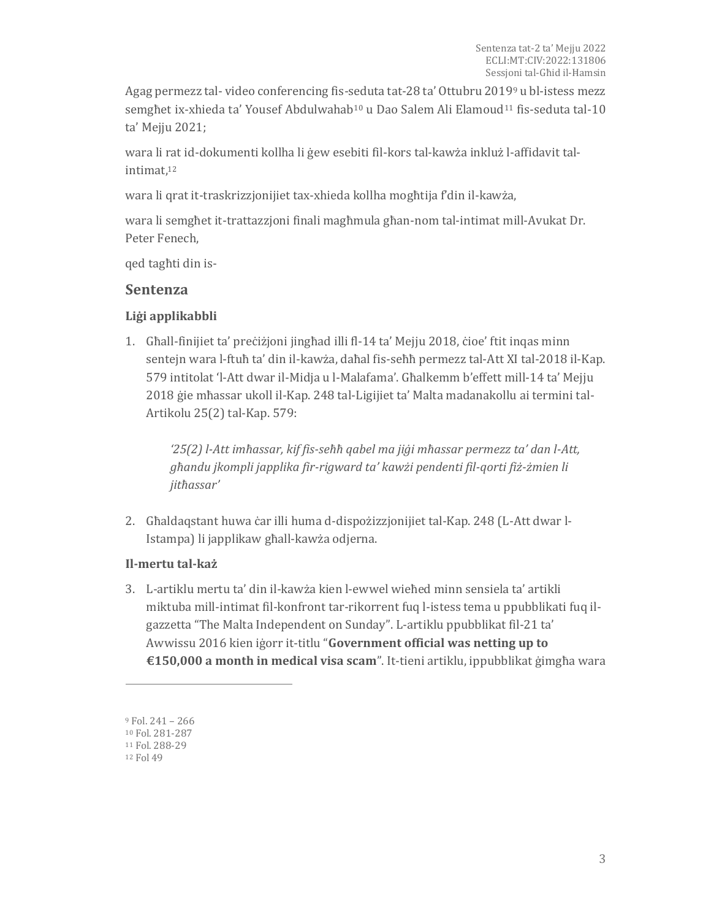Agag permezz tal- video conferencing fis-seduta tat-28 ta' Ottubru 2019[9] u bl-istess mezz semgħet ix-xhieda ta' Yousef Abdulwahab[10] u Dao Salem Ali Elamoud[11] fis-seduta tal-10 ta' Mejju 2021;

wara li rat id-dokumenti kollha li ġew esebiti fil-kors tal-kawża inkluż l-affidavit tal-intimat,[12]

wara li qrat it-traskrizzjonijiet tax-xhieda kollha mogħtija f'din il-kawża,

wara li semgħet it-trattazzjoni finali magħmula għan-nom tal-intimat mill-Avukat Dr. Peter Fenech,

qed tagħti din is-

## Sentenza

### Liġi applikabbli

1. Għall-finijiet ta' preċiżjoni jingħad illi fl-14 ta' Mejju 2018, ċioe' ftit inqas minn sentejn wara l-ftuħ ta' din il-kawża, daħal fis-seħħ permezz tal-Att XI tal-2018 il-Kap. 579 intitolat 'l-Att dwar il-Midja u l-Malafama'. Għalkemm b'effett mill-14 ta' Mejju 2018 ġie mħassar ukoll il-Kap. 248 tal-Ligijiet ta' Malta madanakollu ai termini tal-Artikolu 25(2) tal-Kap. 579:

   > *'25(2) l-Att imħassar, kif fis-seħħ qabel ma jiġi mħassar permezz ta' dan l-Att, għandu jkompli japplika fir-rigward ta' kawżi pendenti fil-qorti fiż-żmien li jitħassar'*

2. Għaldaqstant huwa ċar illi huma d-dispożizzjonijiet tal-Kap. 248 (L-Att dwar l-Istampa) li japplikaw għall-kawża odjerna.

### Il-mertu tal-każ

3. L-artiklu mertu ta' din il-kawża kien l-ewwel wieħed minn sensiela ta' artikli miktuba mill-intimat fil-konfront tar-rikorrent fuq l-istess tema u ppubblikati fuq il-gazzetta "The Malta Independent on Sunday". L-artiklu ppubblikat fil-21 ta' Awwissu 2016 kien iġorr it-titlu "**Government official was netting up to €150,000 a month in medical visa scam**". It-tieni artiklu, ippubblikat ġimgħa wara

---

[9] Fol. 241 – 266
[10] Fol. 281-287
[11] Fol. 288-29
[12] Fol 49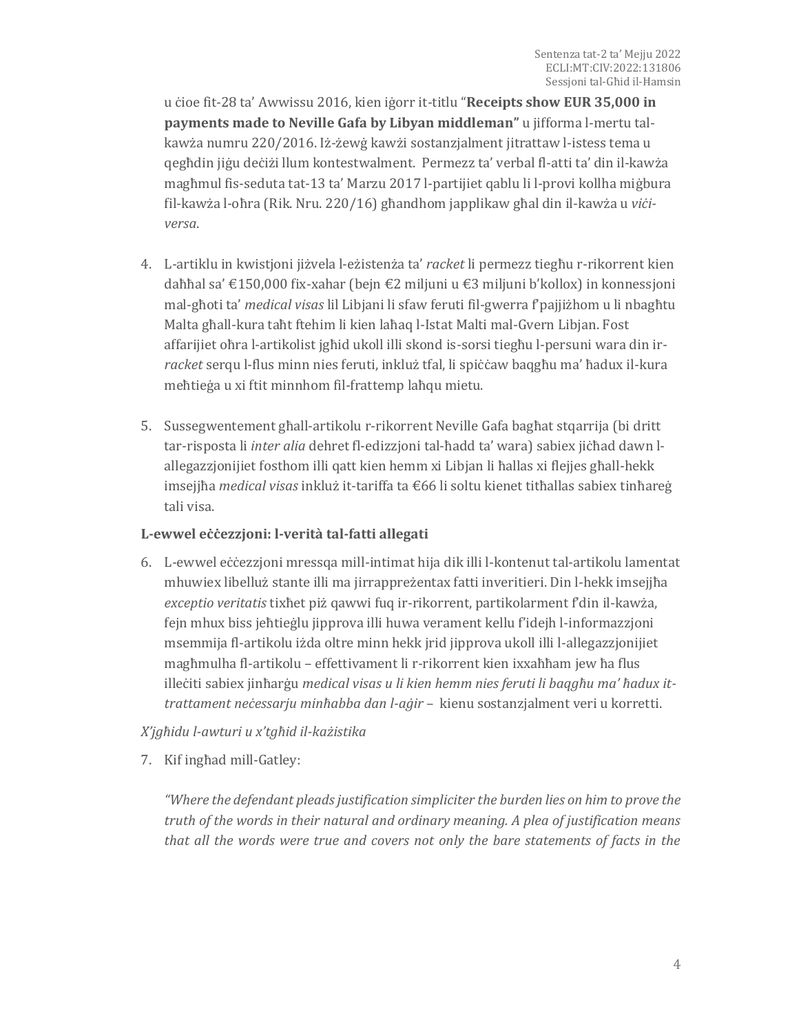u ċioe fit-28 ta' Awwissu 2016, kien iġorr it-titlu "**Receipts show EUR 35,000 in payments made to Neville Gafa by Libyan middleman"** u jifforma l-mertu tal-kawża numru 220/2016. Iż-żewġ kawżi sostanzjalment jitrattaw l-istess tema u qegħdin jiġu deċiżi llum kontestwalment. Permezz ta' verbal fl-atti ta' din il-kawża magħmul fis-seduta tat-13 ta' Marzu 2017 l-partijiet qablu li l-provi kollha miġbura fil-kawża l-oħra (Rik. Nru. 220/16) għandhom japplikaw għal din il-kawża u *viċi-versa*.

4. L-artiklu in kwistjoni jiżvela l-eżistenża ta' *racket* li permezz tiegħu r-rikorrent kien daħħal sa' €150,000 fix-xahar (bejn €2 miljuni u €3 miljuni b'kollox) in konnessjoni mal-għoti ta' *medical visas* lil Libjani li sfaw feruti fil-gwerra f'pajjiżhom u li nbagħtu Malta għall-kura taħt ftehim li kien laħaq l-Istat Malti mal-Gvern Libjan. Fost affarijiet oħra l-artikolist jgħid ukoll illi skond is-sorsi tiegħu l-persuni wara din ir-*racket* serqu l-flus minn nies feruti, inkluż tfal, li spiċċaw baqgħu ma' ħadux il-kura meħtieġa u xi ftit minnhom fil-frattemp laħqu mietu.

5. Sussegwentement għall-artikolu r-rikorrent Neville Gafa bagħat stqarrija (bi dritt tar-risposta li *inter alia* dehret fl-edizzjoni tal-ħadd ta' wara) sabiex jiċħad dawn l-allegazzjonijiet fosthom illi qatt kien hemm xi Libjan li ħallas xi flejjes għall-hekk imsejjħa *medical visas* inkluż it-tariffa ta €66 li soltu kienet titħallas sabiex tinħareġ tali visa.

**L-ewwel eċċezzjoni: l-verità tal-fatti allegati**

6. L-ewwel eċċezzjoni mressqa mill-intimat hija dik illi l-kontenut tal-artikolu lamentat mhuwiex libelluż stante illi ma jirrappreżentax fatti inveritieri. Din l-hekk imsejjħa *exceptio veritatis* tixħet piż qawwi fuq ir-rikorrent, partikolarment f'din il-kawża, fejn mhux biss jeħtieġlu jipprova illi huwa verament kellu f'idejh l-informazzjoni msemmija fl-artikolu iżda oltre minn hekk jrid jipprova ukoll illi l-allegazzjonijiet magħmulha fl-artikolu – effettivament li r-rikorrent kien ixxaħħam jew ħa flus illeċiti sabiex jinħarġu *medical visas u li kien hemm nies feruti li baqgħu ma' ħadux it-trattament neċessarju minħabba dan l-aġir* – kienu sostanzjalment veri u korretti.

*X'jgħidu l-awturi u x'tgħid il-każistika*

7. Kif ingħad mill-Gatley:

   *"Where the defendant pleads justification simpliciter the burden lies on him to prove the truth of the words in their natural and ordinary meaning. A plea of justification means that all the words were true and covers not only the bare statements of facts in the*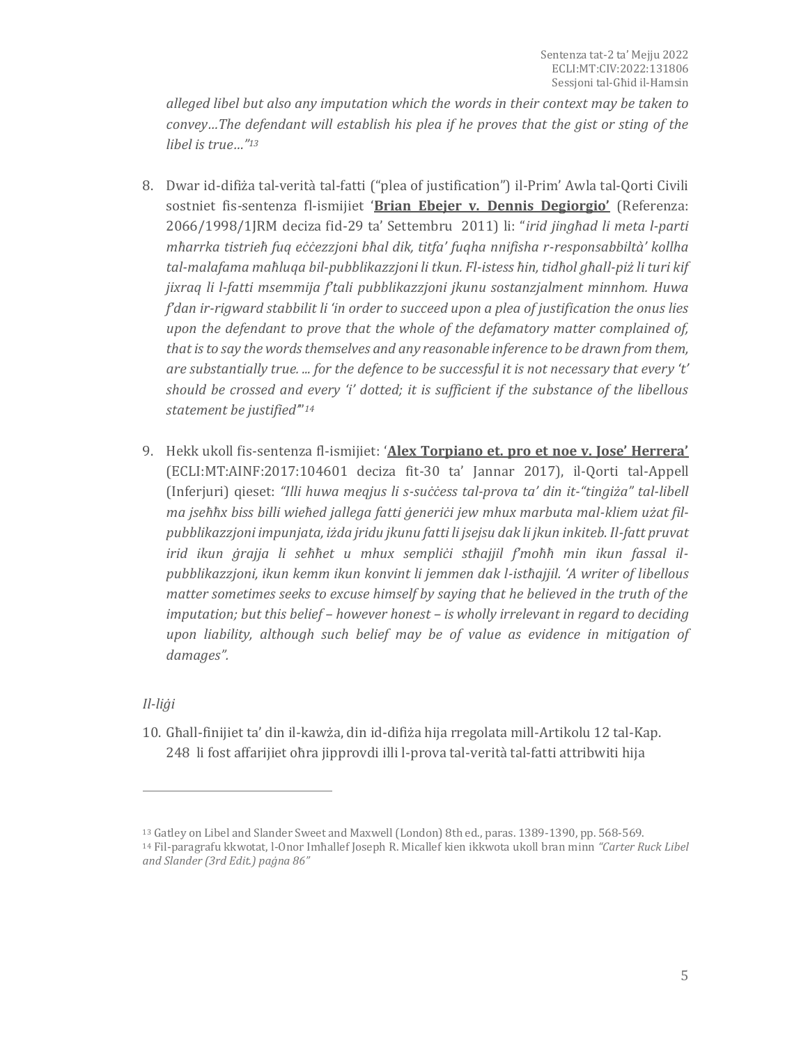*alleged libel but also any imputation which the words in their context may be taken to convey…The defendant will establish his plea if he proves that the gist or sting of the libel is true…"*[13]

8. Dwar id-difiża tal-verità tal-fatti ("plea of justification") il-Prim' Awla tal-Qorti Civili sostniet fis-sentenza fl-ismijiet '**Brian Ebejer v. Dennis Degiorgio'** (Referenza: 2066/1998/1JRM deciza fid-29 ta' Settembru 2011) li: "*irid jingħad li meta l-parti mħarrka tistrieħ fuq eċċezzjoni bħal dik, titfa' fuqha nnifisha r-responsabbiltà' kollha tal-malafama maħluqa bil-pubblikazzjoni li tkun. Fl-istess ħin, tidħol għall-piż li turi kif jixraq li l-fatti msemmija f'tali pubblikazzjoni jkunu sostanzjalment minnhom. Huwa f'dan ir-rigward stabbilit li 'in order to succeed upon a plea of justification the onus lies upon the defendant to prove that the whole of the defamatory matter complained of, that is to say the words themselves and any reasonable inference to be drawn from them, are substantially true. ... for the defence to be successful it is not necessary that every 't' should be crossed and every 'i' dotted; it is sufficient if the substance of the libellous statement be justified*"'[14]

9. Hekk ukoll fis-sentenza fl-ismijiet: '**Alex Torpiano et. pro et noe v. Jose' Herrera'** (ECLI:MT:AINF:2017:104601 deciza fit-30 ta' Jannar 2017), il-Qorti tal-Appell (Inferjuri) qieset: *"Illi huwa meqjus li s-suċċess tal-prova ta' din it-"tingiża" tal-libell ma jseħħx biss billi wieħed jallega fatti ġeneriċi jew mhux marbuta mal-kliem użat fil-pubblikazzjoni impunjata, iżda jridu jkunu fatti li jsejsu dak li jkun inkiteb. Il-fatt pruvat irid ikun ġrajja li seħħet u mhux sempliċi sħajjil f'moħħ min ikun fassal il-pubblikazzjoni, ikun kemm ikun konvint li jemmen dak l-istħajjil. 'A writer of libellous matter sometimes seeks to excuse himself by saying that he believed in the truth of the imputation; but this belief – however honest – is wholly irrelevant in regard to deciding upon liability, although such belief may be of value as evidence in mitigation of damages".*

*Il-liġi*

10. Għall-finijiet ta' din il-kawża, din id-difiża hija rregolata mill-Artikolu 12 tal-Kap. 248 li fost affarijiet oħra jipprovdi illi l-prova tal-verità tal-fatti attribwiti hija

---

[13] Gatley on Libel and Slander Sweet and Maxwell (London) 8th ed., paras. 1389-1390, pp. 568-569.

[14] Fil-paragrafu kkwotat, l-Onor Imħallef Joseph R. Micallef kien ikkwota ukoll bran minn *"Carter Ruck Libel and Slander (3rd Edit.) paġna 86"*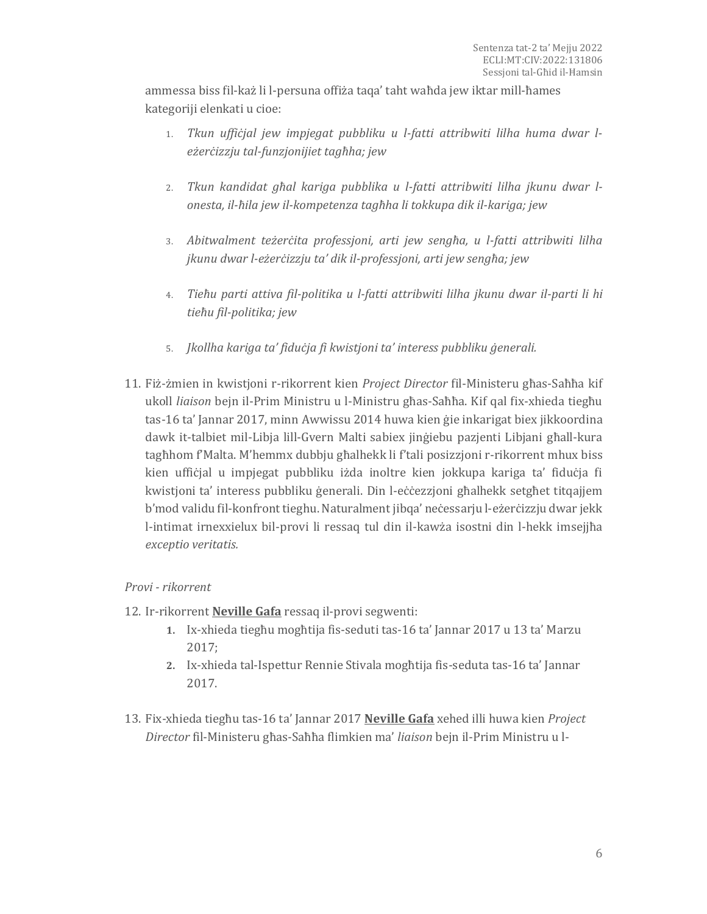ammessa biss fil-każ li l-persuna offiża taqa' taħt waħda jew iktar mill-ħames kategoriji elenkati u cioe:

1. *Tkun uffiċjal jew impjegat pubbliku u l-fatti attribwiti lilha huma dwar l-eżerċizzju tal-funzjonijiet tagħha; jew*

2. *Tkun kandidat għal kariga pubblika u l-fatti attribwiti lilha jkunu dwar l-onesta, il-ħila jew il-kompetenza tagħha li tokkupa dik il-kariga; jew*

3. *Abitwalment teżerċita professjoni, arti jew sengħa, u l-fatti attribwiti lilha jkunu dwar l-eżerċizzju ta' dik il-professjoni, arti jew sengħa; jew*

4. *Tieħu parti attiva fil-politika u l-fatti attribwiti lilha jkunu dwar il-parti li hi tieħu fil-politika; jew*

5. *Jkollha kariga ta' fiduċja fi kwistjoni ta' interess pubbliku ġenerali.*

11. Fiż-żmien in kwistjoni r-rikorrent kien *Project Director* fil-Ministeru għas-Saħħa kif ukoll *liaison* bejn il-Prim Ministru u l-Ministru għas-Saħħa. Kif qal fix-xhieda tiegħu tas-16 ta' Jannar 2017, minn Awwissu 2014 huwa kien ġie inkarigat biex jikkoordina dawk it-talbiet mil-Libja lill-Gvern Malti sabiex jinġiebu pazjenti Libjani għall-kura tagħhom f'Malta. M'hemmx dubbju għalhekk li f'tali posizzjoni r-rikorrent mhux biss kien uffiċjal u impjegat pubbliku iżda inoltre kien jokkupa kariga ta' fiduċja fi kwistjoni ta' interess pubbliku ġenerali. Din l-eċċezzjoni għalhekk setgħet titqajjem b'mod validu fil-konfront tiegħu. Naturalment jibqa' neċessarju l-eżerċizzju dwar jekk l-intimat irnexxielux bil-provi li ressaq tul din il-kawża isostni din l-hekk imsejjħa *exceptio veritatis.*

*Provi - rikorrent*

12. Ir-rikorrent **Neville Gafa** ressaq il-provi segwenti:
    1. Ix-xhieda tiegħu mogħtija fis-seduti tas-16 ta' Jannar 2017 u 13 ta' Marzu 2017;
    2. Ix-xhieda tal-Ispettur Rennie Stivala mogħtija fis-seduta tas-16 ta' Jannar 2017.

13. Fix-xhieda tiegħu tas-16 ta' Jannar 2017 **Neville Gafa** xehed illi huwa kien *Project Director* fil-Ministeru għas-Saħħa flimkien ma' *liaison* bejn il-Prim Ministru u l-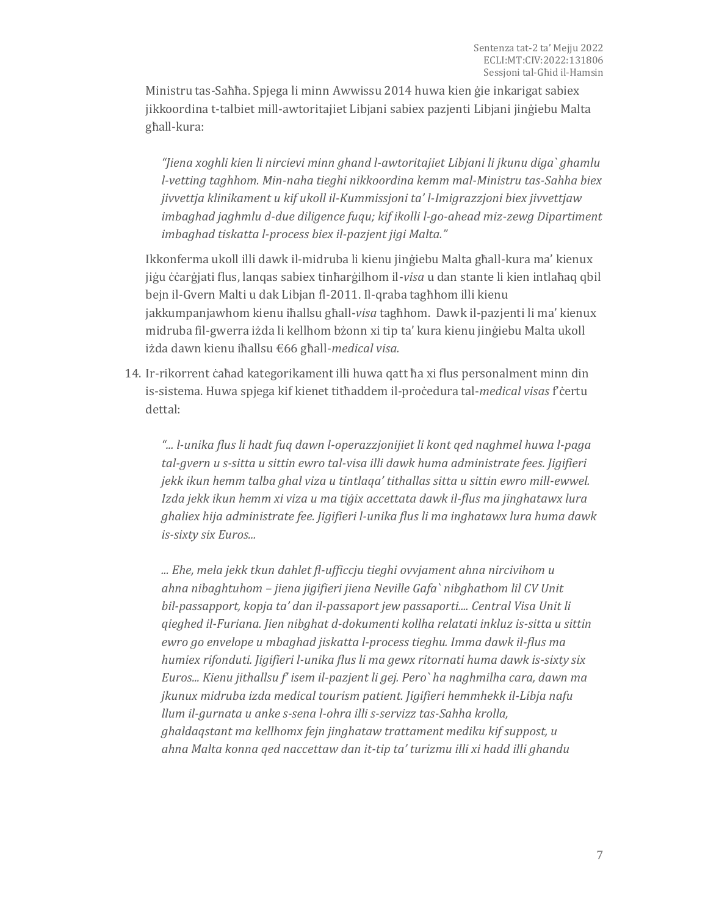Ministru tas-Saħħa. Spjega li minn Awwissu 2014 huwa kien ġie inkarigat sabiex jikkoordina t-talbiet mill-awtoritajiet Libjani sabiex pazjenti Libjani jinġiebu Malta għall-kura:

> *"Jiena xoghli kien li nircievi minn ghand l-awtoritajiet Libjani li jkunu diga` ghamlu l-vetting taghhom. Min-naha tieghi nikkoordina kemm mal-Ministru tas-Sahha biex jivvettja klinikament u kif ukoll il-Kummissjoni ta' l-Imigrazzjoni biex jivvettjaw imbaghad jaghmlu d-due diligence fuqu; kif ikolli l-go-ahead miz-zewg Dipartiment imbaghad tiskatta l-process biex il-pazjent jigi Malta."*

Ikkonferma ukoll illi dawk il-midruba li kienu jinġiebu Malta għall-kura ma' kienux jiġu ċċarġjati flus, lanqas sabiex tinħarġilhom il-*visa* u dan stante li kien intlaħaq qbil bejn il-Gvern Malti u dak Libjan fl-2011. Il-qraba tagħhom illi kienu jakkumpanjawhom kienu iħallsu għall-*visa* tagħhom. Dawk il-pazjenti li ma' kienux midruba fil-gwerra iżda li kellhom bżonn xi tip ta' kura kienu jinġiebu Malta ukoll iżda dawn kienu iħallsu €66 għall-*medical visa.*

14. Ir-rikorrent ċaħad kategorikament illi huwa qatt ħa xi flus personalment minn din is-sistema. Huwa spjega kif kienet titħaddem il-proċedura tal-*medical visas* f'ċertu dettal:

> *"... l-unika flus li hadt fuq dawn l-operazzjonijiet li kont qed naghmel huwa l-paga tal-gvern u s-sitta u sittin ewro tal-visa illi dawk huma administrate fees. Jigifieri jekk ikun hemm talba ghal viza u tintlaqa' tithallas sitta u sittin ewro mill-ewwel. Izda jekk ikun hemm xi viza u ma tiġix accettata dawk il-flus ma jinghatawx lura ghaliex hija administrate fee. Jigifieri l-unika flus li ma inghatawx lura huma dawk is-sixty six Euros...*
>
> *... Ehe, mela jekk tkun dahlet fl-ufficcju tieghi ovvjament ahna nircivihom u ahna nibaghtuhom – jiena jigifieri jiena Neville Gafa` nibghathom lil CV Unit bil-passapport, kopja ta' dan il-passaport jew passaporti.... Central Visa Unit li qieghed il-Furiana. Jien nibghat d-dokumenti kollha relatati inkluz is-sitta u sittin ewro go envelope u mbaghad jiskatta l-process tieghu. Imma dawk il-flus ma humiex rifonduti. Jigifieri l-unika flus li ma gewx ritornati huma dawk is-sixty six Euros... Kienu jithallsu f' isem il-pazjent li gej. Pero` ha naghmilha cara, dawn ma jkunux midruba izda medical tourism patient. Jigifieri hemmhekk il-Libja nafu llum il-gurnata u anke s-sena l-ohra illi s-servizz tas-Sahha krolla, ghaldaqstant ma kellhomx fejn jinghataw trattament mediku kif suppost, u ahna Malta konna qed naccettaw dan it-tip ta' turizmu illi xi hadd illi ghandu*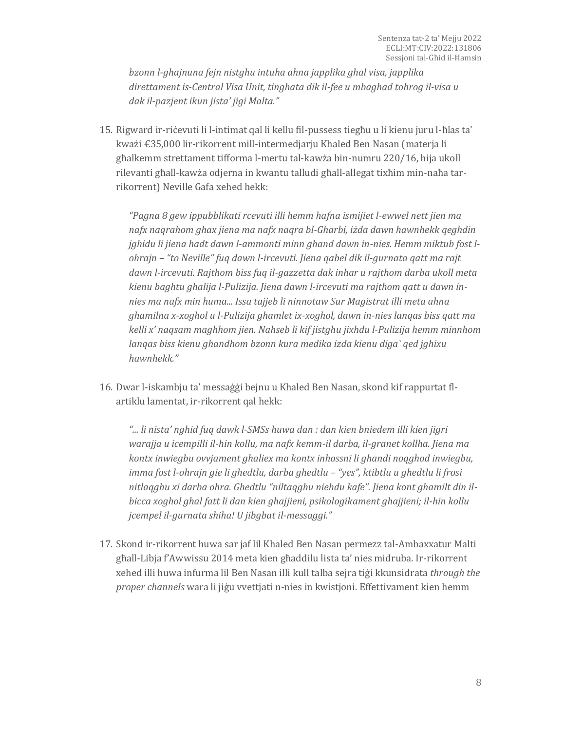*bzonn l-ghajnuna fejn nistghu intuha ahna japplika ghal visa, japplika direttament is-Central Visa Unit, tinghata dik il-fee u mbaghad tohrog il-visa u dak il-pazjent ikun jista' jigi Malta."*

15. Rigward ir-riċevuti li l-intimat qal li kellu fil-pussess tiegħu u li kienu juru l-ħlas ta' kważi €35,000 lir-rikorrent mill-intermedjarju Khaled Ben Nasan (materja li għalkemm strettament tifforma l-mertu tal-kawża bin-numru 220/16, hija ukoll rilevanti għall-kawża odjerna in kwantu talludi għall-allegat tixħim min-naħa tar-rikorrent) Neville Gafa xehed hekk:

    *"Pagna 8 gew ippubblikati rcevuti illi hemm hafna ismijiet l-ewwel nett jien ma nafx naqrahom ghax jiena ma nafx naqra bl-Gharbi, iżda dawn hawnhekk qeghdin jghidu li jiena hadt dawn l-ammonti minn ghand dawn in-nies. Hemm miktub fost l-ohrajn – "to Neville" fuq dawn l-ircevuti. Jiena qabel dik il-gurnata qatt ma rajt dawn l-ircevuti. Rajthom biss fuq il-gazzetta dak inhar u rajthom darba ukoll meta kienu baghtu ghalija l-Pulizija. Jiena dawn l-ircevuti ma rajthom qatt u dawn in-nies ma nafx min huma... Issa tajjeb li ninnotaw Sur Magistrat illi meta ahna ghamilna x-xoghol u l-Pulizija ghamlet ix-xoghol, dawn in-nies lanqas biss qatt ma kelli x' naqsam maghhom jien. Nahseb li kif jistghu jixhdu l-Pulizija hemm minnhom lanqas biss kienu ghandhom bzonn kura medika izda kienu diga` qed jghixu hawnhekk."*

16. Dwar l-iskambju ta' messaġġi bejnu u Khaled Ben Nasan, skond kif rappurtat fl-artiklu lamentat, ir-rikorrent qal hekk:

    *"... li nista' nghid fuq dawk l-SMSs huwa dan : dan kien bniedem illi kien jigri warajja u icempilli il-hin kollu, ma nafx kemm-il darba, il-granet kollha. Jiena ma kontx inwiegbu ovvjament ghaliex ma kontx inhossni li ghandi noqghod inwiegbu, imma fost l-ohrajn gie li ghedtlu, darba ghedtlu – "yes", ktibtlu u ghedtlu li frosi nitlaqghu xi darba ohra. Ghedtlu "niltaqghu niehdu kafe". Jiena kont ghamilt din il-bicca xoghol ghal fatt li dan kien ghajjieni, psikologikament ghajjieni; il-hin kollu jcempel il-gurnata shiha! U jibgbat il-messaggi."*

17. Skond ir-rikorrent huwa sar jaf lil Khaled Ben Nasan permezz tal-Ambaxxatur Malti għall-Libja f'Awwissu 2014 meta kien għaddilu lista ta' nies midruba. Ir-rikorrent xehed illi huwa infurma lil Ben Nasan illi kull talba sejra tiġi kkunsidrata *through the proper channels* wara li jiġu vvettjati n-nies in kwistjoni. Effettivament kien hemm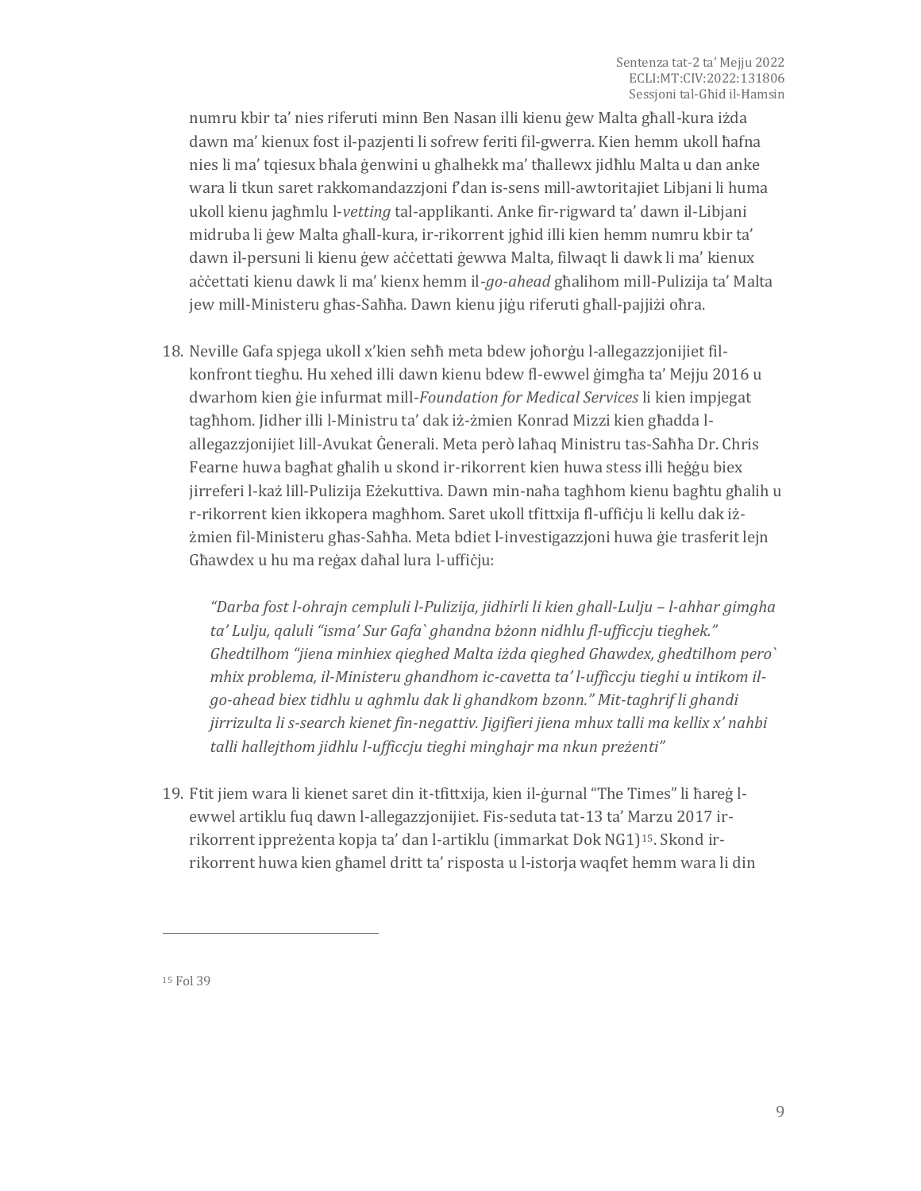numru kbir ta' nies riferuti minn Ben Nasan illi kienu ġew Malta għall-kura iżda dawn ma' kienux fost il-pazjenti li sofrew feriti fil-gwerra. Kien hemm ukoll ħafna nies li ma' tqiesux bħala ġenwini u għalhekk ma' tħallewx jidħlu Malta u dan anke wara li tkun saret rakkomandazzjoni f'dan is-sens mill-awtoritajiet Libjani li huma ukoll kienu jagħmlu l-*vetting* tal-applikanti. Anke fir-rigward ta' dawn il-Libjani midruba li ġew Malta għall-kura, ir-rikorrent jgħid illi kien hemm numru kbir ta' dawn il-persuni li kienu ġew aċċettati ġewwa Malta, filwaqt li dawk li ma' kienux aċċettati kienu dawk li ma' kienx hemm il-*go-ahead* għalihom mill-Pulizija ta' Malta jew mill-Ministeru għas-Saħħa. Dawn kienu jiġu riferuti għall-pajjiżi oħra.

18. Neville Gafa spjega ukoll x'kien seħħ meta bdew joħorġu l-allegazzjonijiet fil-konfront tiegħu. Hu xehed illi dawn kienu bdew fl-ewwel ġimgħa ta' Mejju 2016 u dwarhom kien ġie infurmat mill-*Foundation for Medical Services* li kien impjegat tagħhom. Jidher illi l-Ministru ta' dak iż-żmien Konrad Mizzi kien għadda l-allegazzjonijiet lill-Avukat Ġenerali. Meta però laħaq Ministru tas-Saħħa Dr. Chris Fearne huwa bagħat għalih u skond ir-rikorrent kien huwa stess illi ħeġġu biex jirreferi l-każ lill-Pulizija Eżekuttiva. Dawn min-naħa tagħhom kienu bagħtu għalih u r-rikorrent kien ikkopera magħhom. Saret ukoll tfittxija fl-uffiċju li kellu dak iż-żmien fil-Ministeru għas-Saħħa. Meta bdiet l-investigazzjoni huwa ġie trasferit lejn Għawdex u hu ma reġax daħal lura l-uffiċju:

> *"Darba fost l-ohrajn cempluli l-Pulizija, jidhirli li kien ghall-Lulju – l-ahhar gimgha ta' Lulju, qaluli "isma' Sur Gafa` ghandna bżonn nidhlu fl-ufficcju tieghek." Ghedtilhom "jiena minhiex qieghed Malta iżda qieghed Ghawdex, ghedtilhom pero` mhix problema, il-Ministeru ghandhom ic-cavetta ta' l-ufficcju tieghi u intikom il-go-ahead biex tidhlu u aghmlu dak li ghandkom bzonn." Mit-taghrif li ghandi jirrizulta li s-search kienet fin-negattiv. Jigifieri jiena mhux talli ma kellix x' nahbi talli hallejthom jidhlu l-ufficcju tieghi minghajr ma nkun preżenti"*

19. Ftit jiem wara li kienet saret din it-tfittxija, kien il-ġurnal "The Times" li ħareġ l-ewwel artiklu fuq dawn l-allegazzjonijiet. Fis-seduta tat-13 ta' Marzu 2017 ir-rikorrent ippreżenta kopja ta' dan l-artiklu (immarkat Dok NG1)[15]. Skond ir-rikorrent huwa kien għamel dritt ta' risposta u l-istorja waqfet hemm wara li din

[15] Fol 39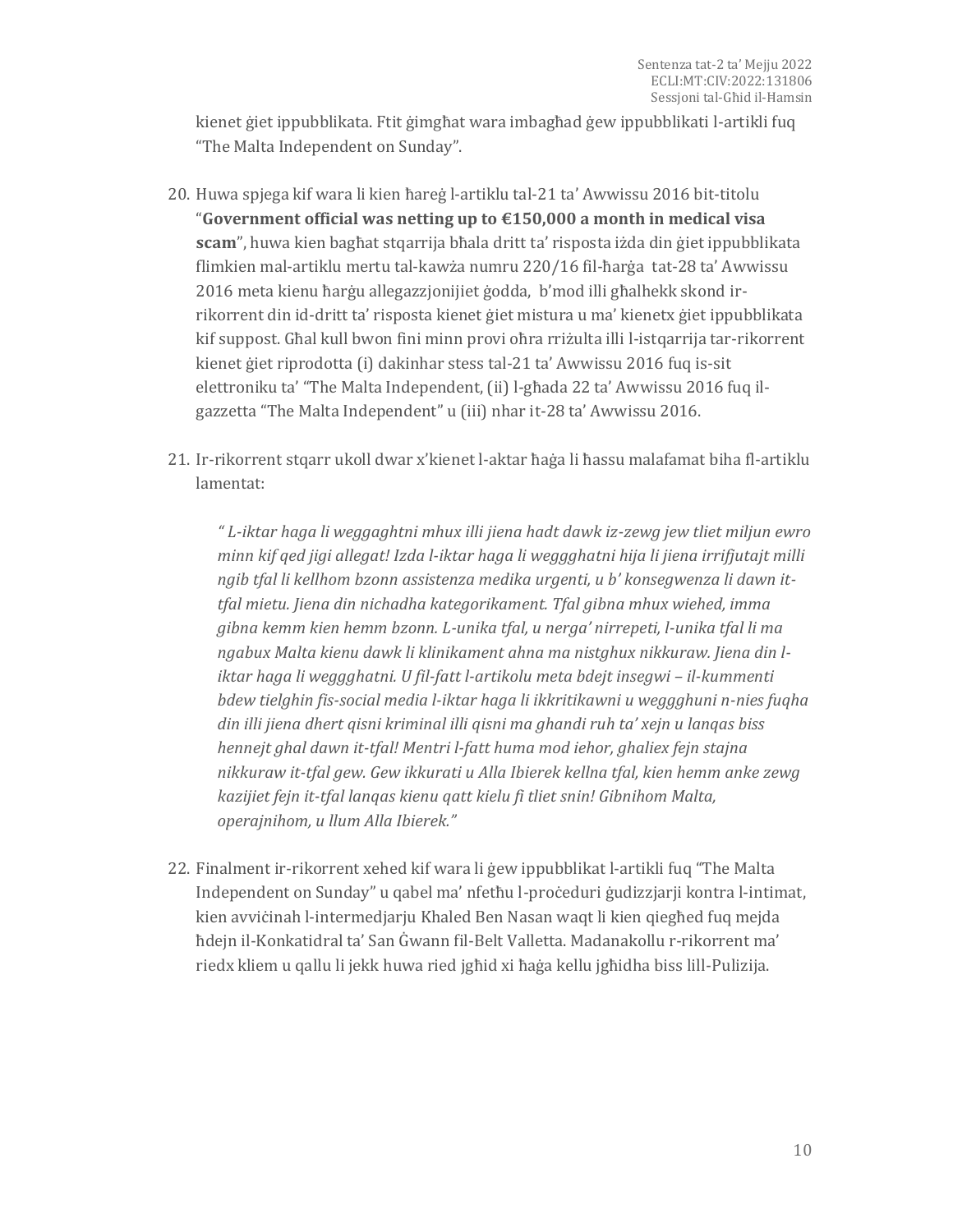kienet ġiet ippubblikata. Ftit ġimgħat wara imbagħad ġew ippubblikati l-artikli fuq "The Malta Independent on Sunday".

20. Huwa spjega kif wara li kien ħareġ l-artiklu tal-21 ta' Awwissu 2016 bit-titolu "**Government official was netting up to €150,000 a month in medical visa scam**", huwa kien bagħat stqarrija bħala dritt ta' risposta iżda din ġiet ippubblikata flimkien mal-artiklu mertu tal-kawża numru 220/16 fil-ħarġa tat-28 ta' Awwissu 2016 meta kienu ħarġu allegazzjonijiet ġodda, b'mod illi għalhekk skond ir-rikorrent din id-dritt ta' risposta kienet ġiet mistura u ma' kienetx ġiet ippubblikata kif suppost. Għal kull bwon fini minn provi oħra rriżulta illi l-istqarrija tar-rikorrent kienet ġiet riprodotta (i) dakinhar stess tal-21 ta' Awwissu 2016 fuq is-sit elettroniku ta' "The Malta Independent, (ii) l-għada 22 ta' Awwissu 2016 fuq il-gazzetta "The Malta Independent" u (iii) nhar it-28 ta' Awwissu 2016.

21. Ir-rikorrent stqarr ukoll dwar x'kienet l-aktar ħaġa li ħassu malafamat biha fl-artiklu lamentat:

    *" L-iktar haga li weggaghtni mhux illi jiena hadt dawk iz-zewg jew tliet miljun ewro minn kif qed jigi allegat! Izda l-iktar haga li weggghatni hija li jiena irrifjutajt milli ngib tfal li kellhom bzonn assistenza medika urgenti, u b' konsegwenza li dawn it-tfal mietu. Jiena din nichadha kategorikament. Tfal gibna mhux wiehed, imma gibna kemm kien hemm bzonn. L-unika tfal, u nerga' nirrepeti, l-unika tfal li ma ngabux Malta kienu dawk li klinikament ahna ma nistghux nikkuraw. Jiena din l-iktar haga li weggghatni. U fil-fatt l-artikolu meta bdejt insegwi – il-kummenti bdew tielghin fis-social media l-iktar haga li ikkritikawni u weggghuni n-nies fuqha din illi jiena dhert qisni kriminal illi qisni ma ghandi ruh ta' xejn u lanqas biss hennejt ghal dawn it-tfal! Mentri l-fatt huma mod iehor, ghaliex fejn stajna nikkuraw it-tfal gew. Gew ikkurati u Alla Ibierek kellna tfal, kien hemm anke zewg kazijiet fejn it-tfal lanqas kienu qatt kielu fi tliet snin! Gibnihom Malta, operajnihom, u llum Alla Ibierek."*

22. Finalment ir-rikorrent xehed kif wara li ġew ippubblikat l-artikli fuq "The Malta Independent on Sunday" u qabel ma' nfetħu l-proċeduri ġudizzjarji kontra l-intimat, kien avviċinah l-intermedjarju Khaled Ben Nasan waqt li kien qiegħed fuq mejda ħdejn il-Konkatidral ta' San Ġwann fil-Belt Valletta. Madanakollu r-rikorrent ma' riedx kliem u qallu li jekk huwa ried jgħid xi ħaġa kellu jgħidha biss lill-Pulizija.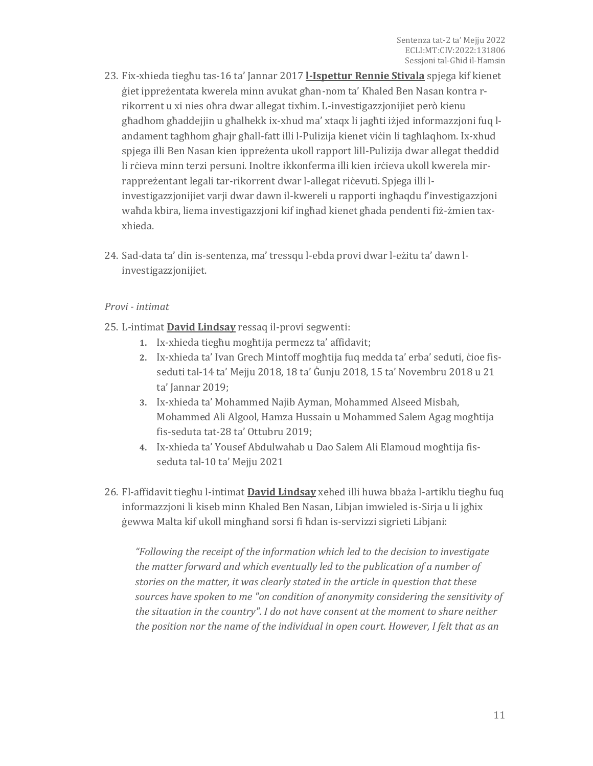23. Fix-xhieda tiegħu tas-16 ta' Jannar 2017 **l-Ispettur Rennie Stivala** spjega kif kienet ġiet ippreżentata kwerela minn avukat għan-nom ta' Khaled Ben Nasan kontra r-rikorrent u xi nies oħra dwar allegat tixħim. L-investigazzjonijiet però kienu għadhom għaddejjin u għalhekk ix-xhud ma' xtaqx li jagħti iżjed informazzjoni fuq l-andament tagħhom għajr għall-fatt illi l-Pulizija kienet viċin li tagħlaqhom. Ix-xhud spjega illi Ben Nasan kien ippreżenta ukoll rapport lill-Pulizija dwar allegat theddid li rċieva minn terzi persuni. Inoltre ikkonferma illi kien irċieva ukoll kwerela mir-rappreżentant legali tar-rikorrent dwar l-allegat riċevuti. Spjega illi l-investigazzjonijiet varji dwar dawn il-kwereli u rapporti ingħaqdu f'investigazzjoni waħda kbira, liema investigazzjoni kif ingħad kienet għada pendenti fiż-żmien tax-xhieda.

24. Sad-data ta' din is-sentenza, ma' tressqu l-ebda provi dwar l-eżitu ta' dawn l-investigazzjonijiet.

*Provi - intimat*

25. L-intimat **David Lindsay** ressaq il-provi segwenti:
    1. Ix-xhieda tiegħu mogħtija permezz ta' affidavit;
    2. Ix-xhieda ta' Ivan Grech Mintoff mogħtija fuq medda ta' erba' seduti, ċioe fis-seduti tal-14 ta' Mejju 2018, 18 ta' Ġunju 2018, 15 ta' Novembru 2018 u 21 ta' Jannar 2019;
    3. Ix-xhieda ta' Mohammed Najib Ayman, Mohammed Alseed Misbah, Mohammed Ali Algool, Hamza Hussain u Mohammed Salem Agag mogħtija fis-seduta tat-28 ta' Ottubru 2019;
    4. Ix-xhieda ta' Yousef Abdulwahab u Dao Salem Ali Elamoud mogħtija fis-seduta tal-10 ta' Mejju 2021

26. Fl-affidavit tiegħu l-intimat **David Lindsay** xehed illi huwa bbaża l-artiklu tiegħu fuq informazzjoni li kiseb minn Khaled Ben Nasan, Libjan imwieled is-Sirja u li jgħix ġewwa Malta kif ukoll mingħand sorsi fi ħdan is-servizzi sigrieti Libjani:

    *"Following the receipt of the information which led to the decision to investigate the matter forward and which eventually led to the publication of a number of stories on the matter, it was clearly stated in the article in question that these sources have spoken to me "on condition of anonymity considering the sensitivity of the situation in the country". I do not have consent at the moment to share neither the position nor the name of the individual in open court. However, I felt that as an*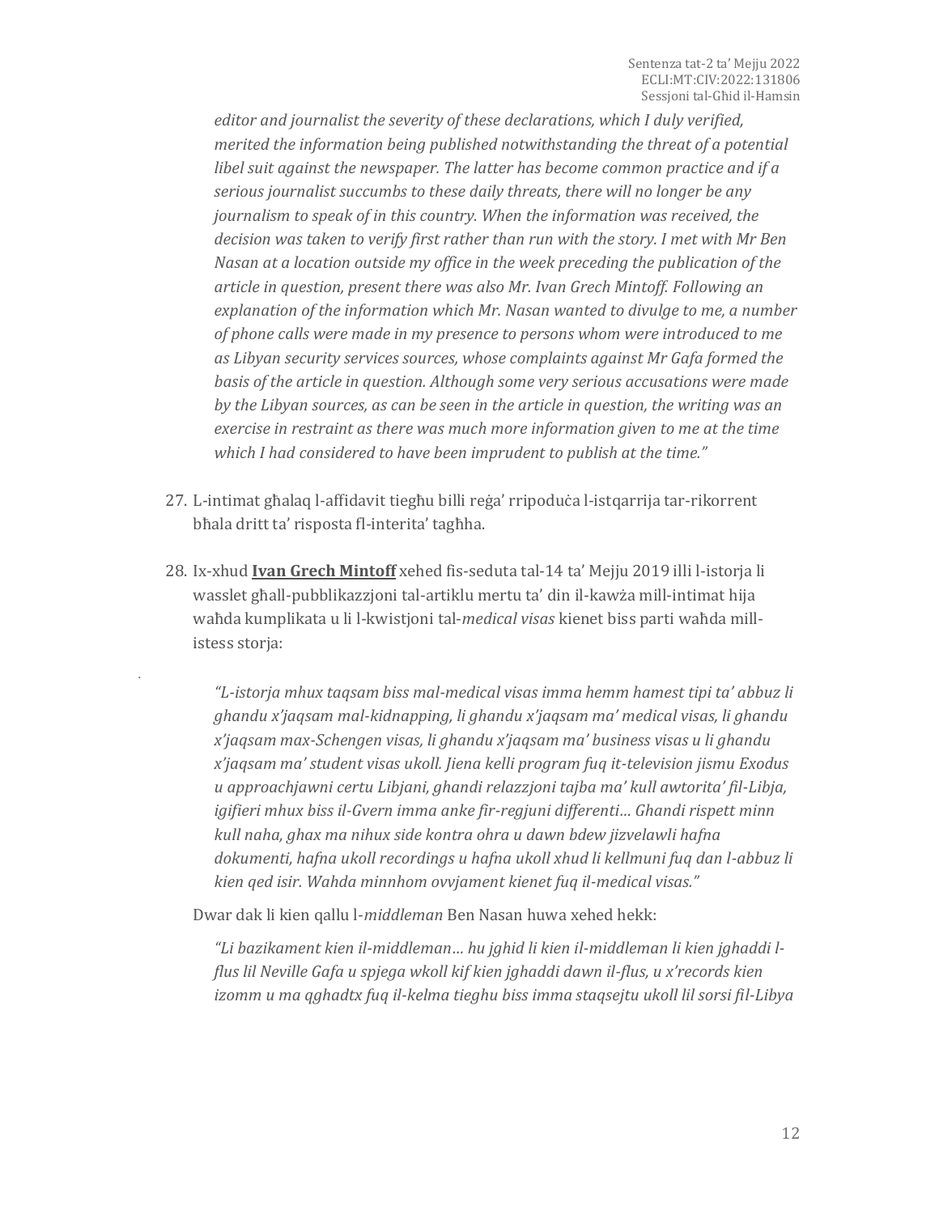*editor and journalist the severity of these declarations, which I duly verified, merited the information being published notwithstanding the threat of a potential libel suit against the newspaper. The latter has become common practice and if a serious journalist succumbs to these daily threats, there will no longer be any journalism to speak of in this country. When the information was received, the decision was taken to verify first rather than run with the story. I met with Mr Ben Nasan at a location outside my office in the week preceding the publication of the article in question, present there was also Mr. Ivan Grech Mintoff. Following an explanation of the information which Mr. Nasan wanted to divulge to me, a number of phone calls were made in my presence to persons whom were introduced to me as Libyan security services sources, whose complaints against Mr Gafa formed the basis of the article in question. Although some very serious accusations were made by the Libyan sources, as can be seen in the article in question, the writing was an exercise in restraint as there was much more information given to me at the time which I had considered to have been imprudent to publish at the time."*

27. L-intimat għalaq l-affidavit tiegħu billi reġa' rripoduċa l-istqarrija tar-rikorrent bħala dritt ta' risposta fl-interita' tagħha.

28. Ix-xhud **Ivan Grech Mintoff** xehed fis-seduta tal-14 ta' Mejju 2019 illi l-istorja li wasslet għall-pubblikazzjoni tal-artiklu mertu ta' din il-kawża mill-intimat hija waħda kumplikata u li l-kwistjoni tal-*medical visas* kienet biss parti waħda mill-istess storja:

    *"L-istorja mhux taqsam biss mal-medical visas imma hemm hamest tipi ta' abbuz li ghandu x'jaqsam mal-kidnapping, li ghandu x'jaqsam ma' medical visas, li ghandu x'jaqsam max-Schengen visas, li ghandu x'jaqsam ma' business visas u li ghandu x'jaqsam ma' student visas ukoll. Jiena kelli program fuq it-television jismu Exodus u approachjawni certu Libjani, ghandi relazzjoni tajba ma' kull awtorita' fil-Libja, igifieri mhux biss il-Gvern imma anke fir-regjuni differenti… Ghandi rispett minn kull naha, ghax ma nihux side kontra ohra u dawn bdew jizvelawli hafna dokumenti, hafna ukoll recordings u hafna ukoll xhud li kellmuni fuq dan l-abbuz li kien qed isir. Wahda minnhom ovvjament kienet fuq il-medical visas."*

    Dwar dak li kien qallu l-*middleman* Ben Nasan huwa xehed hekk:

    *"Li bazikament kien il-middleman… hu jghid li kien il-middleman li kien jghaddi l-flus lil Neville Gafa u spjega wkoll kif kien jghaddi dawn il-flus, u x'records kien izomm u ma qghadtx fuq il-kelma tieghu biss imma staqsejtu ukoll lil sorsi fil-Libya*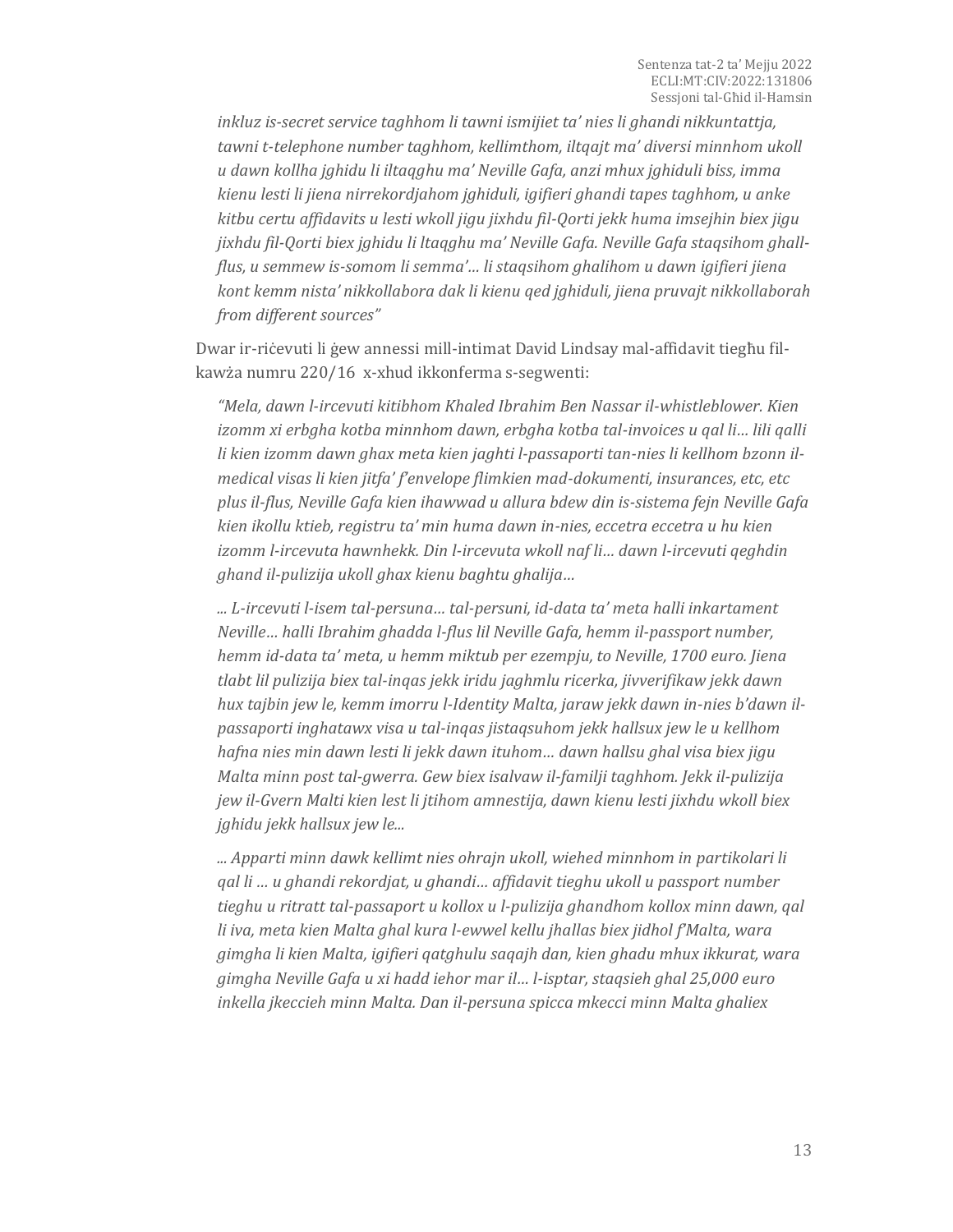*inkluz is-secret service taghhom li tawni ismijiet ta' nies li ghandi nikkuntattja, tawni t-telephone number taghhom, kellimthom, iltqajt ma' diversi minnhom ukoll u dawn kollha jghidu li iltaqghu ma' Neville Gafa, anzi mhux jghiduli biss, imma kienu lesti li jiena nirrekordjahom jghiduli, igifieri ghandi tapes taghhom, u anke kitbu certu affidavits u lesti wkoll jigu jixhdu fil-Qorti jekk huma imsejhin biex jigu jixhdu fil-Qorti biex jghidu li ltaqghu ma' Neville Gafa. Neville Gafa staqsihom ghall-flus, u semmew is-somom li semma'… li staqsihom ghalihom u dawn igifieri jiena kont kemm nista' nikkollabora dak li kienu qed jghiduli, jiena pruvajt nikkollaborah from different sources"*

Dwar ir-riċevuti li ġew annessi mill-intimat David Lindsay mal-affidavit tiegħu fil-kawża numru 220/16 x-xhud ikkonferma s-segwenti:

*"Mela, dawn l-ircevuti kitibhom Khaled Ibrahim Ben Nassar il-whistleblower. Kien izomm xi erbgha kotba minnhom dawn, erbgha kotba tal-invoices u qal li… lili qalli li kien izomm dawn ghax meta kien jaghti l-passaporti tan-nies li kellhom bzonn il-medical visas li kien jitfa' f'envelope flimkien mad-dokumenti, insurances, etc, etc plus il-flus, Neville Gafa kien ihawwad u allura bdew din is-sistema fejn Neville Gafa kien ikollu ktieb, registru ta' min huma dawn in-nies, eccetra eccetra u hu kien izomm l-ircevuta hawnhekk. Din l-ircevuta wkoll naf li… dawn l-ircevuti qeghdin ghand il-pulizija ukoll ghax kienu baghtu ghalija…*

*... L-ircevuti l-isem tal-persuna… tal-persuni, id-data ta' meta halli inkartament Neville… halli Ibrahim ghadda l-flus lil Neville Gafa, hemm il-passport number, hemm id-data ta' meta, u hemm miktub per ezempju, to Neville, 1700 euro. Jiena tlabt lil pulizija biex tal-inqas jekk iridu jaghmlu ricerka, jivverifikaw jekk dawn hux tajbin jew le, kemm imorru l-Identity Malta, jaraw jekk dawn in-nies b'dawn il-passaporti inghatawx visa u tal-inqas jistaqsuhom jekk hallsux jew le u kellhom hafna nies min dawn lesti li jekk dawn ituhom… dawn hallsu ghal visa biex jigu Malta minn post tal-gwerra. Gew biex isalvaw il-familji taghhom. Jekk il-pulizija jew il-Gvern Malti kien lest li jtihom amnestija, dawn kienu lesti jixhdu wkoll biex jghidu jekk hallsux jew le...*

*... Apparti minn dawk kellimt nies ohrajn ukoll, wiehed minnhom in partikolari li qal li … u ghandi rekordjat, u ghandi… affidavit tieghu ukoll u passport number tieghu u ritratt tal-passaport u kollox u l-pulizija ghandhom kollox minn dawn, qal li iva, meta kien Malta ghal kura l-ewwel kellu jhallas biex jidhol f'Malta, wara gimgha li kien Malta, igifieri qatghulu saqajh dan, kien ghadu mhux ikkurat, wara gimgha Neville Gafa u xi hadd iehor mar il… l-isptar, staqsieh ghal 25,000 euro inkella jkeccieh minn Malta. Dan il-persuna spicca mkecci minn Malta ghaliex*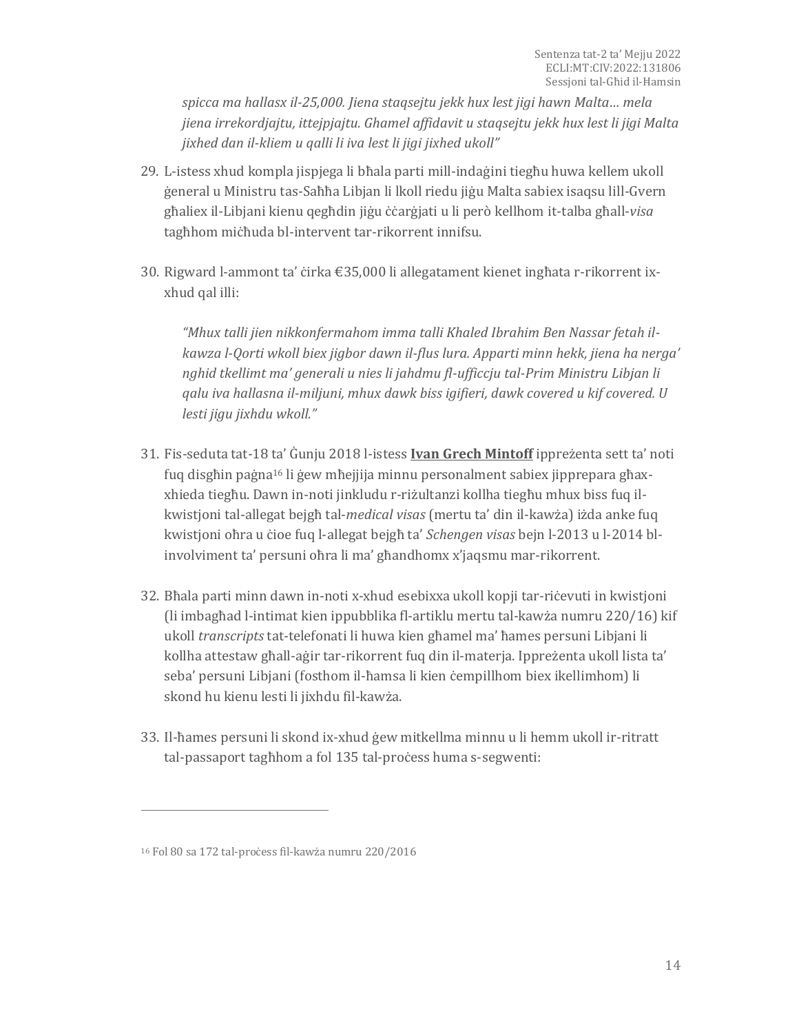*spicca ma hallasx il-25,000. Jiena staqsejtu jekk hux lest jigi hawn Malta… mela jiena irrekordjajtu, ittejpjajtu. Ghamel affidavit u staqsejtu jekk hux lest li jigi Malta jixhed dan il-kliem u qalli li iva lest li jigi jixhed ukoll"*

29. L-istess xhud kompla jispjega li bħala parti mill-indaġini tiegħu huwa kellem ukoll ġeneral u Ministru tas-Saħħa Libjan li lkoll riedu jiġu Malta sabiex isaqsu lill-Gvern għaliex il-Libjani kienu qegħdin jiġu ċċarġjati u li però kellhom it-talba għall-*visa* tagħhom miċħuda bl-intervent tar-rikorrent innifsu.

30. Rigward l-ammont ta' ċirka €35,000 li allegatament kienet ingħata r-rikorrent ix-xhud qal illi:

    *"Mhux talli jien nikkonfermahom imma talli Khaled Ibrahim Ben Nassar fetah il-kawza l-Qorti wkoll biex jigbor dawn il-flus lura. Apparti minn hekk, jiena ha nerga' nghid tkellimt ma' generali u nies li jahdmu fl-ufficcju tal-Prim Ministru Libjan li qalu iva hallasna il-miljuni, mhux dawk biss igifieri, dawk covered u kif covered. U lesti jigu jixhdu wkoll."*

31. Fis-seduta tat-18 ta' Ġunju 2018 l-istess **Ivan Grech Mintoff** ippreżenta sett ta' noti fuq disgħin paġna[16] li ġew mħejjija minnu personalment sabiex jipprepara għax-xhieda tiegħu. Dawn in-noti jinkludu r-riżultanzi kollha tiegħu mhux biss fuq il-kwistjoni tal-allegat bejgħ tal-*medical visas* (mertu ta' din il-kawża) iżda anke fuq kwistjoni oħra u ċioe fuq l-allegat bejgħ ta' *Schengen visas* bejn l-2013 u l-2014 bl-involviment ta' persuni oħra li ma' għandhomx x'jaqsmu mar-rikorrent.

32. Bħala parti minn dawn in-noti x-xhud esebixxa ukoll kopji tar-riċevuti in kwistjoni (li imbagħad l-intimat kien ippubblika fl-artiklu mertu tal-kawża numru 220/16) kif ukoll *transcripts* tat-telefonati li huwa kien għamel ma' ħames persuni Libjani li kollha attestaw għall-aġir tar-rikorrent fuq din il-materja. Ippreżenta ukoll lista ta' seba' persuni Libjani (fosthom il-ħamsa li kien ċempillhom biex ikellimhom) li skond hu kienu lesti li jixhdu fil-kawża.

33. Il-ħames persuni li skond ix-xhud ġew mitkellma minnu u li hemm ukoll ir-ritratt tal-passaport tagħhom a fol 135 tal-proċess huma s-segwenti:

---

[16] Fol 80 sa 172 tal-proċess fil-kawża numru 220/2016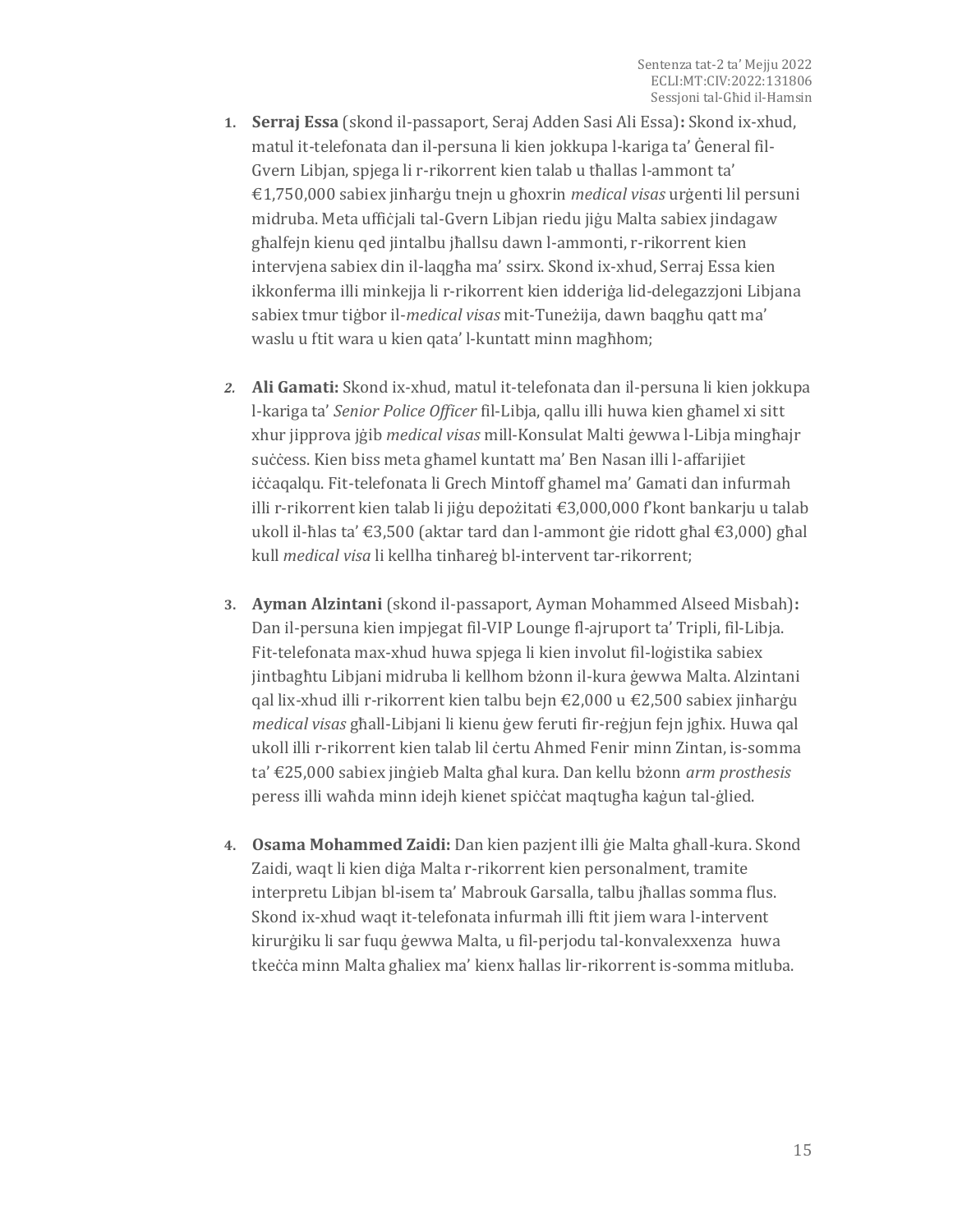1. **Serraj Essa** (skond il-passaport, Seraj Adden Sasi Ali Essa)**:** Skond ix-xhud, matul it-telefonata dan il-persuna li kien jokkupa l-kariga ta' Ġeneral fil-Gvern Libjan, spjega li r-rikorrent kien talab u tħallas l-ammont ta' €1,750,000 sabiex jinħarġu tnejn u għoxrin *medical visas* urġenti lil persuni midruba. Meta uffiċjali tal-Gvern Libjan riedu jiġu Malta sabiex jindagaw għalfejn kienu qed jintalbu jħallsu dawn l-ammonti, r-rikorrent kien intervjena sabiex din il-laqgħa ma' ssirx. Skond ix-xhud, Serraj Essa kien ikkonferma illi minkejja li r-rikorrent kien idderiġa lid-delegazzjoni Libjana sabiex tmur tiġbor il-*medical visas* mit-Tuneżija, dawn baqgħu qatt ma' waslu u ftit wara u kien qata' l-kuntatt minn magħhom;

2. **Ali Gamati:** Skond ix-xhud, matul it-telefonata dan il-persuna li kien jokkupa l-kariga ta' *Senior Police Officer* fil-Libja, qallu illi huwa kien għamel xi sitt xhur jipprova jġib *medical visas* mill-Konsulat Malti ġewwa l-Libja mingħajr suċċess. Kien biss meta għamel kuntatt ma' Ben Nasan illi l-affarijiet iċċaqalqu. Fit-telefonata li Grech Mintoff għamel ma' Gamati dan infurmah illi r-rikorrent kien talab li jiġu depożitati €3,000,000 f'kont bankarju u talab ukoll il-ħlas ta' €3,500 (aktar tard dan l-ammont ġie ridott għal €3,000) għal kull *medical visa* li kellha tinħareġ bl-intervent tar-rikorrent;

3. **Ayman Alzintani** (skond il-passaport, Ayman Mohammed Alseed Misbah)**:** Dan il-persuna kien impjegat fil-VIP Lounge fl-ajruport ta' Tripli, fil-Libja. Fit-telefonata max-xhud huwa spjega li kien involut fil-loġistika sabiex jintbagħtu Libjani midruba li kellhom bżonn il-kura ġewwa Malta. Alzintani qal lix-xhud illi r-rikorrent kien talbu bejn €2,000 u €2,500 sabiex jinħarġu *medical visas* għall-Libjani li kienu ġew feruti fir-reġjun fejn jgħix. Huwa qal ukoll illi r-rikorrent kien talab lil ċertu Ahmed Fenir minn Zintan, is-somma ta' €25,000 sabiex jinġieb Malta għal kura. Dan kellu bżonn *arm prosthesis* peress illi waħda minn idejh kienet spiċċat maqtugħa kaġun tal-ġlied.

4. **Osama Mohammed Zaidi:** Dan kien pazjent illi ġie Malta għall-kura. Skond Zaidi, waqt li kien diġa Malta r-rikorrent kien personalment, tramite interpretu Libjan bl-isem ta' Mabrouk Garsalla, talbu jħallas somma flus. Skond ix-xhud waqt it-telefonata infurmah illi ftit jiem wara l-intervent kirurġiku li sar fuqu ġewwa Malta, u fil-perjodu tal-konvalexxenza huwa tkeċċa minn Malta għaliex ma' kienx ħallas lir-rikorrent is-somma mitluba.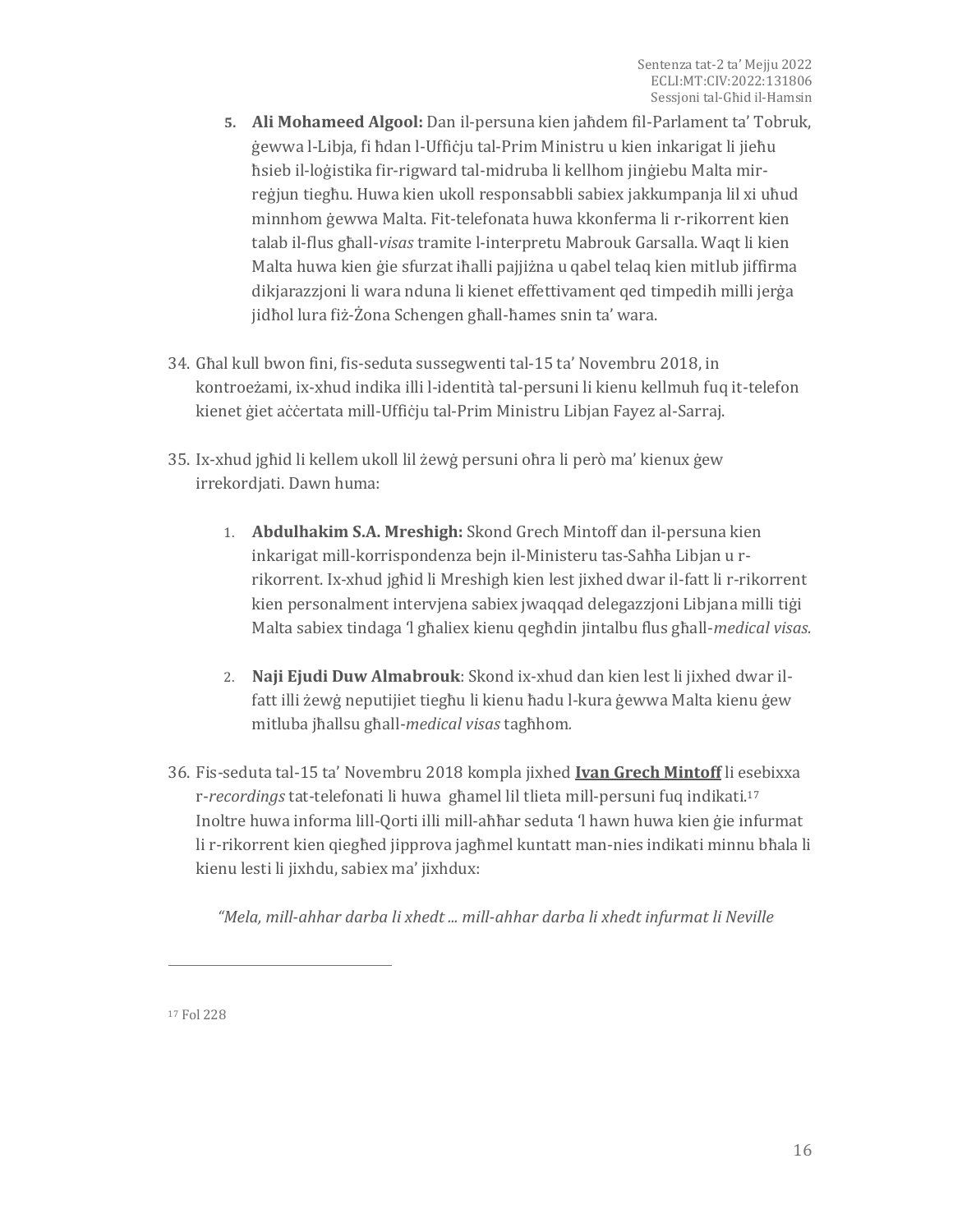5. **Ali Mohameed Algool:** Dan il-persuna kien jaħdem fil-Parlament ta' Tobruk, ġewwa l-Libja, fi ħdan l-Uffiċju tal-Prim Ministru u kien inkarigat li jieħu ħsieb il-loġistika fir-rigward tal-midruba li kellhom jinġiebu Malta mir-reġjun tiegħu. Huwa kien ukoll responsabbli sabiex jakkumpanja lil xi uħud minnhom ġewwa Malta. Fit-telefonata huwa kkonferma li r-rikorrent kien talab il-flus għall-*visas* tramite l-interpretu Mabrouk Garsalla. Waqt li kien Malta huwa kien ġie sfurzat iħalli pajjiżna u qabel telaq kien mitlub jiffirma dikjarazzjoni li wara nduna li kienet effettivament qed timpedih milli jerġa jidħol lura fiż-Żona Schengen għall-ħames snin ta' wara.

34. Għal kull bwon fini, fis-seduta sussegwenti tal-15 ta' Novembru 2018, in kontroeżami, ix-xhud indika illi l-identità tal-persuni li kienu kellmuh fuq it-telefon kienet ġiet aċċertata mill-Uffiċju tal-Prim Ministru Libjan Fayez al-Sarraj.

35. Ix-xhud jgħid li kellem ukoll lil żewġ persuni oħra li però ma' kienux ġew irrekordjati. Dawn huma:

    1. **Abdulhakim S.A. Mreshigh:** Skond Grech Mintoff dan il-persuna kien inkarigat mill-korrispondenza bejn il-Ministeru tas-Saħħa Libjan u r-rikorrent. Ix-xhud jgħid li Mreshigh kien lest jixhed dwar il-fatt li r-rikorrent kien personalment intervjena sabiex jwaqqad delegazzjoni Libjana milli tiġi Malta sabiex tindaga 'l għaliex kienu qegħdin jintalbu flus għall-*medical visas*.

    2. **Naji Ejudi Duw Almabrouk**: Skond ix-xhud dan kien lest li jixhed dwar il-fatt illi żewġ neputijiet tiegħu li kienu ħadu l-kura ġewwa Malta kienu ġew mitluba jħallsu għall-*medical visas* tagħhom.

36. Fis-seduta tal-15 ta' Novembru 2018 kompla jixhed **<u>Ivan Grech Mintoff</u>** li esebixxa r-*recordings* tat-telefonati li huwa għamel lil tlieta mill-persuni fuq indikati.[17] Inoltre huwa informa lill-Qorti illi mill-aħħar seduta 'l hawn huwa kien ġie infurmat li r-rikorrent kien qiegħed jipprova jagħmel kuntatt man-nies indikati minnu bħala li kienu lesti li jixhdu, sabiex ma' jixhdux:

*"Mela, mill-ahhar darba li xhedt ... mill-ahhar darba li xhedt infurmat li Neville*

---

[17] Fol 228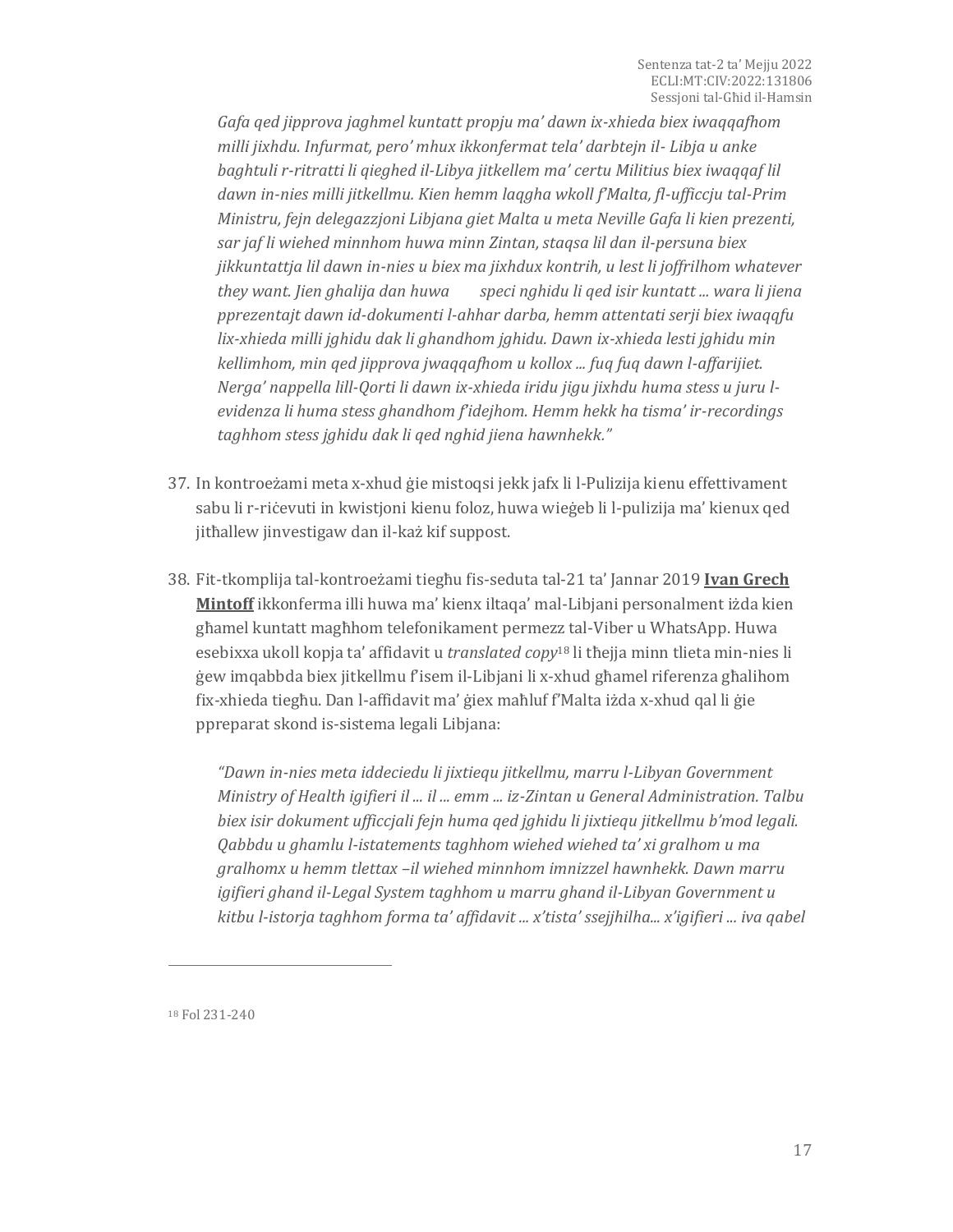*Gafa qed jipprova jaghmel kuntatt propju ma' dawn ix-xhieda biex iwaqqafhom milli jixhdu. Infurmat, pero' mhux ikkonfermat tela' darbtejn il- Libja u anke baghtuli r-ritratti li qieghed il-Libya jitkellem ma' certu Militius biex iwaqqaf lil dawn in-nies milli jitkellmu. Kien hemm laqgha wkoll f'Malta, fl-ufficcju tal-Prim Ministru, fejn delegazzjoni Libjana giet Malta u meta Neville Gafa li kien prezenti, sar jaf li wiehed minnhom huwa minn Zintan, staqsa lil dan il-persuna biex jikkuntattja lil dawn in-nies u biex ma jixhdux kontrih, u lest li joffrilhom whatever they want. Jien ghalija dan huwa speci nghidu li qed isir kuntatt ... wara li jiena pprezentajt dawn id-dokumenti l-ahhar darba, hemm attentati serji biex iwaqqfu lix-xhieda milli jghidu dak li ghandhom jghidu. Dawn ix-xhieda lesti jghidu min kellimhom, min qed jipprova jwaqqafhom u kollox ... fuq fuq dawn l-affarijiet. Nerga' nappella lill-Qorti li dawn ix-xhieda iridu jigu jixhdu huma stess u juru l-evidenza li huma stess ghandhom f'idejhom. Hemm hekk ha tisma' ir-recordings taghhom stess jghidu dak li qed nghid jiena hawnhekk."*

37. In kontroeżami meta x-xhud ġie mistoqsi jekk jafx li l-Pulizija kienu effettivament sabu li r-riċevuti in kwistjoni kienu foloz, huwa wieġeb li l-pulizija ma' kienux qed jitħallew jinvestigaw dan il-każ kif suppost.

38. Fit-tkomplija tal-kontroeżami tiegħu fis-seduta tal-21 ta' Jannar 2019 **Ivan Grech Mintoff** ikkonferma illi huwa ma' kienx iltaqa' mal-Libjani personalment iżda kien għamel kuntatt magħhom telefonikament permezz tal-Viber u WhatsApp. Huwa esebixxa ukoll kopja ta' affidavit u *translated copy*[18] li tħejja minn tlieta min-nies li ġew imqabbda biex jitkellmu f'isem il-Libjani li x-xhud għamel riferenza għalihom fix-xhieda tiegħu. Dan l-affidavit ma' ġiex maħluf f'Malta iżda x-xhud qal li ġie ppreparat skond is-sistema legali Libjana:

*"Dawn in-nies meta iddeciedu li jixtiequ jitkellmu, marru l-Libyan Government Ministry of Health igifieri il ... il ... emm ... iz-Zintan u General Administration. Talbu biex isir dokument ufficcjali fejn huma qed jghidu li jixtiequ jitkellmu b'mod legali. Qabbdu u ghamlu l-istatements taghhom wiehed wiehed ta' xi gralhom u ma gralhomx u hemm tlettax –il wiehed minnhom imnizzel hawnhekk. Dawn marru igifieri ghand il-Legal System taghhom u marru ghand il-Libyan Government u kitbu l-istorja taghhom forma ta' affidavit ... x'tista' ssejjhilha... x'igifieri ... iva qabel*

---

[18] Fol 231-240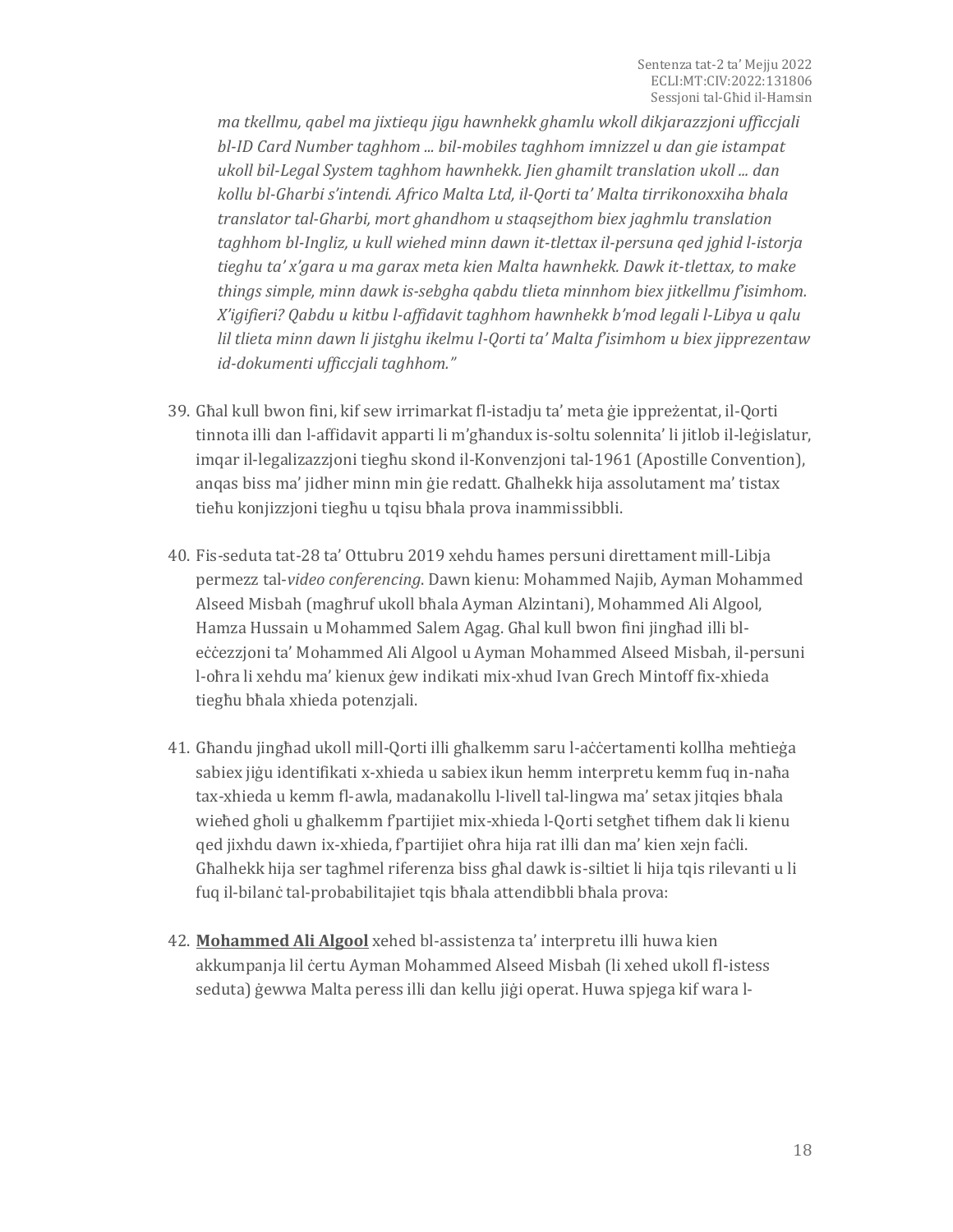*ma tkellmu, qabel ma jixtiequ jigu hawnhekk ghamlu wkoll dikjarazzjoni ufficcjali bl-ID Card Number taghhom ... bil-mobiles taghhom imnizzel u dan gie istampat ukoll bil-Legal System taghhom hawnhekk. Jien ghamilt translation ukoll ... dan kollu bl-Gharbi s'intendi. Africo Malta Ltd, il-Qorti ta' Malta tirrikonoxxiha bhala translator tal-Gharbi, mort ghandhom u staqsejthom biex jaghmlu translation taghhom bl-Ingliz, u kull wiehed minn dawn it-tlettax il-persuna qed jghid l-istorja tieghu ta' x'gara u ma garax meta kien Malta hawnhekk. Dawk it-tlettax, to make things simple, minn dawk is-sebgha qabdu tlieta minnhom biex jitkellmu f'isimhom. X'igifieri? Qabdu u kitbu l-affidavit taghhom hawnhekk b'mod legali l-Libya u qalu lil tlieta minn dawn li jistghu ikelmu l-Qorti ta' Malta f'isimhom u biex jipprezentaw id-dokumenti ufficcjali taghhom."*

39. Għal kull bwon fini, kif sew irrimarkat fl-istadju ta' meta ġie ippreżentat, il-Qorti tinnota illi dan l-affidavit apparti li m'għandux is-soltu solennita' li jitlob il-leġislatur, imqar il-legalizazzjoni tiegħu skond il-Konvenzjoni tal-1961 (Apostille Convention), anqas biss ma' jidher minn min ġie redatt. Għalhekk hija assolutament ma' tistax tieħu konjizzjoni tiegħu u tqisu bħala prova inammissibbli.

40. Fis-seduta tat-28 ta' Ottubru 2019 xehdu ħames persuni direttament mill-Libja permezz tal-*video conferencing*. Dawn kienu: Mohammed Najib, Ayman Mohammed Alseed Misbah (magħruf ukoll bħala Ayman Alzintani), Mohammed Ali Algool, Hamza Hussain u Mohammed Salem Agag. Għal kull bwon fini jingħad illi bl-eċċezzjoni ta' Mohammed Ali Algool u Ayman Mohammed Alseed Misbah, il-persuni l-oħra li xehdu ma' kienux ġew indikati mix-xhud Ivan Grech Mintoff fix-xhieda tiegħu bħala xhieda potenzjali.

41. Għandu jingħad ukoll mill-Qorti illi għalkemm saru l-aċċertamenti kollha meħtieġa sabiex jiġu identifikati x-xhieda u sabiex ikun hemm interpretu kemm fuq in-naħa tax-xhieda u kemm fl-awla, madanakollu l-livell tal-lingwa ma' setax jitqies bħala wieħed għoli u għalkemm f'partijiet mix-xhieda l-Qorti setgħet tifhem dak li kienu qed jixhdu dawn ix-xhieda, f'partijiet oħra hija rat illi dan ma' kien xejn faċli. Għalhekk hija ser tagħmel riferenza biss għal dawk is-siltiet li hija tqis rilevanti u li fuq il-bilanċ tal-probabilitajiet tqis bħala attendibbli bħala prova:

42. **<u>Mohammed Ali Algool</u>** xehed bl-assistenza ta' interpretu illi huwa kien akkumpanja lil ċertu Ayman Mohammed Alseed Misbah (li xehed ukoll fl-istess seduta) ġewwa Malta peress illi dan kellu jiġi operat. Huwa spjega kif wara l-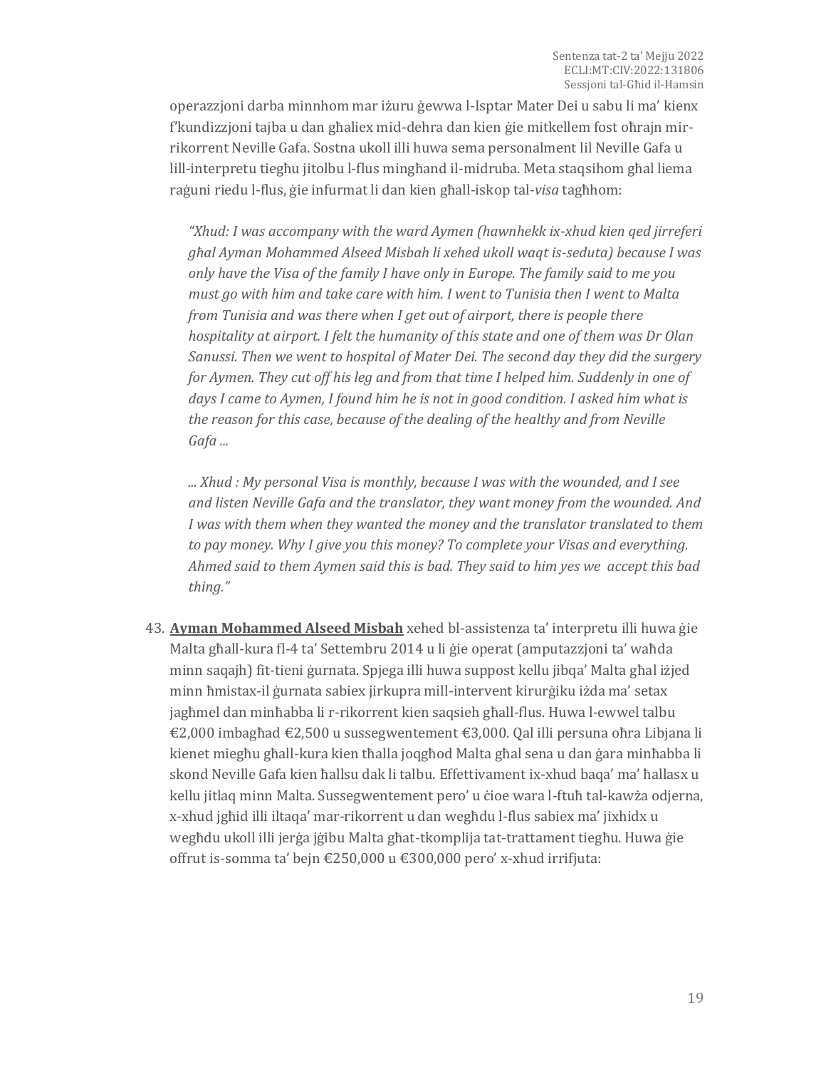operazzjoni darba minnhom mar iżuru ġewwa l-Isptar Mater Dei u sabu li ma' kienx f'kundizzjoni tajba u dan għaliex mid-dehra dan kien ġie mitkellem fost oħrajn mir-rikorrent Neville Gafa. Sostna ukoll illi huwa sema personalment lil Neville Gafa u lill-interpretu tiegħu jitolbu l-flus mingħand il-midruba. Meta staqsihom għal liema raġuni riedu l-flus, ġie infurmat li dan kien għall-iskop tal-*visa* tagħhom:

*"Xhud: I was accompany with the ward Aymen (hawnhekk ix-xhud kien qed jirreferi għal Ayman Mohammed Alseed Misbah li xehed ukoll waqt is-seduta) because I was only have the Visa of the family I have only in Europe. The family said to me you must go with him and take care with him. I went to Tunisia then I went to Malta from Tunisia and was there when I get out of airport, there is people there hospitality at airport. I felt the humanity of this state and one of them was Dr Olan Sanussi. Then we went to hospital of Mater Dei. The second day they did the surgery for Aymen. They cut off his leg and from that time I helped him. Suddenly in one of days I came to Aymen, I found him he is not in good condition. I asked him what is the reason for this case, because of the dealing of the healthy and from Neville Gafa ...*

*... Xhud : My personal Visa is monthly, because I was with the wounded, and I see and listen Neville Gafa and the translator, they want money from the wounded. And I was with them when they wanted the money and the translator translated to them to pay money. Why I give you this money? To complete your Visas and everything. Ahmed said to them Aymen said this is bad. They said to him yes we accept this bad thing."*

43. **Ayman Mohammed Alseed Misbah** xehed bl-assistenza ta' interpretu illi huwa ġie Malta għall-kura fl-4 ta' Settembru 2014 u li ġie operat (amputazzjoni ta' waħda minn saqajh) fit-tieni ġurnata. Spjega illi huwa suppost kellu jibqa' Malta għal iżjed minn ħmistax-il ġurnata sabiex jirkupra mill-intervent kirurġiku iżda ma' setax jagħmel dan minħabba li r-rikorrent kien saqsieh għall-flus. Huwa l-ewwel talbu €2,000 imbagħad €2,500 u sussegwentement €3,000. Qal illi persuna oħra Libjana li kienet miegħu għall-kura kien tħalla joqgħod Malta għal sena u dan ġara minħabba li skond Neville Gafa kien ħallsu dak li talbu. Effettivament ix-xhud baqa' ma' ħallasx u kellu jitlaq minn Malta. Sussegwentement pero' u ċioe wara l-ftuħ tal-kawża odjerna, x-xhud jgħid illi iltaqa' mar-rikorrent u dan wegħdu l-flus sabiex ma' jixhidx u wegħdu ukoll illi jerġa jġibu Malta għat-tkomplija tat-trattament tiegħu. Huwa ġie offrut is-somma ta' bejn €250,000 u €300,000 pero' x-xhud irrifjuta: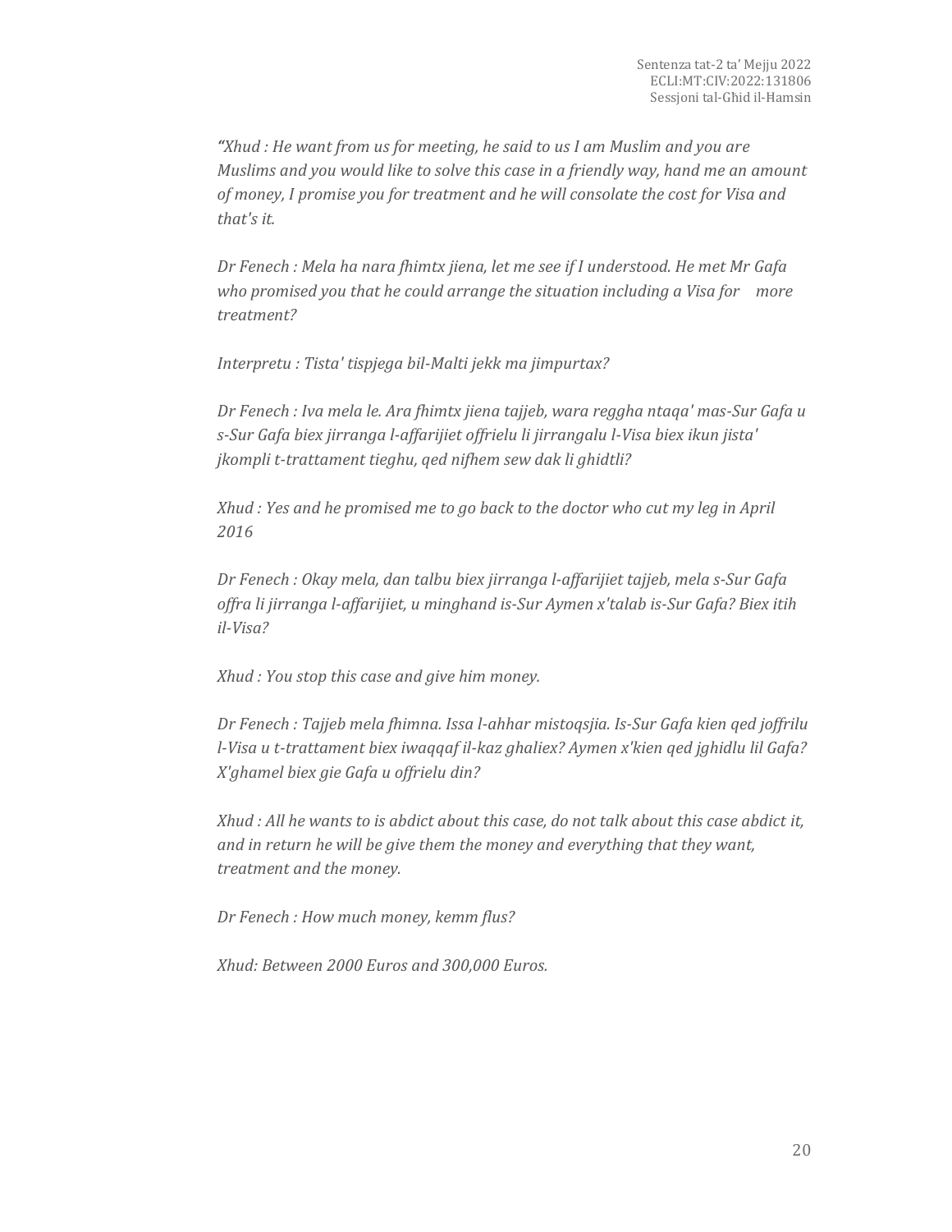*"Xhud : He want from us for meeting, he said to us I am Muslim and you are Muslims and you would like to solve this case in a friendly way, hand me an amount of money, I promise you for treatment and he will consolate the cost for Visa and that's it.*

*Dr Fenech : Mela ha nara fhimtx jiena, let me see if I understood. He met Mr Gafa who promised you that he could arrange the situation including a Visa for more treatment?*

*Interpretu : Tista' tispjega bil-Malti jekk ma jimpurtax?*

*Dr Fenech : Iva mela le. Ara fhimtx jiena tajjeb, wara reggha ntaqa' mas-Sur Gafa u s-Sur Gafa biex jirranga l-affarijiet offrielu li jirrangalu l-Visa biex ikun jista' jkompli t-trattament tieghu, qed nifhem sew dak li ghidtli?*

*Xhud : Yes and he promised me to go back to the doctor who cut my leg in April 2016*

*Dr Fenech : Okay mela, dan talbu biex jirranga l-affarijiet tajjeb, mela s-Sur Gafa offra li jirranga l-affarijiet, u minghand is-Sur Aymen x'talab is-Sur Gafa? Biex itih il-Visa?*

*Xhud : You stop this case and give him money.*

*Dr Fenech : Tajjeb mela fhimna. Issa l-ahhar mistoqsjia. Is-Sur Gafa kien qed joffrilu l-Visa u t-trattament biex iwaqqaf il-kaz ghaliex? Aymen x'kien qed jghidlu lil Gafa? X'ghamel biex gie Gafa u offrielu din?*

*Xhud : All he wants to is abdict about this case, do not talk about this case abdict it, and in return he will be give them the money and everything that they want, treatment and the money.*

*Dr Fenech : How much money, kemm flus?*

*Xhud: Between 2000 Euros and 300,000 Euros.*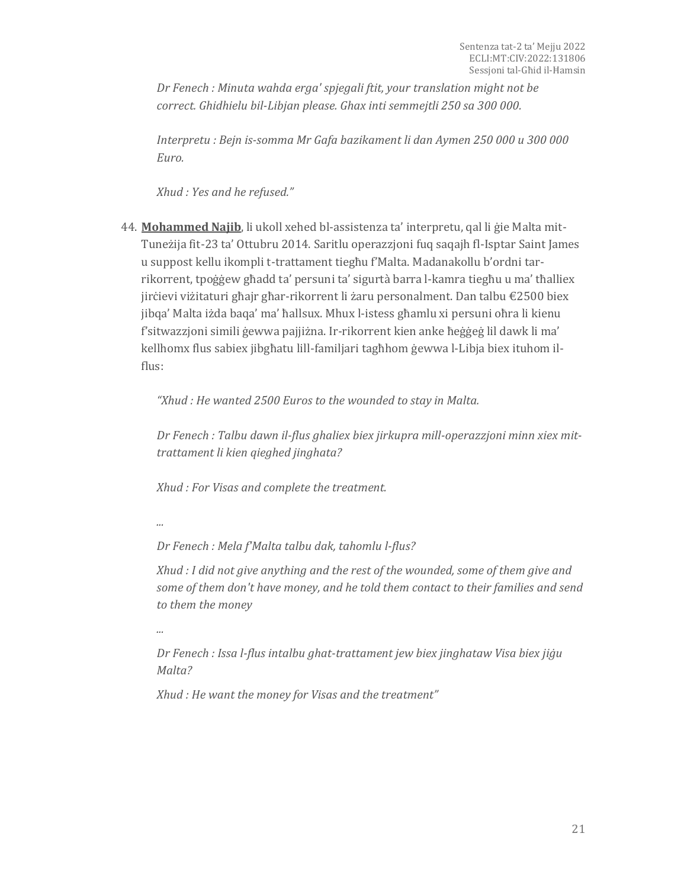*Dr Fenech : Minuta wahda erga' spjegali ftit, your translation might not be correct. Ghidhielu bil-Libjan please. Ghax inti semmejtli 250 sa 300 000.*

*Interpretu : Bejn is-somma Mr Gafa bazikament li dan Aymen 250 000 u 300 000 Euro.*

*Xhud : Yes and he refused."*

44. **Mohammed Najib**, li ukoll xehed bl-assistenza ta' interpretu, qal li ġie Malta mit-Tuneżija fit-23 ta' Ottubru 2014. Saritlu operazzjoni fuq saqajh fl-Isptar Saint James u suppost kellu ikompli t-trattament tiegħu f'Malta. Madanakollu b'ordni tar-rikorrent, tpoġġew għadd ta' persuni ta' sigurtà barra l-kamra tiegħu u ma' tħalliex jirċievi viżitaturi għajr għar-rikorrent li żaru personalment. Dan talbu €2500 biex jibqa' Malta iżda baqa' ma' ħallsux. Mhux l-istess għamlu xi persuni oħra li kienu f'sitwazzjoni simili ġewwa pajjiżna. Ir-rikorrent kien anke ħeġġeġ lil dawk li ma' kellhomx flus sabiex jibgħatu lill-familjari tagħhom ġewwa l-Libja biex ituhom il-flus:

   *"Xhud : He wanted 2500 Euros to the wounded to stay in Malta.*

   *Dr Fenech : Talbu dawn il-flus ghaliex biex jirkupra mill-operazzjoni minn xiex mit-trattament li kien qieghed jinghata?*

   *Xhud : For Visas and complete the treatment.*

   *...*

   *Dr Fenech : Mela f'Malta talbu dak, tahomlu l-flus?*

   *Xhud : I did not give anything and the rest of the wounded, some of them give and some of them don't have money, and he told them contact to their families and send to them the money*

   *...*

   *Dr Fenech : Issa l-flus intalbu ghat-trattament jew biex jinghataw Visa biex jiġu Malta?*

   *Xhud : He want the money for Visas and the treatment"*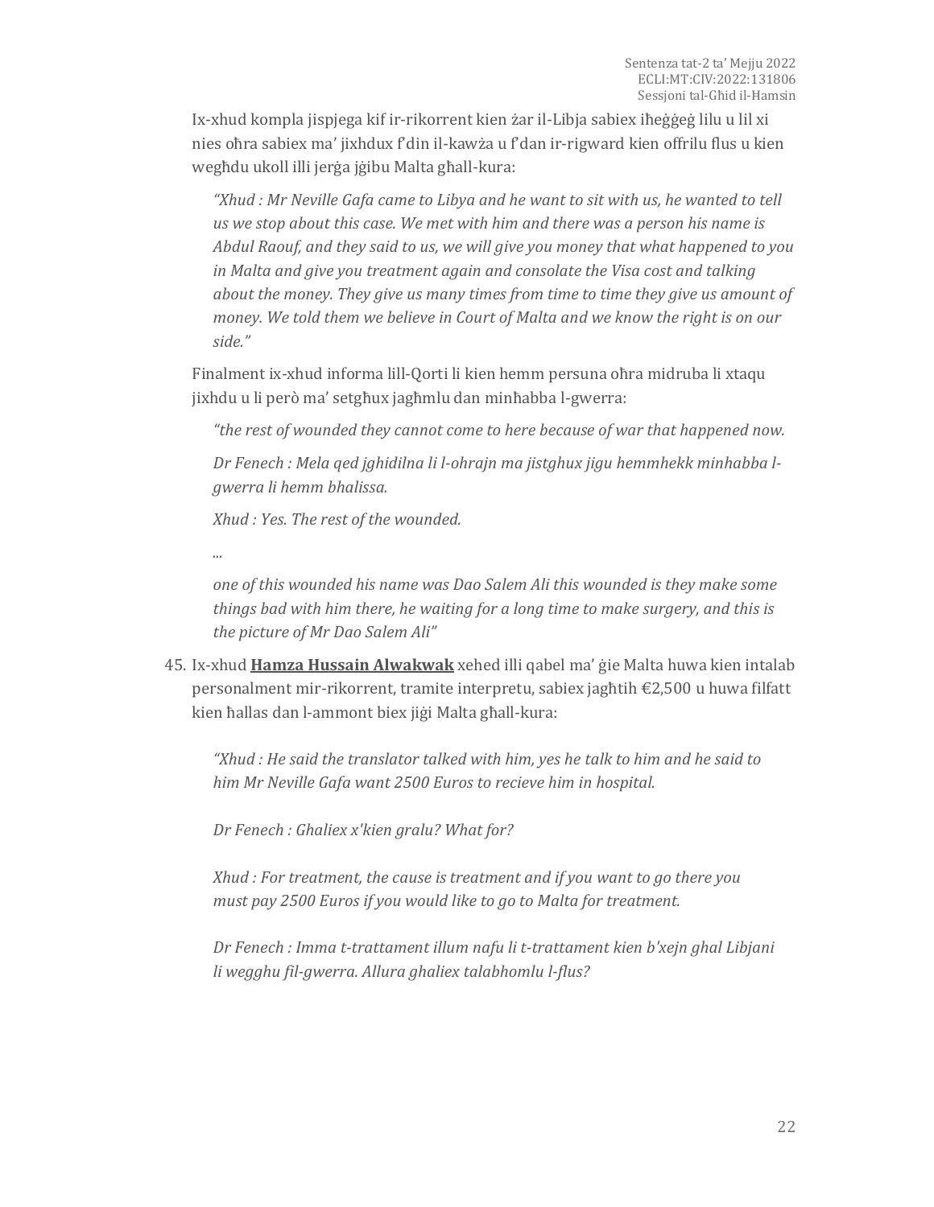Ix-xhud kompla jispjega kif ir-rikorrent kien żar il-Libja sabiex iħeġġeġ lilu u lil xi nies oħra sabiex ma' jixhdux f'din il-kawża u f'dan ir-rigward kien offrilu flus u kien wegħdu ukoll illi jerġa jġibu Malta għall-kura:

> *"Xhud : Mr Neville Gafa came to Libya and he want to sit with us, he wanted to tell us we stop about this case. We met with him and there was a person his name is Abdul Raouf, and they said to us, we will give you money that what happened to you in Malta and give you treatment again and consolate the Visa cost and talking about the money. They give us many times from time to time they give us amount of money. We told them we believe in Court of Malta and we know the right is on our side."*

Finalment ix-xhud informa lill-Qorti li kien hemm persuna oħra midruba li xtaqu jixhdu u li però ma' setgħux jagħmlu dan minħabba l-gwerra:

> *"the rest of wounded they cannot come to here because of war that happened now.*
>
> *Dr Fenech : Mela qed jghidilna li l-ohrajn ma jistghux jigu hemmhekk minhabba l-gwerra li hemm bhalissa.*
>
> *Xhud : Yes. The rest of the wounded.*
>
> *...*
>
> *one of this wounded his name was Dao Salem Ali this wounded is they make some things bad with him there, he waiting for a long time to make surgery, and this is the picture of Mr Dao Salem Ali"*

45. Ix-xhud **Hamza Hussain Alwakwak** xehed illi qabel ma' ġie Malta huwa kien intalab personalment mir-rikorrent, tramite interpretu, sabiex jagħtih €2,500 u huwa filfatt kien ħallas dan l-ammont biex jiġi Malta għall-kura:

> *"Xhud : He said the translator talked with him, yes he talk to him and he said to him Mr Neville Gafa want 2500 Euros to recieve him in hospital.*
>
> *Dr Fenech : Ghaliex x'kien gralu? What for?*
>
> *Xhud : For treatment, the cause is treatment and if you want to go there you must pay 2500 Euros if you would like to go to Malta for treatment.*
>
> *Dr Fenech : Imma t-trattament illum nafu li t-trattament kien b'xejn ghal Libjani li wegghu fil-gwerra. Allura ghaliex talabhomlu l-flus?*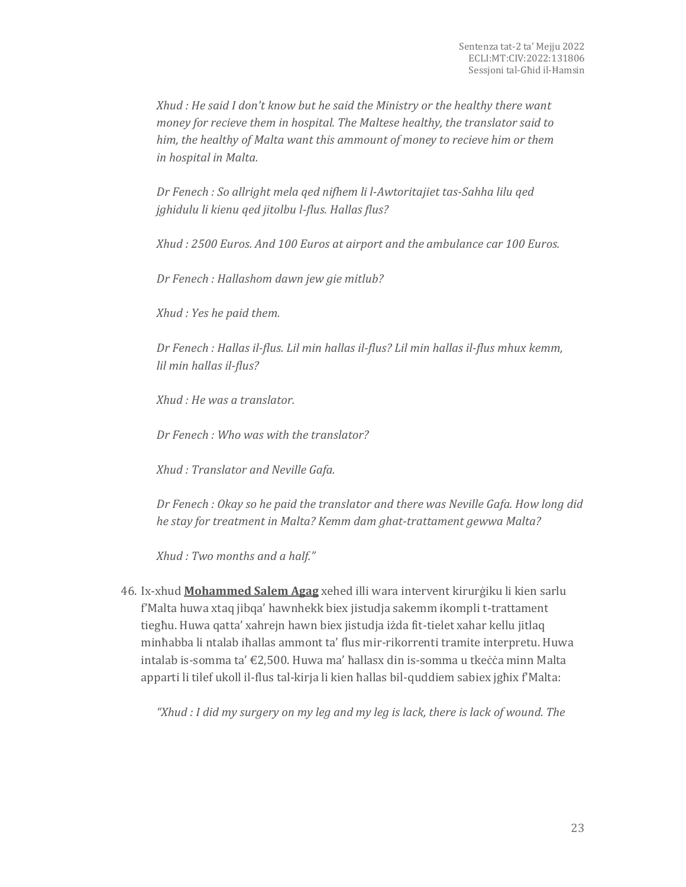*Xhud : He said I don't know but he said the Ministry or the healthy there want money for recieve them in hospital. The Maltese healthy, the translator said to him, the healthy of Malta want this ammount of money to recieve him or them in hospital in Malta.*

*Dr Fenech : So allright mela qed nifhem li l-Awtoritajiet tas-Sahha lilu qed jghidulu li kienu qed jitolbu l-flus. Hallas flus?*

*Xhud : 2500 Euros. And 100 Euros at airport and the ambulance car 100 Euros.*

*Dr Fenech : Hallashom dawn jew gie mitlub?*

*Xhud : Yes he paid them.*

*Dr Fenech : Hallas il-flus. Lil min hallas il-flus? Lil min hallas il-flus mhux kemm, lil min hallas il-flus?*

*Xhud : He was a translator.*

*Dr Fenech : Who was with the translator?*

*Xhud : Translator and Neville Gafa.*

*Dr Fenech : Okay so he paid the translator and there was Neville Gafa. How long did he stay for treatment in Malta? Kemm dam ghat-trattament gewwa Malta?*

*Xhud : Two months and a half."*

46. Ix-xhud **Mohammed Salem Agag** xehed illi wara intervent kirurġiku li kien sarlu f'Malta huwa xtaq jibqa' hawnhekk biex jistudja sakemm ikompli t-trattament tiegħu. Huwa qatta' xahrejn hawn biex jistudja iżda fit-tielet xahar kellu jitlaq minħabba li ntalab iħallas ammont ta' flus mir-rikorrenti tramite interpretu. Huwa intalab is-somma ta' €2,500. Huwa ma' ħallasx din is-somma u tkeċċa minn Malta apparti li tilef ukoll il-flus tal-kirja li kien ħallas bil-quddiem sabiex jgħix f'Malta:

*"Xhud : I did my surgery on my leg and my leg is lack, there is lack of wound. The*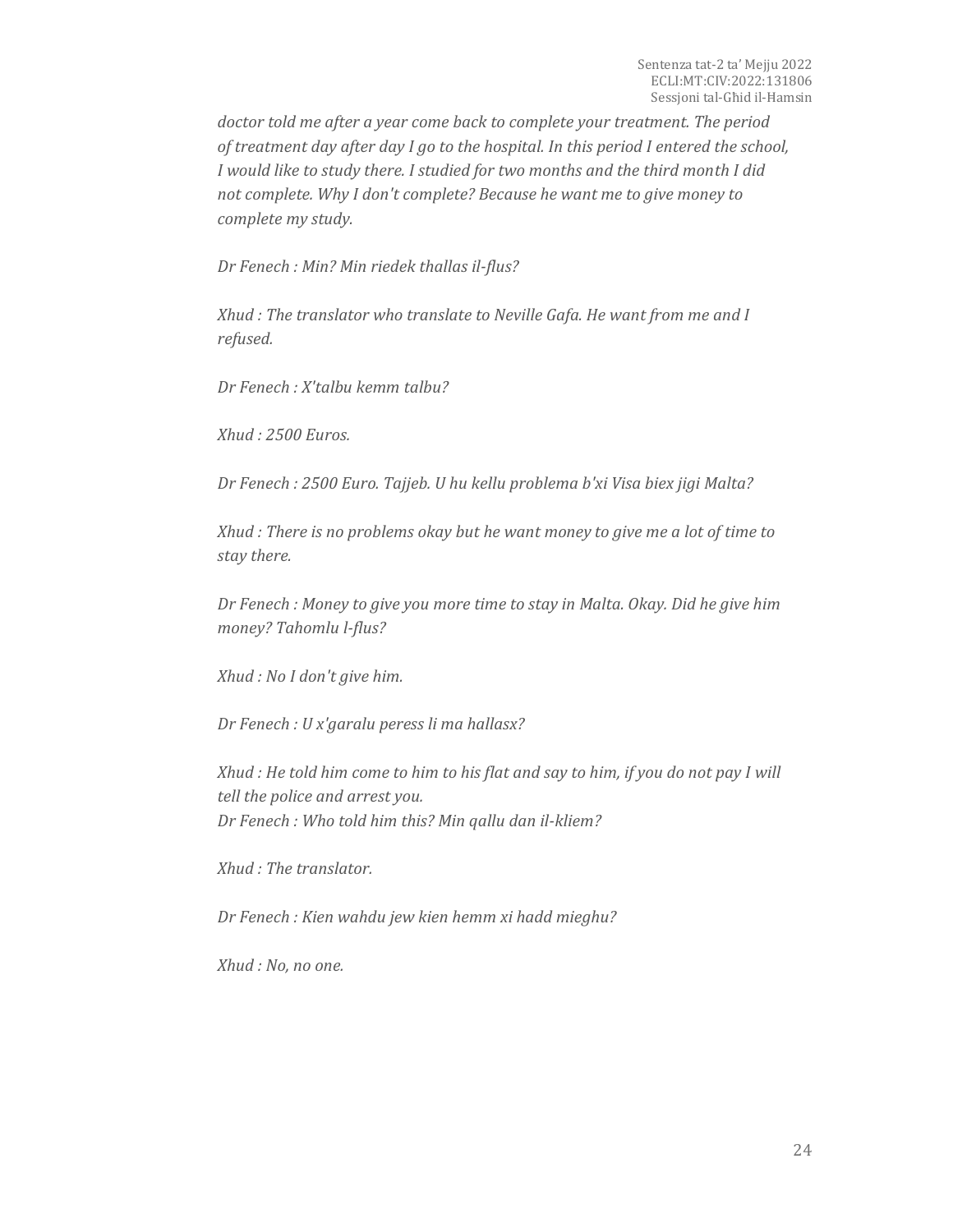*doctor told me after a year come back to complete your treatment. The period of treatment day after day I go to the hospital. In this period I entered the school, I would like to study there. I studied for two months and the third month I did not complete. Why I don't complete? Because he want me to give money to complete my study.*

*Dr Fenech : Min? Min riedek thallas il-flus?*

*Xhud : The translator who translate to Neville Gafa. He want from me and I refused.*

*Dr Fenech : X'talbu kemm talbu?*

*Xhud : 2500 Euros.*

*Dr Fenech : 2500 Euro. Tajjeb. U hu kellu problema b'xi Visa biex jigi Malta?*

*Xhud : There is no problems okay but he want money to give me a lot of time to stay there.*

*Dr Fenech : Money to give you more time to stay in Malta. Okay. Did he give him money? Tahomlu l-flus?*

*Xhud : No I don't give him.*

*Dr Fenech : U x'garalu peress li ma hallasx?*

*Xhud : He told him come to him to his flat and say to him, if you do not pay I will tell the police and arrest you.*
*Dr Fenech : Who told him this? Min qallu dan il-kliem?*

*Xhud : The translator.*

*Dr Fenech : Kien wahdu jew kien hemm xi hadd mieghu?*

*Xhud : No, no one.*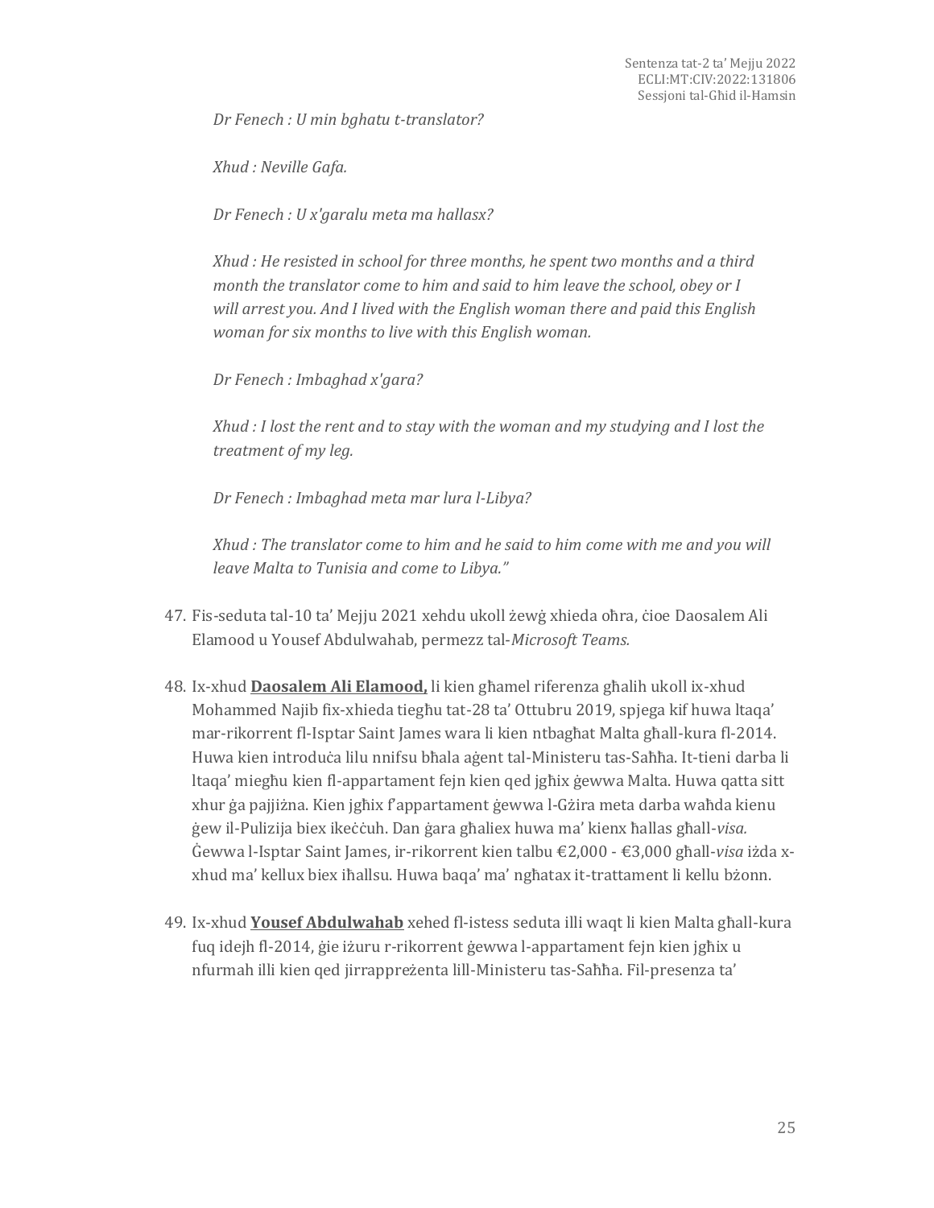*Dr Fenech : U min bghatu t-translator?*

*Xhud : Neville Gafa.*

*Dr Fenech : U x'garalu meta ma hallasx?*

*Xhud : He resisted in school for three months, he spent two months and a third month the translator come to him and said to him leave the school, obey or I will arrest you. And I lived with the English woman there and paid this English woman for six months to live with this English woman.*

*Dr Fenech : Imbaghad x'gara?*

*Xhud : I lost the rent and to stay with the woman and my studying and I lost the treatment of my leg.*

*Dr Fenech : Imbaghad meta mar lura l-Libya?*

*Xhud : The translator come to him and he said to him come with me and you will leave Malta to Tunisia and come to Libya."*

47. Fis-seduta tal-10 ta' Mejju 2021 xehdu ukoll żewġ xhieda oħra, ċioe Daosalem Ali Elamood u Yousef Abdulwahab, permezz tal-*Microsoft Teams.*

48. Ix-xhud **Daosalem Ali Elamood,** li kien għamel riferenza għalih ukoll ix-xhud Mohammed Najib fix-xhieda tiegħu tat-28 ta' Ottubru 2019, spjega kif huwa ltaqa' mar-rikorrent fl-Isptar Saint James wara li kien ntbagħat Malta għall-kura fl-2014. Huwa kien introduċa lilu nnifsu bħala aġent tal-Ministeru tas-Saħħa. It-tieni darba li ltaqa' miegħu kien fl-appartament fejn kien qed jgħix ġewwa Malta. Huwa qatta sitt xhur ġa pajjiżna. Kien jgħix f'appartament ġewwa l-Gżira meta darba waħda kienu ġew il-Pulizija biex ikeċċuh. Dan ġara għaliex huwa ma' kienx ħallas għall-*visa.* Ġewwa l-Isptar Saint James, ir-rikorrent kien talbu €2,000 - €3,000 għall-*visa* iżda x-xhud ma' kellux biex iħallsu. Huwa baqa' ma' ngħatax it-trattament li kellu bżonn.

49. Ix-xhud **Yousef Abdulwahab** xehed fl-istess seduta illi waqt li kien Malta għall-kura fuq idejh fl-2014, ġie iżuru r-rikorrent ġewwa l-appartament fejn kien jgħix u nfurmah illi kien qed jirrappreżenta lill-Ministeru tas-Saħħa. Fil-presenza ta'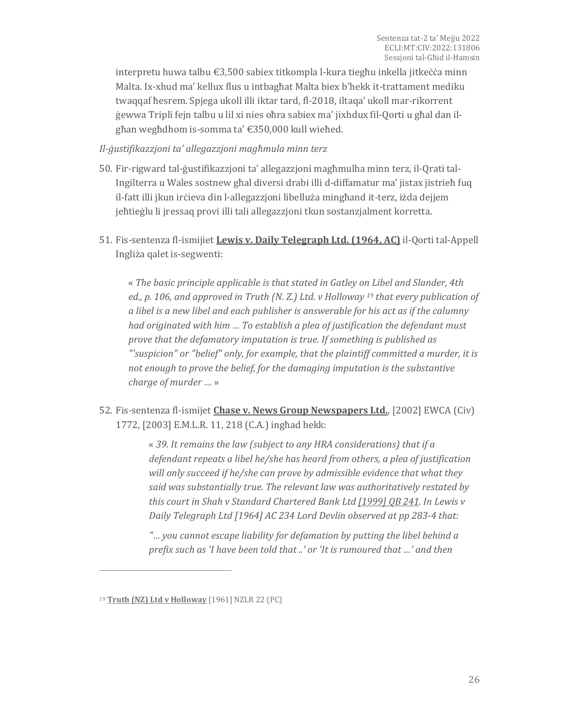interpretu huwa talbu €3,500 sabiex titkompla l-kura tiegħu inkella jitkeċċa minn Malta. Ix-xhud ma' kellux flus u intbagħat Malta biex b'hekk it-trattament mediku twaqqaf ħesrem. Spjega ukoll illi iktar tard, fl-2018, iltaqa' ukoll mar-rikorrent ġewwa Tripli fejn talbu u lil xi nies oħra sabiex ma' jixhdux fil-Qorti u għal dan il-għan wegħdhom is-somma ta' €350,000 kull wieħed.

*Il-ġustifikazzjoni ta' allegazzjoni magħmula minn terz*

50. Fir-rigward tal-ġustifikazzjoni ta' allegazzjoni magħmulha minn terz, il-Qrati tal-Ingilterra u Wales sostnew għal diversi drabi illi d-diffamatur ma' jistax jistrieħ fuq il-fatt illi jkun irċieva din l-allegazzjoni libelluża mingħand it-terz, iżda dejjem jeħtieġlu li jressaq provi illi tali allegazzjoni tkun sostanzjalment korretta.

51. Fis-sentenza fl-ismijiet **Lewis v. Daily Telegraph Ltd. (1964, AC)** il-Qorti tal-Appell Ingliża qalet is-segwenti:

   « *The basic principle applicable is that stated in Gatley on Libel and Slander, 4th ed., p. 106, and approved in Truth (N. Z.) Ltd. v Holloway [19] that every publication of a libel is a new libel and each publisher is answerable for his act as if the calumny had originated with him … To establish a plea of justification the defendant must prove that the defamatory imputation is true. If something is published as "'suspicion" or "belief" only, for example, that the plaintiff committed a murder, it is not enough to prove the belief, for the damaging imputation is the substantive charge of murder …* »

52. Fis-sentenza fl-ismijiet **Chase v. News Group Newspapers Ltd.**, [2002] EWCA (Civ) 1772, [2003] E.M.L.R. 11, 218 (C.A.) ingħad hekk:

   « *39. It remains the law (subject to any HRA considerations) that if a defendant repeats a libel he/she has heard from others, a plea of justification will only succeed if he/she can prove by admissible evidence that what they said was substantially true. The relevant law was authoritatively restated by this court in Shah v Standard Chartered Bank Ltd [1999] QB 241. In Lewis v Daily Telegraph Ltd [1964] AC 234 Lord Devlin observed at pp 283-4 that:*

   *"… you cannot escape liability for defamation by putting the libel behind a prefix such as 'I have been told that ..' or 'It is rumoured that …' and then*

---

[19] **Truth (NZ) Ltd v Holloway** [1961] NZLR 22 (PC)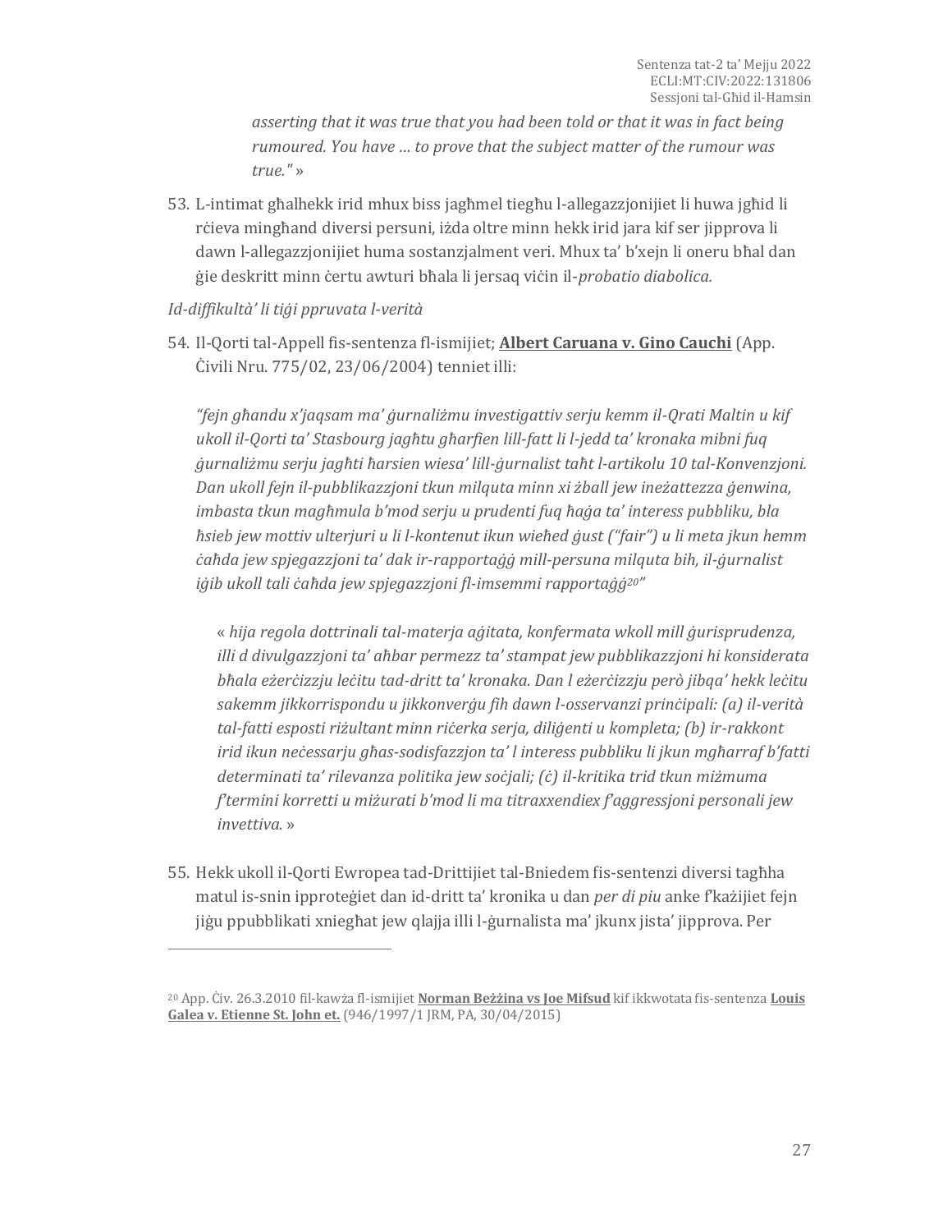*asserting that it was true that you had been told or that it was in fact being rumoured. You have … to prove that the subject matter of the rumour was true."* »

53. L-intimat għalhekk irid mhux biss jagħmel tiegħu l-allegazzjonijiet li huwa jgħid li rċieva mingħand diversi persuni, iżda oltre minn hekk irid jara kif ser jipprova li dawn l-allegazzjonijiet huma sostanzjalment veri. Mhux ta' b'xejn li oneru bħal dan ġie deskritt minn ċertu awturi bħala li jersaq viċin il-*probatio diabolica.*

*Id-diffikultà' li tiġi ppruvata l-verità*

54. Il-Qorti tal-Appell fis-sentenza fl-ismijiet; **Albert Caruana v. Gino Cauchi** (App. Ċivili Nru. 775/02, 23/06/2004) tenniet illi:

*"fejn għandu x'jaqsam ma' ġurnaliżmu investigattiv serju kemm il-Qrati Maltin u kif ukoll il-Qorti ta' Stasbourg jagħtu għarfien lill-fatt li l-jedd ta' kronaka mibni fuq ġurnaliżmu serju jagħti ħarsien wiesa' lill-ġurnalist taħt l-artikolu 10 tal-Konvenzjoni. Dan ukoll fejn il-pubblikazzjoni tkun milquta minn xi żball jew ineżattezza ġenwina, imbasta tkun magħmula b'mod serju u prudenti fuq ħaġa ta' interess pubbliku, bla ħsieb jew mottiv ulterjuri u li l-kontenut ikun wieħed ġust ("fair") u li meta jkun hemm ċaħda jew spjegazzjoni ta' dak ir-rapportaġġ mill-persuna milquta bih, il-ġurnalist iġib ukoll tali ċaħda jew spjegazzjoni fl-imsemmi rapportaġġ[20]"*

« *hija regola dottrinali tal-materja aġitata, konfermata wkoll mill ġurisprudenza, illi d divulgazzjoni ta' aħbar permezz ta' stampat jew pubblikazzjoni hi konsiderata bħala eżerċizzju leċitu tad-dritt ta' kronaka. Dan l eżerċizzju però jibqa' hekk leċitu sakemm jikkorrispondu u jikkonverġu fih dawn l-osservanzi prinċipali: (a) il-verità tal-fatti esposti riżultant minn riċerka serja, diliġenti u kompleta; (b) ir-rakkont irid ikun neċessarju għas-sodisfazzjon ta' l interess pubbliku li jkun mgħarraf b'fatti determinati ta' rilevanza politika jew soċjali; (ċ) il-kritika trid tkun miżmuma f'termini korretti u miżurati b'mod li ma titraxxendiex f'aggressjoni personali jew invettiva.* »

55. Hekk ukoll il-Qorti Ewropea tad-Drittijiet tal-Bniedem fis-sentenzi diversi tagħha matul is-snin ipproteġiet dan id-dritt ta' kronika u dan *per di piu* anke f'każijiet fejn jiġu ppubblikati xniegħat jew qlajja illi l-ġurnalista ma' jkunx jista' jipprova. Per

---

[20] App. Ċiv. 26.3.2010 fil-kawża fl-ismijiet **Norman Beżżina vs Joe Mifsud** kif ikkwotata fis-sentenza **Louis Galea v. Etienne St. John et.** (946/1997/1 JRM, PA, 30/04/2015)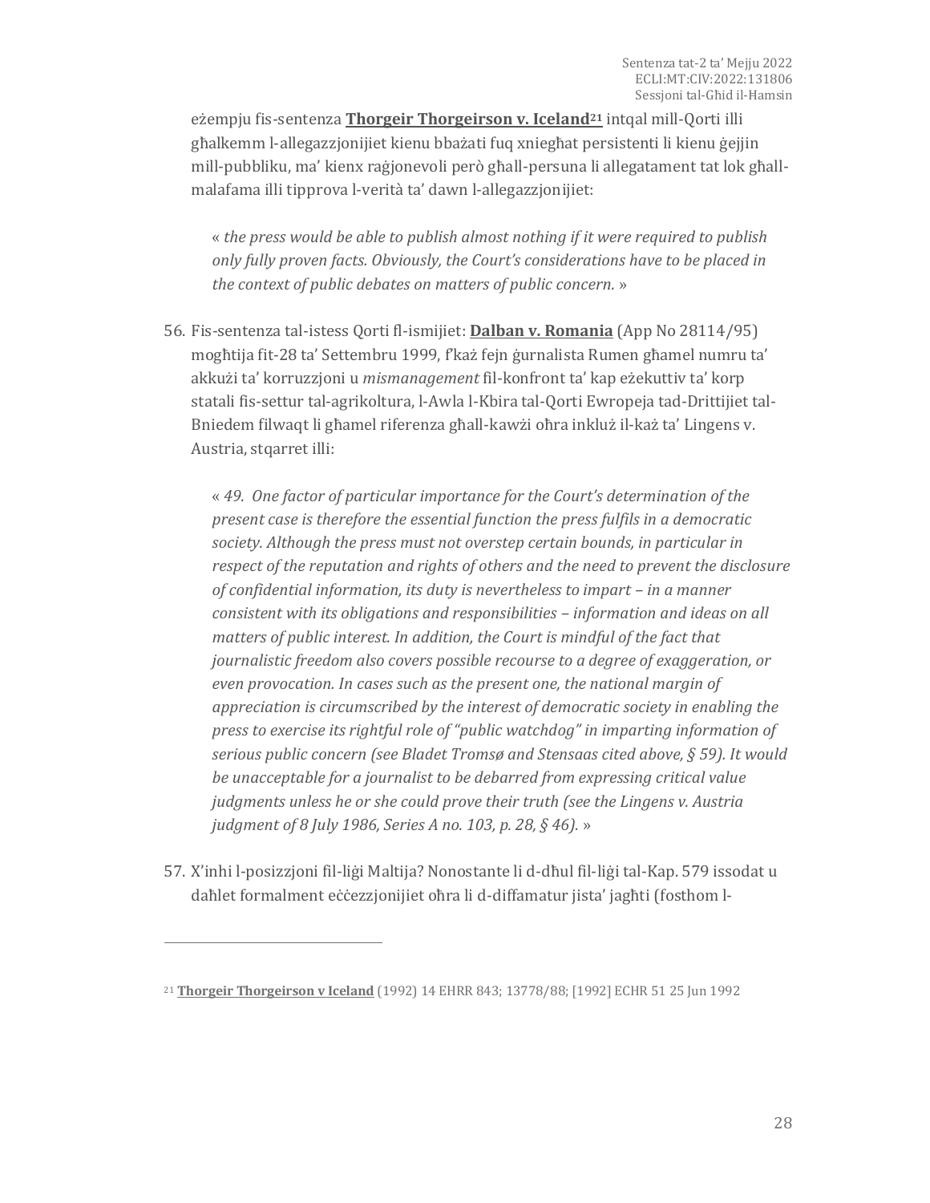eżempju fis-sentenza **Thorgeir Thorgeirson v. Iceland**[21] intqal mill-Qorti illi għalkemm l-allegazzjonijiet kienu bbażati fuq xniegħat persistenti li kienu ġejjin mill-pubbliku, ma' kienx raġjonevoli però għall-persuna li allegatament tat lok għall-malafama illi tipprova l-verità ta' dawn l-allegazzjonijiet:

> « *the press would be able to publish almost nothing if it were required to publish only fully proven facts. Obviously, the Court's considerations have to be placed in the context of public debates on matters of public concern.* »

56. Fis-sentenza tal-istess Qorti fl-ismijiet: **Dalban v. Romania** (App No 28114/95) mogħtija fit-28 ta' Settembru 1999, f'każ fejn ġurnalista Rumen għamel numru ta' akkużi ta' korruzzjoni u *mismanagement* fil-konfront ta' kap eżekuttiv ta' korp statali fis-settur tal-agrikoltura, l-Awla l-Kbira tal-Qorti Ewropeja tad-Drittijiet tal-Bniedem filwaqt li għamel riferenza għall-kawżi oħra inkluż il-każ ta' Lingens v. Austria, stqarret illi:

> « *49. One factor of particular importance for the Court's determination of the present case is therefore the essential function the press fulfils in a democratic society. Although the press must not overstep certain bounds, in particular in respect of the reputation and rights of others and the need to prevent the disclosure of confidential information, its duty is nevertheless to impart – in a manner consistent with its obligations and responsibilities – information and ideas on all matters of public interest. In addition, the Court is mindful of the fact that journalistic freedom also covers possible recourse to a degree of exaggeration, or even provocation. In cases such as the present one, the national margin of appreciation is circumscribed by the interest of democratic society in enabling the press to exercise its rightful role of "public watchdog" in imparting information of serious public concern (see Bladet Tromsø and Stensaas cited above, § 59). It would be unacceptable for a journalist to be debarred from expressing critical value judgments unless he or she could prove their truth (see the Lingens v. Austria judgment of 8 July 1986, Series A no. 103, p. 28, § 46).* »

57. X'inhi l-posizzjoni fil-liġi Maltija? Nonostante li d-dħul fil-liġi tal-Kap. 579 issodat u daħlet formalment eċċezzjonijiet oħra li d-diffamatur jista' jagħti (fosthom l-

[21] **Thorgeir Thorgeirson v Iceland** (1992) 14 EHRR 843; 13778/88; [1992] ECHR 51 25 Jun 1992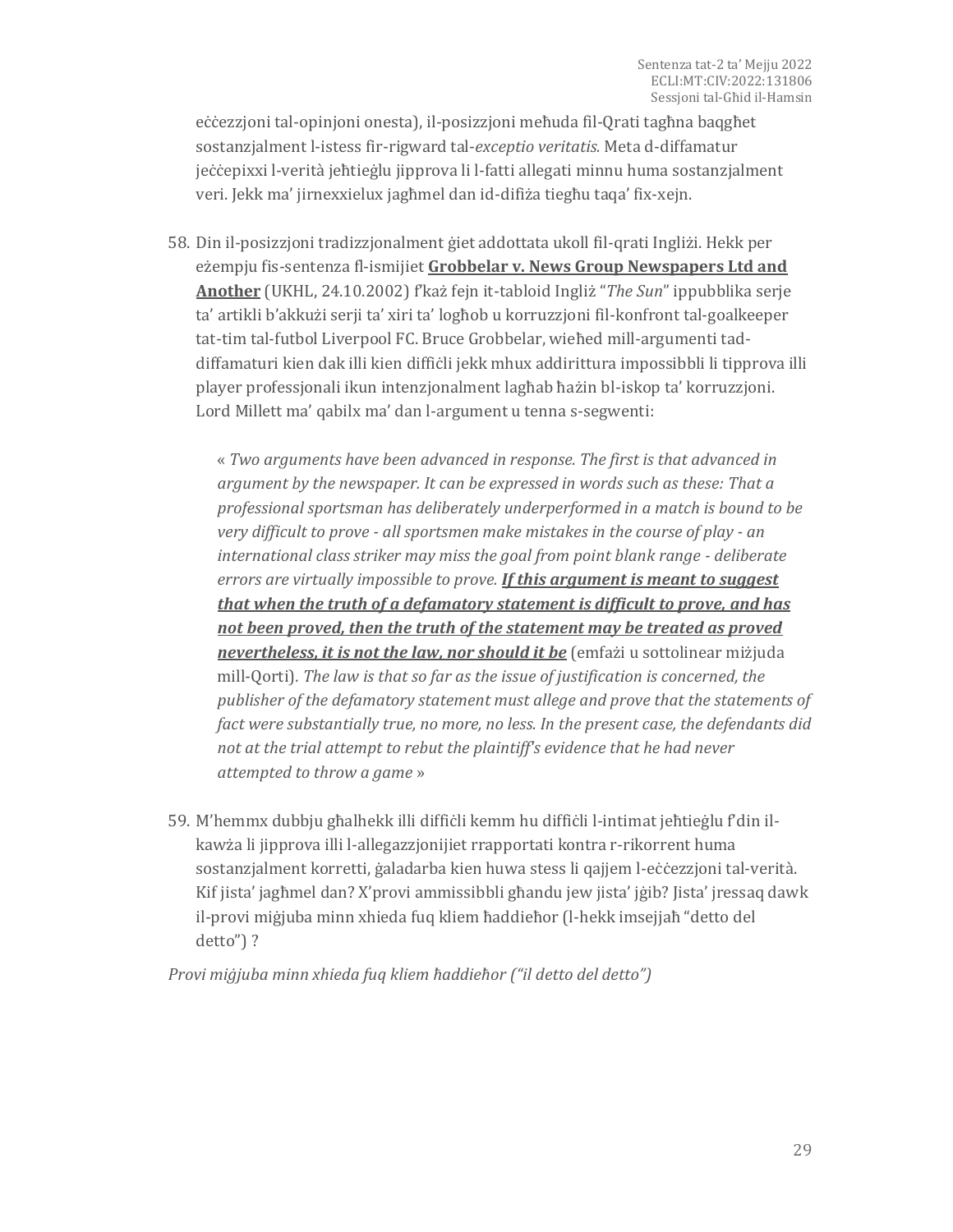eċċezzjoni tal-opinjoni onesta), il-posizzjoni meħuda fil-Qrati tagħna baqgħet sostanzjalment l-istess fir-rigward tal-*exceptio veritatis*. Meta d-diffamatur jeċċepixxi l-verità jeħtieġlu jipprova li l-fatti allegati minnu huma sostanzjalment veri. Jekk ma' jirnexxielux jagħmel dan id-difiża tiegħu taqa' fix-xejn.

58. Din il-posizzjoni tradizzjonalment ġiet addottata ukoll fil-qrati Ingliżi. Hekk per eżempju fis-sentenza fl-ismijiet **Grobbelar v. News Group Newspapers Ltd and Another** (UKHL, 24.10.2002) f'każ fejn it-tabloid Ingliż "*The Sun*" ippubblika serje ta' artikli b'akkużi serji ta' xiri ta' logħob u korruzzjoni fil-konfront tal-goalkeeper tat-tim tal-futbol Liverpool FC. Bruce Grobbelar, wieħed mill-argumenti tad-diffamaturi kien dak illi kien diffiċli jekk mhux addirittura impossibbli li tipprova illi player professjonali ikun intenzjonalment lagħab ħażin bl-iskop ta' korruzzjoni. Lord Millett ma' qabilx ma' dan l-argument u tenna s-segwenti:

    « *Two arguments have been advanced in response. The first is that advanced in argument by the newspaper. It can be expressed in words such as these: That a professional sportsman has deliberately underperformed in a match is bound to be very difficult to prove - all sportsmen make mistakes in the course of play - an international class striker may miss the goal from point blank range - deliberate errors are virtually impossible to prove.* ***If this argument is meant to suggest that when the truth of a defamatory statement is difficult to prove, and has not been proved, then the truth of the statement may be treated as proved nevertheless, it is not the law, nor should it be*** (emfażi u sottolinear miżjuda mill-Qorti). *The law is that so far as the issue of justification is concerned, the publisher of the defamatory statement must allege and prove that the statements of fact were substantially true, no more, no less. In the present case, the defendants did not at the trial attempt to rebut the plaintiff's evidence that he had never attempted to throw a game* »

59. M'hemmx dubbju għalhekk illi diffiċli kemm hu diffiċli l-intimat jeħtieġlu f'din il-kawża li jipprova illi l-allegazzjonijiet rrapportati kontra r-rikorrent huma sostanzjalment korretti, ġaladarba kien huwa stess li qajjem l-eċċezzjoni tal-verità. Kif jista' jagħmel dan? X'provi ammissibbli għandu jew jista' jġib? Jista' jressaq dawk il-provi miġjuba minn xhieda fuq kliem ħaddieħor (l-hekk imsejjaħ "detto del detto") ?

*Provi miġjuba minn xhieda fuq kliem ħaddieħor ("il detto del detto")*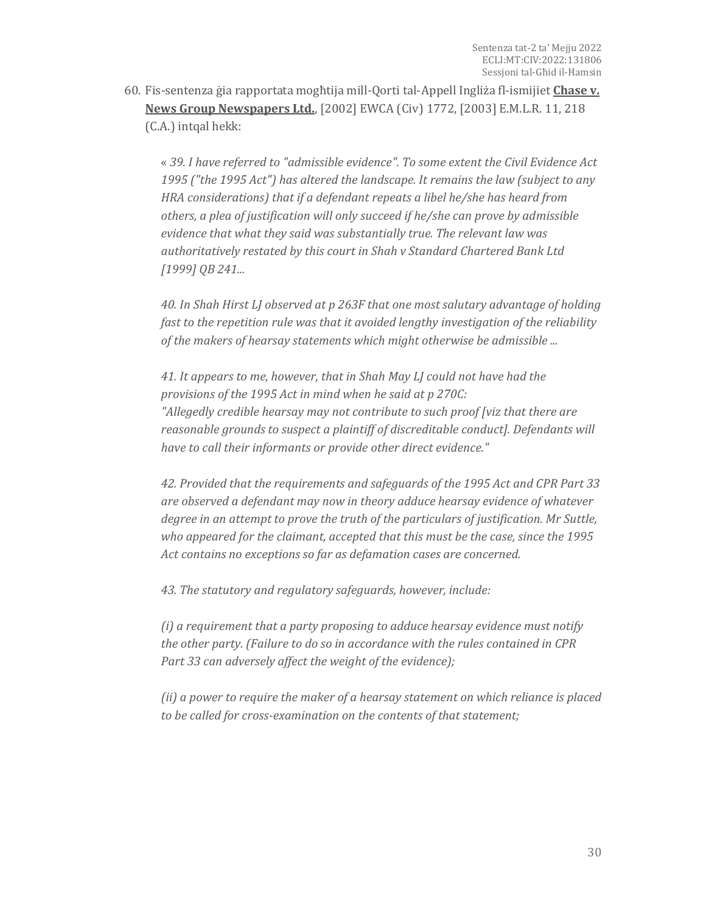60. Fis-sentenza ġia rapportata mogħtija mill-Qorti tal-Appell Ingliża fl-ismijiet **Chase v. News Group Newspapers Ltd.**, [2002] EWCA (Civ) 1772, [2003] E.M.L.R. 11, 218 (C.A.) intqal hekk:

   « *39. I have referred to "admissible evidence". To some extent the Civil Evidence Act 1995 ("the 1995 Act") has altered the landscape. It remains the law (subject to any HRA considerations) that if a defendant repeats a libel he/she has heard from others, a plea of justification will only succeed if he/she can prove by admissible evidence that what they said was substantially true. The relevant law was authoritatively restated by this court in Shah v Standard Chartered Bank Ltd [1999] QB 241...*

   *40. In Shah Hirst LJ observed at p 263F that one most salutary advantage of holding fast to the repetition rule was that it avoided lengthy investigation of the reliability of the makers of hearsay statements which might otherwise be admissible ...*

   *41. It appears to me, however, that in Shah May LJ could not have had the provisions of the 1995 Act in mind when he said at p 270C:*
   *"Allegedly credible hearsay may not contribute to such proof [viz that there are reasonable grounds to suspect a plaintiff of discreditable conduct]. Defendants will have to call their informants or provide other direct evidence."*

   *42. Provided that the requirements and safeguards of the 1995 Act and CPR Part 33 are observed a defendant may now in theory adduce hearsay evidence of whatever degree in an attempt to prove the truth of the particulars of justification. Mr Suttle, who appeared for the claimant, accepted that this must be the case, since the 1995 Act contains no exceptions so far as defamation cases are concerned.*

   *43. The statutory and regulatory safeguards, however, include:*

   *(i) a requirement that a party proposing to adduce hearsay evidence must notify the other party. (Failure to do so in accordance with the rules contained in CPR Part 33 can adversely affect the weight of the evidence);*

   *(ii) a power to require the maker of a hearsay statement on which reliance is placed to be called for cross-examination on the contents of that statement;*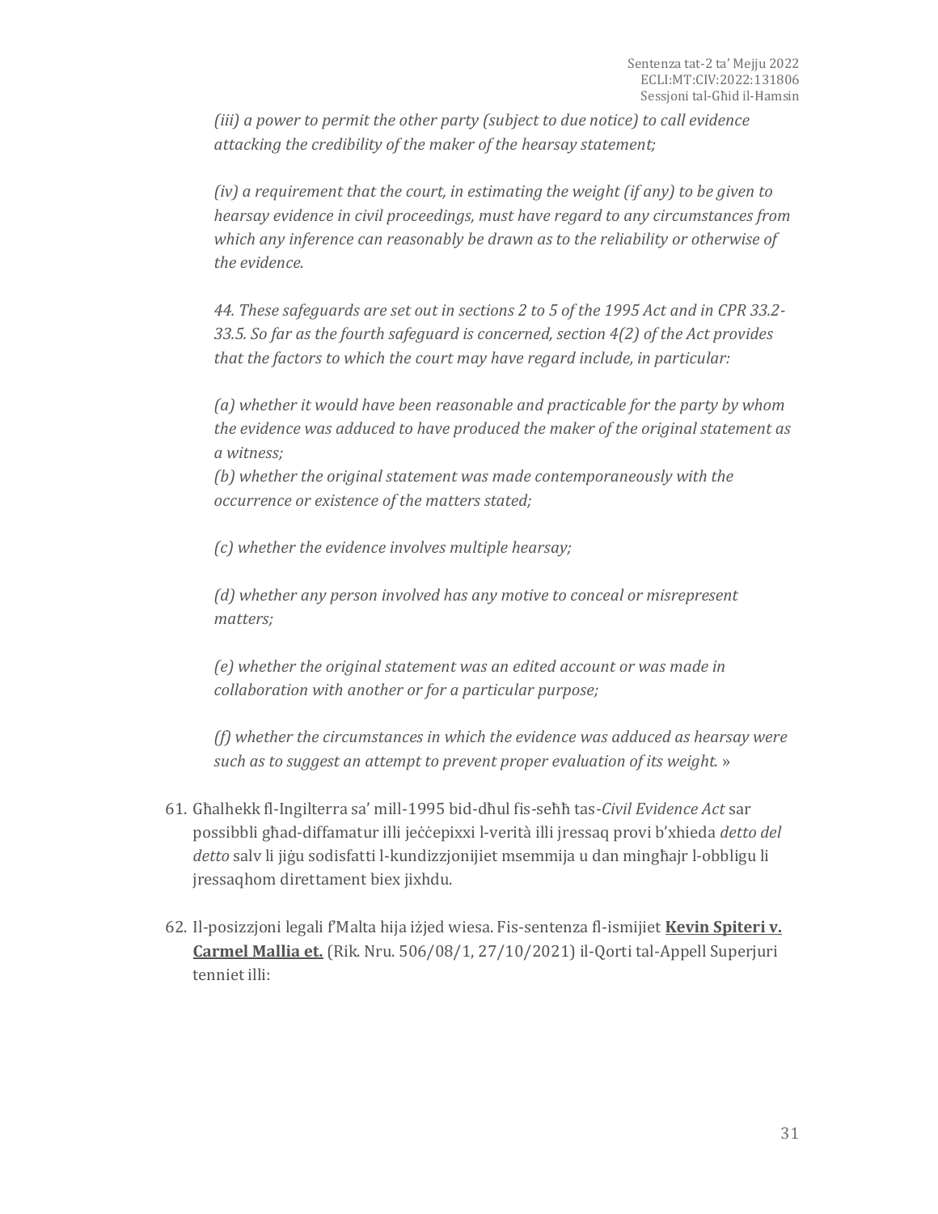*(iii) a power to permit the other party (subject to due notice) to call evidence attacking the credibility of the maker of the hearsay statement;*

*(iv) a requirement that the court, in estimating the weight (if any) to be given to hearsay evidence in civil proceedings, must have regard to any circumstances from which any inference can reasonably be drawn as to the reliability or otherwise of the evidence.*

*44. These safeguards are set out in sections 2 to 5 of the 1995 Act and in CPR 33.2-33.5. So far as the fourth safeguard is concerned, section 4(2) of the Act provides that the factors to which the court may have regard include, in particular:*

*(a) whether it would have been reasonable and practicable for the party by whom the evidence was adduced to have produced the maker of the original statement as a witness;*
*(b) whether the original statement was made contemporaneously with the occurrence or existence of the matters stated;*

*(c) whether the evidence involves multiple hearsay;*

*(d) whether any person involved has any motive to conceal or misrepresent matters;*

*(e) whether the original statement was an edited account or was made in collaboration with another or for a particular purpose;*

*(f) whether the circumstances in which the evidence was adduced as hearsay were such as to suggest an attempt to prevent proper evaluation of its weight.* »

61. Għalhekk fl-Ingilterra sa' mill-1995 bid-dħul fis-seħħ tas-*Civil Evidence Act* sar possibbli għad-diffamatur illi jeċċepixxi l-verità illi jressaq provi b'xhieda *detto del detto* salv li jiġu sodisfatti l-kundizzjonijiet msemmija u dan mingħajr l-obbligu li jressaqhom direttament biex jixhdu.

62. Il-posizzjoni legali f'Malta hija iżjed wiesa. Fis-sentenza fl-ismijiet **Kevin Spiteri v. Carmel Mallia et.** (Rik. Nru. 506/08/1, 27/10/2021) il-Qorti tal-Appell Superjuri tenniet illi: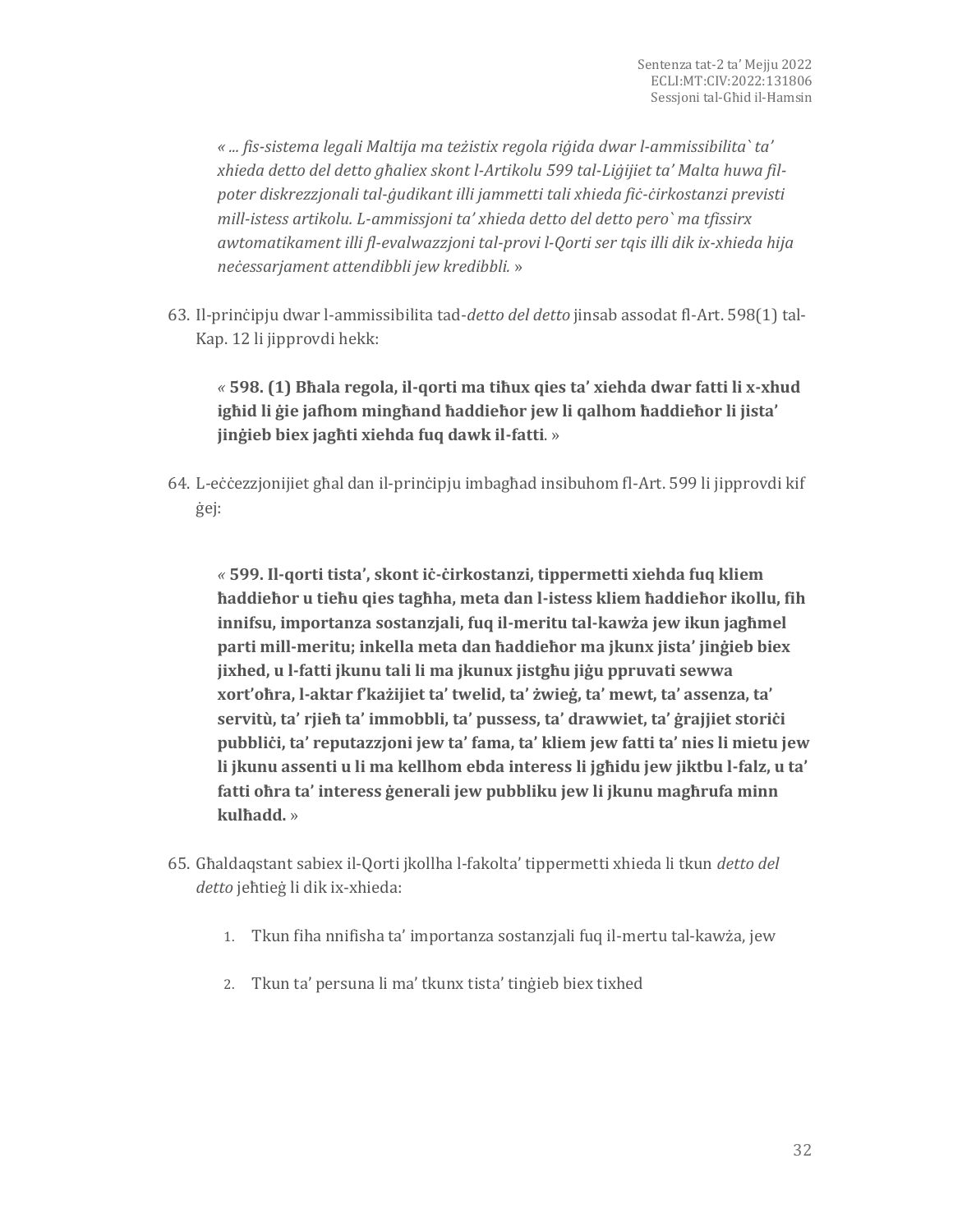*« ... fis-sistema legali Maltija ma teżistix regola riġida dwar l-ammissibilita` ta' xhieda detto del detto għaliex skont l-Artikolu 599 tal-Liġijiet ta' Malta huwa fil-poter diskrezzjonali tal-ġudikant illi jammetti tali xhieda fiċ-ċirkostanzi previsti mill-istess artikolu. L-ammissjoni ta' xhieda detto del detto pero` ma tfissirx awtomatikament illi fl-evalwazzjoni tal-provi l-Qorti ser tqis illi dik ix-xhieda hija neċessarjament attendibbli jew kredibbli.* »

63. Il-prinċipju dwar l-ammissibilita tad-*detto del detto* jinsab assodat fl-Art. 598(1) tal-Kap. 12 li jipprovdi hekk:

    *«* **598. (1) Bħala regola, il-qorti ma tiħux qies ta' xiehda dwar fatti li x-xhud igħid li ġie jafhom mingħand ħaddieħor jew li qalhom ħaddieħor li jista' jinġieb biex jagħti xiehda fuq dawk il-fatti**. »

64. L-eċċezzjonijiet għal dan il-prinċipju imbagħad insibuhom fl-Art. 599 li jipprovdi kif ġej:

    *«* **599. Il-qorti tista', skont iċ-ċirkostanzi, tippermetti xiehda fuq kliem ħaddieħor u tieħu qies tagħha, meta dan l-istess kliem ħaddieħor ikollu, fih innifsu, importanza sostanzjali, fuq il-meritu tal-kawża jew ikun jagħmel parti mill-meritu; inkella meta dan ħaddieħor ma jkunx jista' jinġieb biex jixhed, u l-fatti jkunu tali li ma jkunux jistgħu jiġu ppruvati sewwa xort'oħra, l-aktar f'każijiet ta' twelid, ta' żwieġ, ta' mewt, ta' assenza, ta' servitù, ta' rjieħ ta' immobbli, ta' pussess, ta' drawwiet, ta' ġrajjiet storiċi pubbliċi, ta' reputazzjoni jew ta' fama, ta' kliem jew fatti ta' nies li mietu jew li jkunu assenti u li ma kellhom ebda interess li jgħidu jew jiktbu l-falz, u ta' fatti oħra ta' interess ġenerali jew pubbliku jew li jkunu magħrufa minn kulħadd.** »

65. Għaldaqstant sabiex il-Qorti jkollha l-fakolta' tippermetti xhieda li tkun *detto del detto* jeħtieġ li dik ix-xhieda:

    1. Tkun fiha nnifisha ta' importanza sostanzjali fuq il-mertu tal-kawża, jew

    2. Tkun ta' persuna li ma' tkunx tista' tinġieb biex tixhed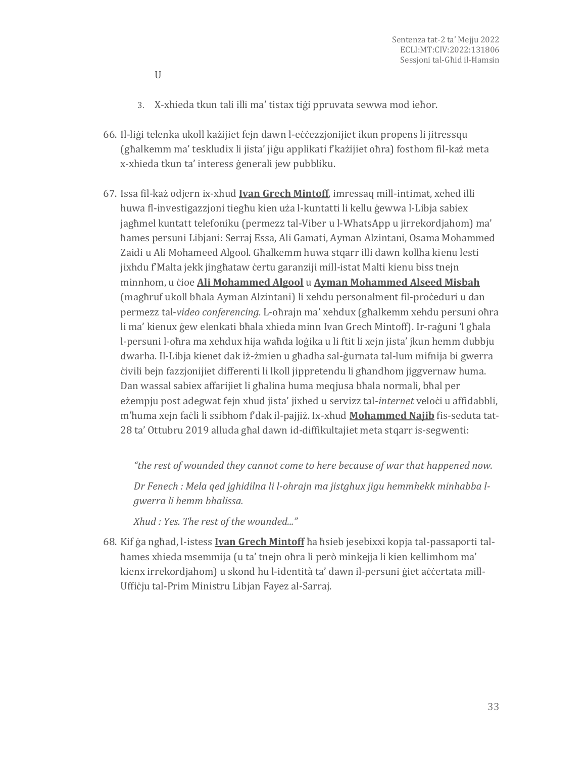U

3. X-xhieda tkun tali illi ma' tistax tiġi ppruvata sewwa mod ieħor.

66. Il-liġi telenka ukoll każijiet fejn dawn l-eċċezzjonijiet ikun propens li jitressqu (għalkemm ma' teskludix li jista' jiġu applikati f'każijiet oħra) fosthom fil-każ meta x-xhieda tkun ta' interess ġenerali jew pubbliku.

67. Issa fil-każ odjern ix-xhud **Ivan Grech Mintoff**, imressaq mill-intimat, xehed illi huwa fl-investigazzjoni tiegħu kien uża l-kuntatti li kellu ġewwa l-Libja sabiex jagħmel kuntatt telefoniku (permezz tal-Viber u l-WhatsApp u jirrekordjahom) ma' ħames persuni Libjani: Serraj Essa, Ali Gamati, Ayman Alzintani, Osama Mohammed Zaidi u Ali Mohameed Algool. Għalkemm huwa stqarr illi dawn kollha kienu lesti jixhdu f'Malta jekk jingħataw ċertu garanziji mill-istat Malti kienu biss tnejn minnhom, u ċioe **Ali Mohammed Algool** u **Ayman Mohammed Alseed Misbah** (magħruf ukoll bħala Ayman Alzintani) li xehdu personalment fil-proċeduri u dan permezz tal-*video conferencing.* L-oħrajn ma' xehdux (għalkemm xehdu persuni oħra li ma' kienux ġew elenkati bħala xhieda minn Ivan Grech Mintoff). Ir-raġuni 'l għala l-persuni l-oħra ma xehdux hija waħda loġika u li ftit li xejn jista' jkun hemm dubbju dwarha. Il-Libja kienet dak iż-żmien u għadha sal-ġurnata tal-lum mifnija bi gwerra ċivili bejn fazzjonijiet differenti li lkoll jippretendu li għandhom jiggvernaw huma. Dan wassal sabiex affarijiet li għalina huma meqjusa bħala normali, bħal per eżempju post adegwat fejn xhud jista' jixhed u servizz tal-*internet* veloċi u affidabbli, m'huma xejn faċli li ssibhom f'dak il-pajjiż. Ix-xhud **Mohammed Najib** fis-seduta tat-28 ta' Ottubru 2019 alluda għal dawn id-diffikultajiet meta stqarr is-segwenti:

> *"the rest of wounded they cannot come to here because of war that happened now.*
>
> *Dr Fenech : Mela qed jghidilna li l-ohrajn ma jistghux jigu hemmhekk minhabba l-gwerra li hemm bhalissa.*
>
> *Xhud : Yes. The rest of the wounded..."*

68. Kif ġa ngħad, l-istess **Ivan Grech Mintoff** ħa ħsieb jesebixxi kopja tal-passaporti tal-ħames xhieda msemmija (u ta' tnejn oħra li però minkejja li kien kellimhom ma' kienx irrekordjahom) u skond hu l-identità ta' dawn il-persuni ġiet aċċertata mill-Uffiċju tal-Prim Ministru Libjan Fayez al-Sarraj.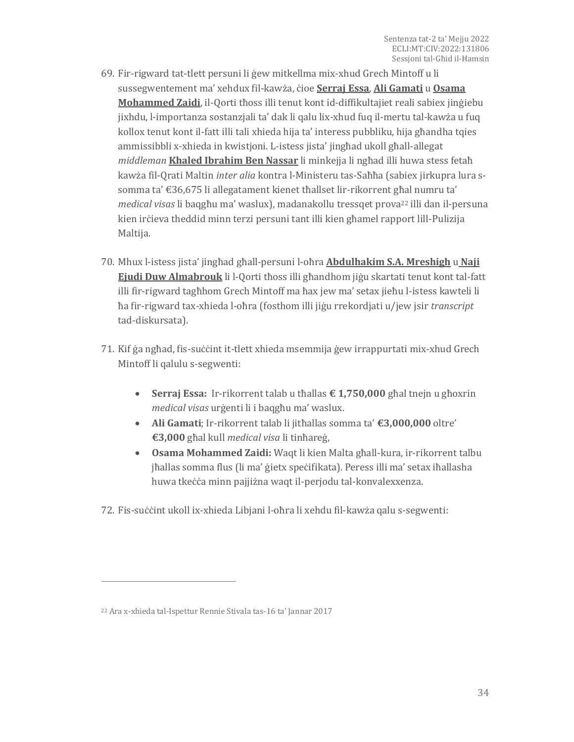69. Fir-rigward tat-tlett persuni li ġew mitkellma mix-xhud Grech Mintoff u li sussegwentement ma' xehdux fil-kawża, ċioe **Serraj Essa**, **Ali Gamati** u **Osama Mohammed Zaidi**, il-Qorti tħoss illi tenut kont id-diffikultajiet reali sabiex jinġiebu jixhdu, l-importanza sostanzjali ta' dak li qalu lix-xhud fuq il-mertu tal-kawża u fuq kollox tenut kont il-fatt illi tali xhieda hija ta' interess pubbliku, hija għandha tqies ammissibbli x-xhieda in kwistjoni. L-istess jista' jingħad ukoll għall-allegat *middleman* **Khaled Ibrahim Ben Nassar** li minkejja li ngħad illi huwa stess fetaħ kawża fil-Qrati Maltin *inter alia* kontra l-Ministeru tas-Saħħa (sabiex jirkupra lura s-somma ta' €36,675 li allegatament kienet tħallset lir-rikorrent għal numru ta' *medical visas* li baqgħu ma' waslux), madanakollu tressqet prova[22] illi dan il-persuna kien irċieva theddid minn terzi persuni tant illi kien għamel rapport lill-Pulizija Maltija.

70. Mhux l-istess jista' jingħad għall-persuni l-oħra **Abdulhakim S.A. Mreshigh** u **Naji Ejudi Duw Almabrouk** li l-Qorti tħoss illi għandhom jiġu skartati tenut kont tal-fatt illi fir-rigward tagħhom Grech Mintoff ma ħax jew ma' setax jieħu l-istess kawteli li ħa fir-rigward tax-xhieda l-oħra (fosthom illi jiġu rrekordjati u/jew jsir *transcript* tad-diskursata).

71. Kif ġa ngħad, fis-suċċint it-tlett xhieda msemmija ġew irrappurtati mix-xhud Grech Mintoff li qalulu s-segwenti:

    - **Serraj Essa:** Ir-rikorrent talab u tħallas **€ 1,750,000** għal tnejn u għoxrin *medical visas* urġenti li i baqgħu ma' waslux.
    - **Ali Gamati**; Ir-rikorrent talab li jitħallas somma ta' **€3,000,000** oltre' **€3,000** għal kull *medical visa* li tinħareġ,
    - **Osama Mohammed Zaidi:** Waqt li kien Malta għall-kura, ir-rikorrent talbu jħallas somma flus (li ma' ġietx speċifikata). Peress illi ma' setax iħallasha huwa tkeċċa minn pajjiżna waqt il-perjodu tal-konvalexxenza.

72. Fis-suċċint ukoll ix-xhieda Libjani l-oħra li xehdu fil-kawża qalu s-segwenti:

---

[22] Ara x-xhieda tal-Ispettur Rennie Stivala tas-16 ta' Jannar 2017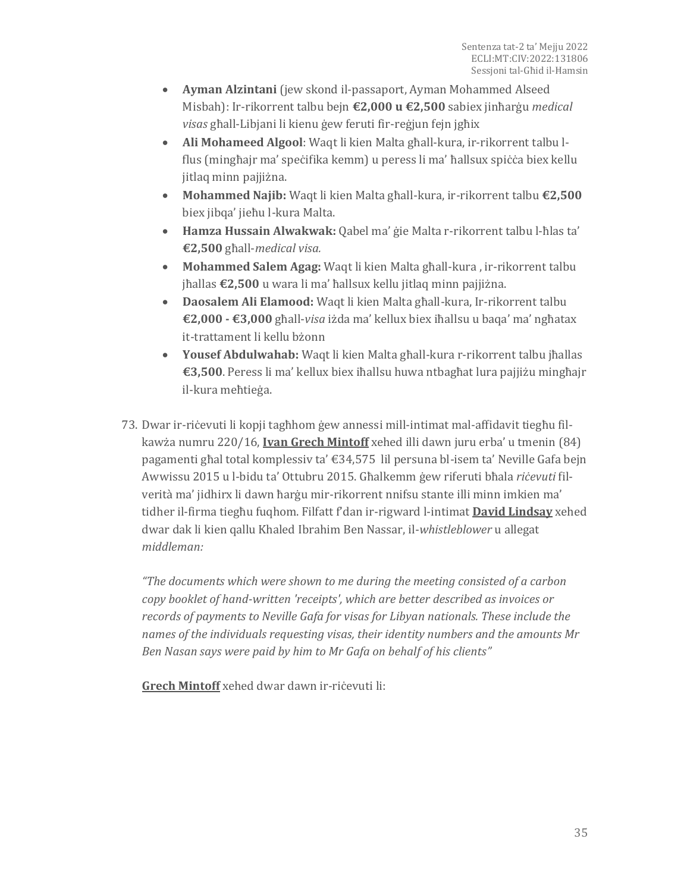- **Ayman Alzintani** (jew skond il-passaport, Ayman Mohammed Alseed Misbah): Ir-rikorrent talbu bejn **€2,000 u €2,500** sabiex jinħarġu *medical visas* għall-Libjani li kienu ġew feruti fir-reġjun fejn jgħix
- **Ali Mohameed Algool**: Waqt li kien Malta għall-kura, ir-rikorrent talbu l-flus (mingħajr ma' speċifika kemm) u peress li ma' ħallsux spiċċa biex kellu jitlaq minn pajjiżna.
- **Mohammed Najib:** Waqt li kien Malta għall-kura, ir-rikorrent talbu **€2,500** biex jibqa' jieħu l-kura Malta.
- **Hamza Hussain Alwakwak:** Qabel ma' ġie Malta r-rikorrent talbu l-ħlas ta' **€2,500** għall-*medical visa.*
- **Mohammed Salem Agag:** Waqt li kien Malta għall-kura , ir-rikorrent talbu jħallas **€2,500** u wara li ma' ħallsux kellu jitlaq minn pajjiżna.
- **Daosalem Ali Elamood:** Waqt li kien Malta għall-kura, Ir-rikorrent talbu **€2,000 - €3,000** għall-*visa* iżda ma' kellux biex iħallsu u baqa' ma' ngħatax it-trattament li kellu bżonn
- **Yousef Abdulwahab:** Waqt li kien Malta għall-kura r-rikorrent talbu jħallas **€3,500**. Peress li ma' kellux biex iħallsu huwa ntbagħat lura pajjiżu mingħajr il-kura meħtieġa.

73. Dwar ir-riċevuti li kopji tagħhom ġew annessi mill-intimat mal-affidavit tiegħu fil-kawża numru 220/16, **Ivan Grech Mintoff** xehed illi dawn juru erba' u tmenin (84) pagamenti għal total komplessiv ta' €34,575 lil persuna bl-isem ta' Neville Gafa bejn Awwissu 2015 u l-bidu ta' Ottubru 2015. Għalkemm ġew riferuti bħala *riċevuti* fil-verità ma' jidhirx li dawn ħarġu mir-rikorrent nnifsu stante illi minn imkien ma' tidher il-firma tiegħu fuqhom. Filfatt f'dan ir-rigward l-intimat **David Lindsay** xehed dwar dak li kien qallu Khaled Ibrahim Ben Nassar, il-*whistleblower* u allegat *middleman:*

    *"The documents which were shown to me during the meeting consisted of a carbon copy booklet of hand-written 'receipts', which are better described as invoices or records of payments to Neville Gafa for visas for Libyan nationals. These include the names of the individuals requesting visas, their identity numbers and the amounts Mr Ben Nasan says were paid by him to Mr Gafa on behalf of his clients"*

    **Grech Mintoff** xehed dwar dawn ir-riċevuti li: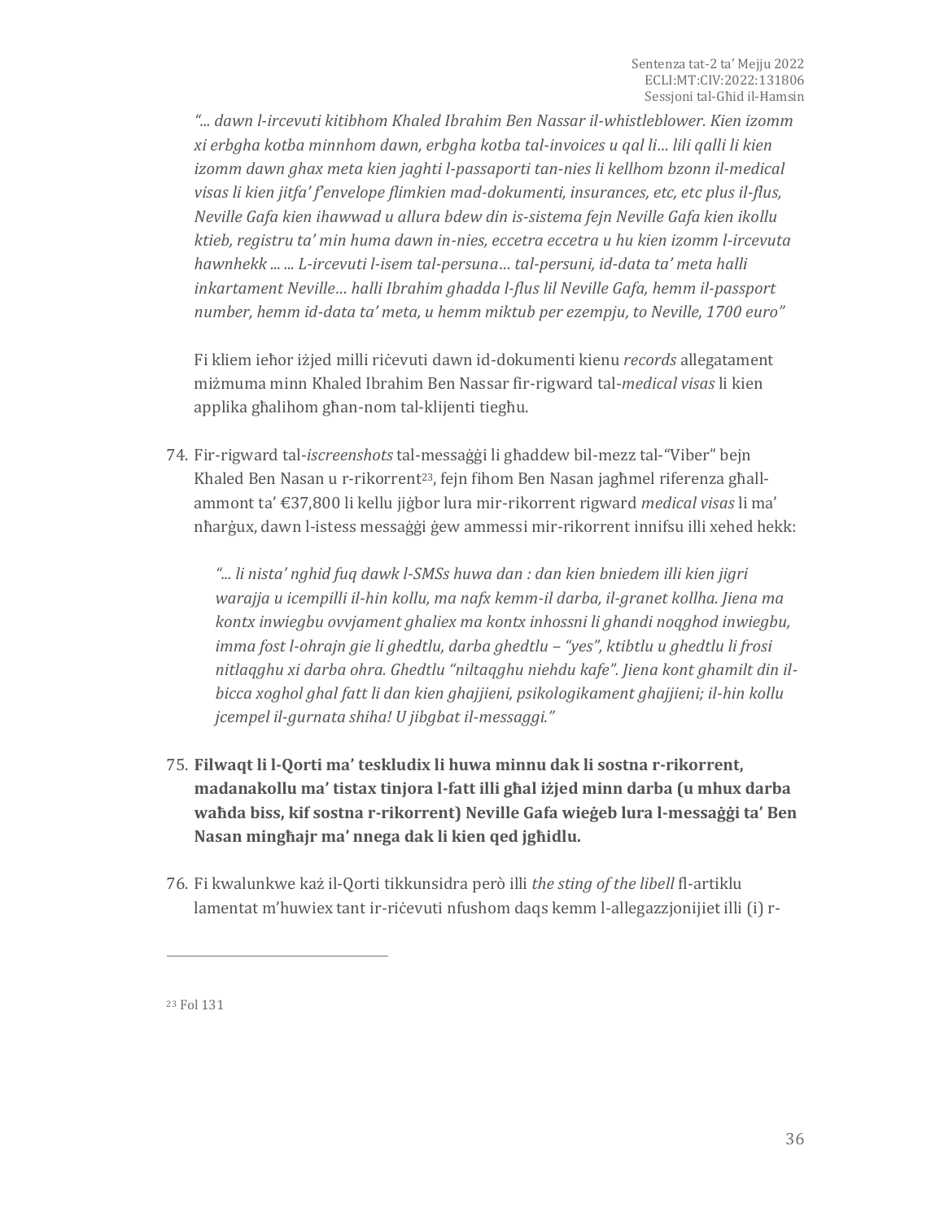*"... dawn l-ircevuti kitibhom Khaled Ibrahim Ben Nassar il-whistleblower. Kien izomm xi erbgha kotba minnhom dawn, erbgha kotba tal-invoices u qal li… lili qalli li kien izomm dawn ghax meta kien jaghti l-passaporti tan-nies li kellhom bzonn il-medical visas li kien jitfa' f'envelope flimkien mad-dokumenti, insurances, etc, etc plus il-flus, Neville Gafa kien ihawwad u allura bdew din is-sistema fejn Neville Gafa kien ikollu ktieb, registru ta' min huma dawn in-nies, eccetra eccetra u hu kien izomm l-ircevuta hawnhekk ... ... L-ircevuti l-isem tal-persuna… tal-persuni, id-data ta' meta halli inkartament Neville… halli Ibrahim ghadda l-flus lil Neville Gafa, hemm il-passport number, hemm id-data ta' meta, u hemm miktub per ezempju, to Neville, 1700 euro"*

Fi kliem ieħor iżjed milli riċevuti dawn id-dokumenti kienu *records* allegatament miżmuma minn Khaled Ibrahim Ben Nassar fir-rigward tal-*medical visas* li kien applika għalihom għan-nom tal-klijenti tiegħu.

74. Fir-rigward tal-*iscreenshots* tal-messaġġi li għaddew bil-mezz tal-"Viber" bejn Khaled Ben Nasan u r-rikorrent[23], fejn fihom Ben Nasan jagħmel riferenza għall-ammont ta' €37,800 li kellu jiġbor lura mir-rikorrent rigward *medical visas* li ma' nħarġux, dawn l-istess messaġġi ġew ammessi mir-rikorrent innifsu illi xehed hekk:

    *"... li nista' nghid fuq dawk l-SMSs huwa dan : dan kien bniedem illi kien jigri warajja u icempilli il-hin kollu, ma nafx kemm-il darba, il-granet kollha. Jiena ma kontx inwiegbu ovvjament ghaliex ma kontx inhossni li ghandi noqghod inwiegbu, imma fost l-ohrajn gie li ghedtlu, darba ghedtlu – "yes", ktibtlu u ghedtlu li frosi nitlaqghu xi darba ohra. Ghedtlu "niltaqghu niehdu kafe". Jiena kont ghamilt din il-bicca xoghol ghal fatt li dan kien ghajjieni, psikologikament ghajjieni; il-hin kollu jcempel il-gurnata shiha! U jibgbat il-messaggi."*

75. **Filwaqt li l-Qorti ma' teskludix li huwa minnu dak li sostna r-rikorrent, madanakollu ma' tistax tinjora l-fatt illi għal iżjed minn darba (u mhux darba waħda biss, kif sostna r-rikorrent) Neville Gafa wieġeb lura l-messaġġi ta' Ben Nasan mingħajr ma' nnega dak li kien qed jgħidlu.**

76. Fi kwalunkwe każ il-Qorti tikkunsidra però illi *the sting of the libell* fl-artiklu lamentat m'huwiex tant ir-riċevuti nfushom daqs kemm l-allegazzjonijiet illi (i) r-

---

[23] Fol 131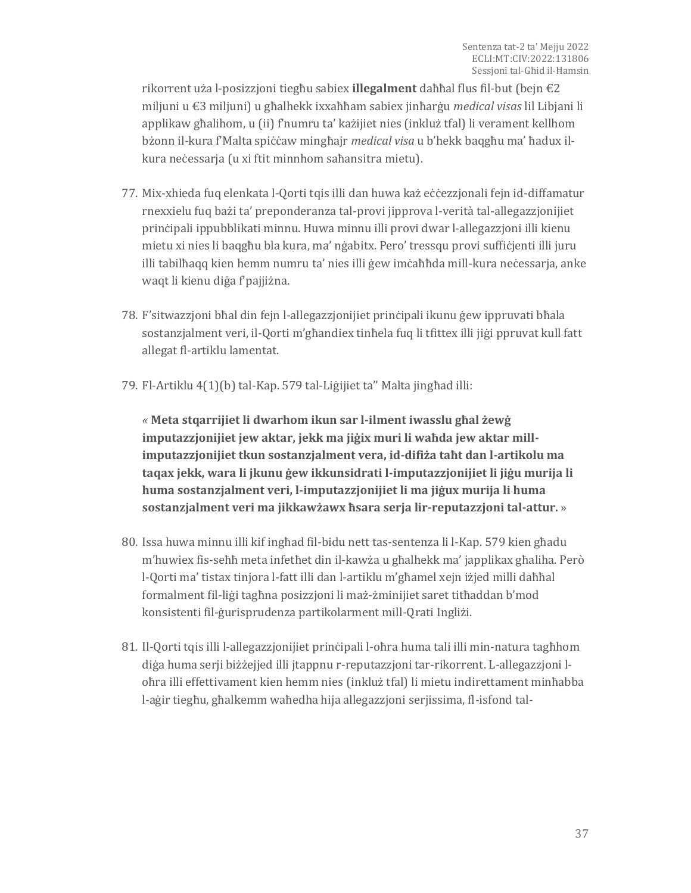rikorrent uża l-posizzjoni tiegħu sabiex **illegalment** daħħal flus fil-but (bejn €2 miljuni u €3 miljuni) u għalhekk ixxaħħam sabiex jinħarġu *medical visas* lil Libjani li applikaw għalihom, u (ii) f'numru ta' każijiet nies (inkluż tfal) li verament kellhom bżonn il-kura f'Malta spiċċaw mingħajr *medical visa* u b'hekk baqgħu ma' ħadux il-kura neċessarja (u xi ftit minnhom saħansitra mietu).

77. Mix-xhieda fuq elenkata l-Qorti tqis illi dan huwa każ eċċezzjonali fejn id-diffamatur rnexxielu fuq bażi ta' preponderanza tal-provi jipprova l-verità tal-allegazzjonijiet prinċipali ippubblikati minnu. Huwa minnu illi provi dwar l-allegazzjoni illi kienu mietu xi nies li baqgħu bla kura, ma' nġabitx. Pero' tressqu provi suffiċjenti illi juru illi tabilħaqq kien hemm numru ta' nies illi ġew imċaħħda mill-kura neċessarja, anke waqt li kienu diġa f'pajjiżna.

78. F'sitwazzjoni bħal din fejn l-allegazzjonijiet prinċipali ikunu ġew ippruvati bħala sostanzjalment veri, il-Qorti m'għandiex tinħela fuq li tfittex illi jiġi ppruvat kull fatt allegat fl-artiklu lamentat.

79. Fl-Artiklu 4(1)(b) tal-Kap. 579 tal-Liġijiet ta'' Malta jingħad illi:

   « **Meta stqarrijiet li dwarhom ikun sar l-ilment iwasslu għal żewġ imputazzjonijiet jew aktar, jekk ma jiġix muri li waħda jew aktar mill-imputazzjonijiet tkun sostanzjalment vera, id-difiża taħt dan l-artikolu ma taqax jekk, wara li jkunu ġew ikkunsidrati l-imputazzjonijiet li jiġu murija li huma sostanzjalment veri, l-imputazzjonijiet li ma jiġux murija li huma sostanzjalment veri ma jikkawżawx ħsara serja lir-reputazzjoni tal-attur.** »

80. Issa huwa minnu illi kif ingħad fil-bidu nett tas-sentenza li l-Kap. 579 kien għadu m'huwiex fis-seħħ meta infetħet din il-kawża u għalhekk ma' japplikax għaliha. Però l-Qorti ma' tistax tinjora l-fatt illi dan l-artiklu m'għamel xejn iżjed milli daħħal formalment fil-liġi tagħna posizzjoni li maż-żminijiet saret titħaddan b'mod konsistenti fil-ġurisprudenza partikolarment mill-Qrati Ingliżi.

81. Il-Qorti tqis illi l-allegazzjonijiet prinċipali l-oħra huma tali illi min-natura tagħhom diġa huma serji biżżejjed illi jtappnu r-reputazzjoni tar-rikorrent. L-allegazzjoni l-oħra illi effettivament kien hemm nies (inkluż tfal) li mietu indirettament minħabba l-aġir tiegħu, għalkemm waħedha hija allegazzjoni serjissima, fl-isfond tal-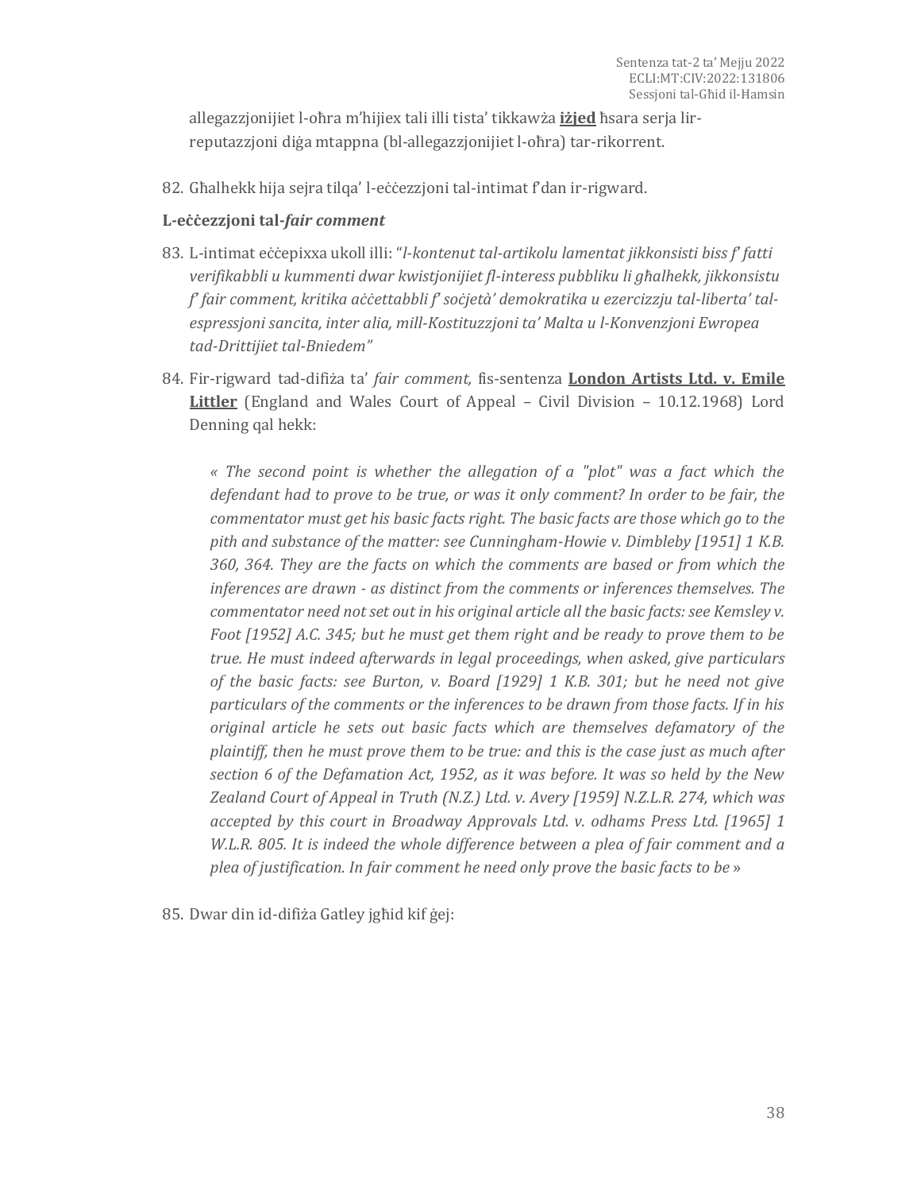allegazzjonijiet l-oħra m'hijiex tali illi tista' tikkawża **<u>iżjed</u>** ħsara serja lir-reputazzjoni diġa mtappna (bl-allegazzjonijiet l-oħra) tar-rikorrent.

82. Għalhekk hija sejra tilqa' l-eċċezzjoni tal-intimat f'dan ir-rigward.

**L-eċċezzjoni tal-*fair comment***

83. L-intimat eċċepixxa ukoll illi: "*l-kontenut tal-artikolu lamentat jikkonsisti biss f' fatti verifikabbli u kummenti dwar kwistjonijiet fl-interess pubbliku li għalhekk, jikkonsistu f' fair comment, kritika aċċettabbli f' soċjetà' demokratika u ezercizzju tal-liberta' tal-espressjoni sancita, inter alia, mill-Kostituzzjoni ta' Malta u l-Konvenzjoni Ewropea tad-Drittijiet tal-Bniedem*"

84. Fir-rigward tad-difiża ta' *fair comment,* fis-sentenza **<u>London Artists Ltd. v. Emile Littler</u>** (England and Wales Court of Appeal – Civil Division – 10.12.1968) Lord Denning qal hekk:

   *« The second point is whether the allegation of a "plot" was a fact which the defendant had to prove to be true, or was it only comment? In order to be fair, the commentator must get his basic facts right. The basic facts are those which go to the pith and substance of the matter: see Cunningham-Howie v. Dimbleby [1951] 1 K.B. 360, 364. They are the facts on which the comments are based or from which the inferences are drawn - as distinct from the comments or inferences themselves. The commentator need not set out in his original article all the basic facts: see Kemsley v. Foot [1952] A.C. 345; but he must get them right and be ready to prove them to be true. He must indeed afterwards in legal proceedings, when asked, give particulars of the basic facts: see Burton, v. Board [1929] 1 K.B. 301; but he need not give particulars of the comments or the inferences to be drawn from those facts. If in his original article he sets out basic facts which are themselves defamatory of the plaintiff, then he must prove them to be true: and this is the case just as much after section 6 of the Defamation Act, 1952, as it was before. It was so held by the New Zealand Court of Appeal in Truth (N.Z.) Ltd. v. Avery [1959] N.Z.L.R. 274, which was accepted by this court in Broadway Approvals Ltd. v. odhams Press Ltd. [1965] 1 W.L.R. 805. It is indeed the whole difference between a plea of fair comment and a plea of justification. In fair comment he need only prove the basic facts to be* »

85. Dwar din id-difiża Gatley jgħid kif ġej: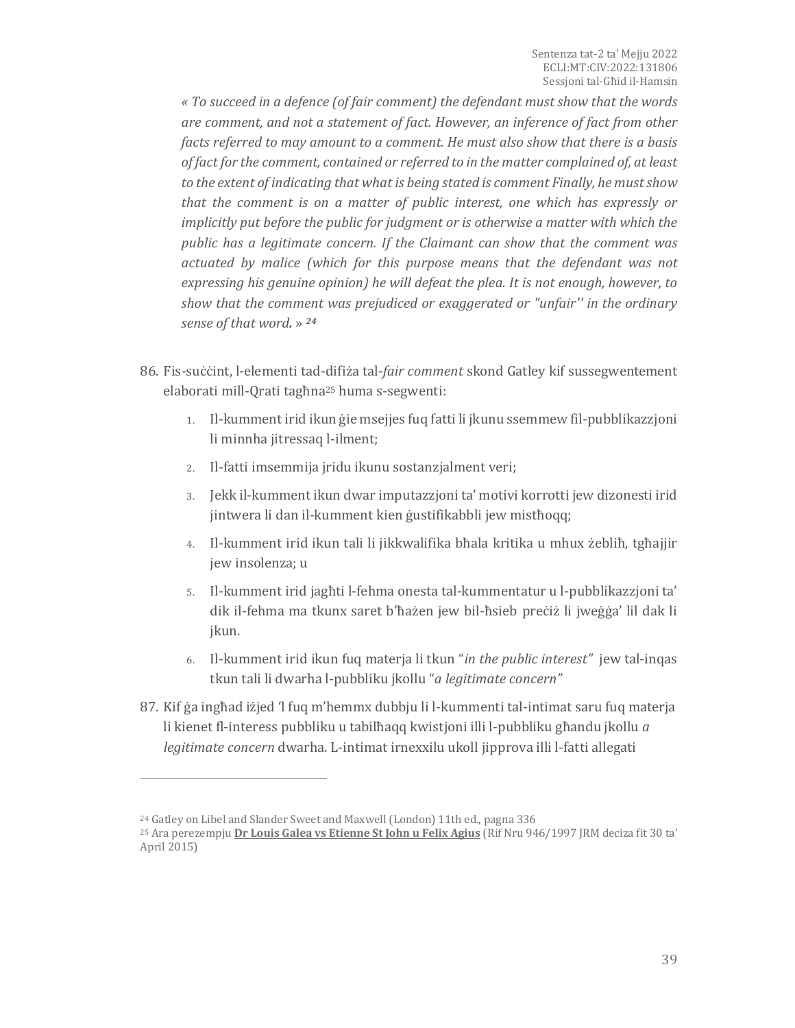*« To succeed in a defence (of fair comment) the defendant must show that the words are comment, and not a statement of fact. However, an inference of fact from other facts referred to may amount to a comment. He must also show that there is a basis of fact for the comment, contained or referred to in the matter complained of, at least to the extent of indicating that what is being stated is comment Finally, he must show that the comment is on a matter of public interest, one which has expressly or implicitly put before the public for judgment or is otherwise a matter with which the public has a legitimate concern. If the Claimant can show that the comment was actuated by malice (which for this purpose means that the defendant was not expressing his genuine opinion) he will defeat the plea. It is not enough, however, to show that the comment was prejudiced or exaggerated or "unfair'' in the ordinary sense of that word.* » [24]

86. Fis-suċċint, l-elementi tad-difiża tal-*fair comment* skond Gatley kif sussegwentement elaborati mill-Qrati tagħna[25] huma s-segwenti:

    1. Il-kumment irid ikun ġie msejjes fuq fatti li jkunu ssemmew fil-pubblikazzjoni li minnha jitressaq l-ilment;
    2. Il-fatti imsemmija jridu ikunu sostanzjalment veri;
    3. Jekk il-kumment ikun dwar imputazzjoni ta' motivi korrotti jew dizonesti irid jintwera li dan il-kumment kien ġustifikabbli jew mistħoqq;
    4. Il-kumment irid ikun tali li jikkwalifika bħala kritika u mhux żebliħ, tgħajjir jew insolenza; u
    5. Il-kumment irid jagħti l-fehma onesta tal-kummentatur u l-pubblikazzjoni ta' dik il-fehma ma tkunx saret b'ħażen jew bil-ħsieb preċiż li jweġġa' lil dak li jkun.
    6. Il-kumment irid ikun fuq materja li tkun "*in the public interest*" jew tal-inqas tkun tali li dwarha l-pubbliku jkollu "*a legitimate concern*"

87. Kif ġa ingħad iżjed 'l fuq m'hemmx dubbju li l-kummenti tal-intimat saru fuq materja li kienet fl-interess pubbliku u tabilħaqq kwistjoni illi l-pubbliku għandu jkollu *a legitimate concern* dwarha. L-intimat irnexxilu ukoll jipprova illi l-fatti allegati

---

[24] Gatley on Libel and Slander Sweet and Maxwell (London) 11th ed., pagna 336

[25] Ara perezempju **Dr Louis Galea vs Etienne St John u Felix Agius** (Rif Nru 946/1997 JRM deciza fit 30 ta' April 2015)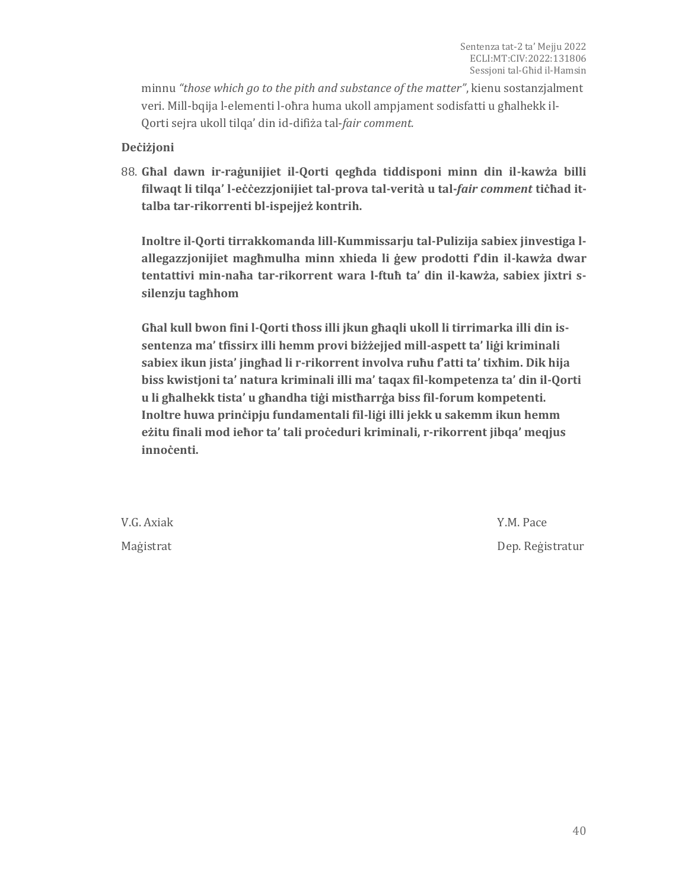minnu *"those which go to the pith and substance of the matter"*, kienu sostanzjalment veri. Mill-bqija l-elementi l-oħra huma ukoll ampjament sodisfatti u għalhekk il-Qorti sejra ukoll tilqa' din id-difiża tal-*fair comment.*

**Deċiżjoni**

88. **Għal dawn ir-raġunijiet il-Qorti qegħda tiddisponi minn din il-kawża billi filwaqt li tilqa' l-eċċezzjonijiet tal-prova tal-verità u tal-*fair comment* tiċħad it-talba tar-rikorrenti bl-ispejjeż kontrih.**

    **Inoltre il-Qorti tirrakkomanda lill-Kummissarju tal-Pulizija sabiex jinvestiga l-allegazzjonijiet magħmulha minn xhieda li ġew prodotti f'din il-kawża dwar tentattivi min-naħa tar-rikorrent wara l-ftuħ ta' din il-kawża, sabiex jixtri s-silenzju tagħhom**

    **Għal kull bwon fini l-Qorti tħoss illi jkun għaqli ukoll li tirrimarka illi din is-sentenza ma' tfissirx illi hemm provi biżżejjed mill-aspett ta' liġi kriminali sabiex ikun jista' jingħad li r-rikorrent involva ruħu f'atti ta' tixħim. Dik hija biss kwistjoni ta' natura kriminali illi ma' taqax fil-kompetenza ta' din il-Qorti u li għalhekk tista' u għandha tiġi mistħarrġa biss fil-forum kompetenti. Inoltre huwa prinċipju fundamentali fil-liġi illi jekk u sakemm ikun hemm eżitu finali mod ieħor ta' tali proċeduri kriminali, r-rikorrent jibqa' meqjus innoċenti.**

V.G. Axiak
Maġistrat

Y.M. Pace
Dep. Reġistratur